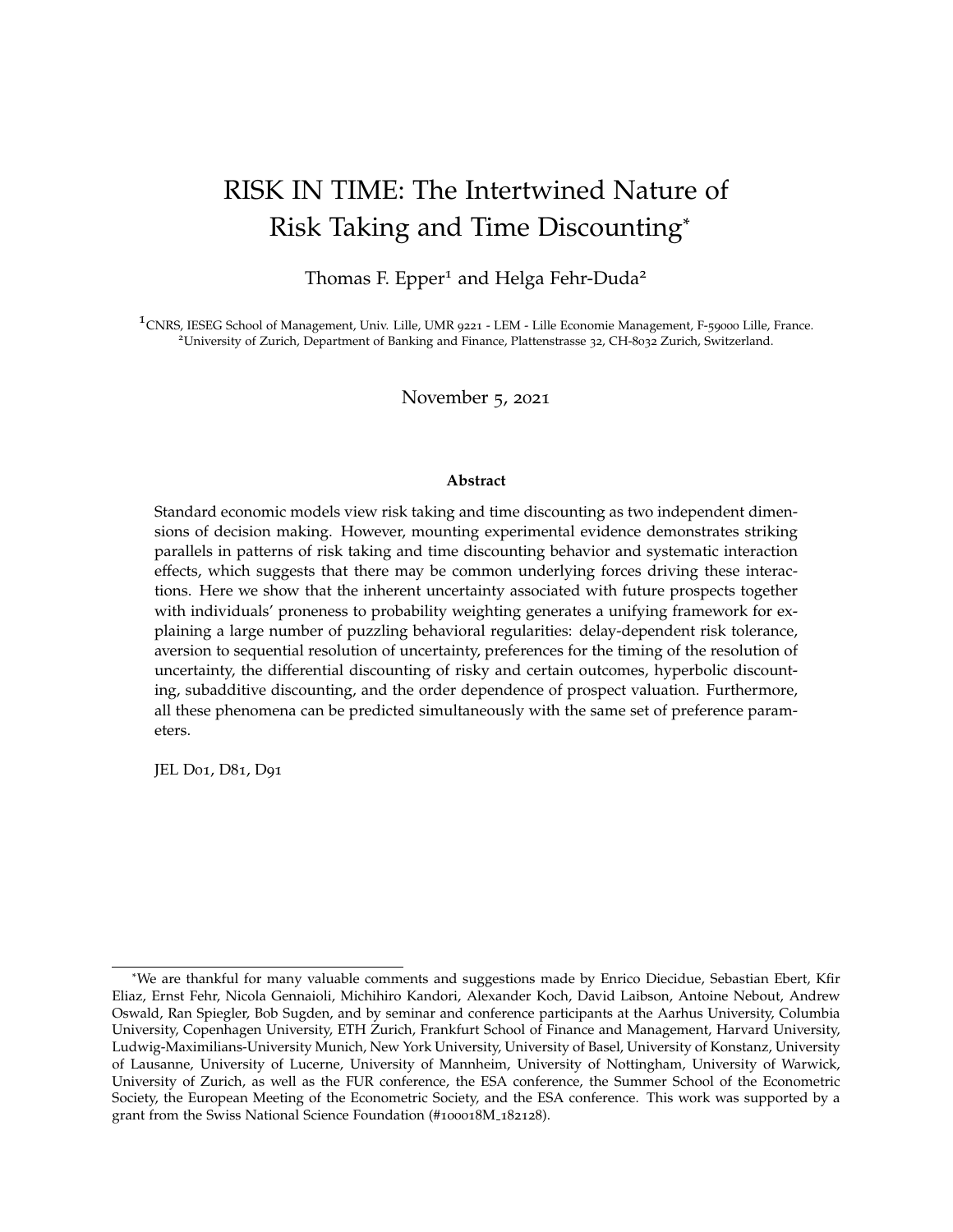# RISK IN TIME: The Intertwined Nature of Risk Taking and Time Discounting*

Thomas F. Epper[1] and Helga Fehr-Duda[2]

[1]CNRS, IESEG School of Management, Univ. Lille, UMR 9221 - LEM - Lille Economie Management, F-59000 Lille, France.
[2]University of Zurich, Department of Banking and Finance, Plattenstrasse 32, CH-8032 Zurich, Switzerland.

November 5, 2021

**Abstract**

Standard economic models view risk taking and time discounting as two independent dimensions of decision making. However, mounting experimental evidence demonstrates striking parallels in patterns of risk taking and time discounting behavior and systematic interaction effects, which suggests that there may be common underlying forces driving these interactions. Here we show that the inherent uncertainty associated with future prospects together with individuals' proneness to probability weighting generates a unifying framework for explaining a large number of puzzling behavioral regularities: delay-dependent risk tolerance, aversion to sequential resolution of uncertainty, preferences for the timing of the resolution of uncertainty, the differential discounting of risky and certain outcomes, hyperbolic discounting, subadditive discounting, and the order dependence of prospect valuation. Furthermore, all these phenomena can be predicted simultaneously with the same set of preference parameters.

JEL D01, D81, D91

*We are thankful for many valuable comments and suggestions made by Enrico Diecidue, Sebastian Ebert, Kfir Eliaz, Ernst Fehr, Nicola Gennaioli, Michihiro Kandori, Alexander Koch, David Laibson, Antoine Nebout, Andrew Oswald, Ran Spiegler, Bob Sugden, and by seminar and conference participants at the Aarhus University, Columbia University, Copenhagen University, ETH Zurich, Frankfurt School of Finance and Management, Harvard University, Ludwig-Maximilians-University Munich, New York University, University of Basel, University of Konstanz, University of Lausanne, University of Lucerne, University of Mannheim, University of Nottingham, University of Warwick, University of Zurich, as well as the FUR conference, the ESA conference, the Summer School of the Econometric Society, the European Meeting of the Econometric Society, and the ESA conference. This work was supported by a grant from the Swiss National Science Foundation (#100018M_182128).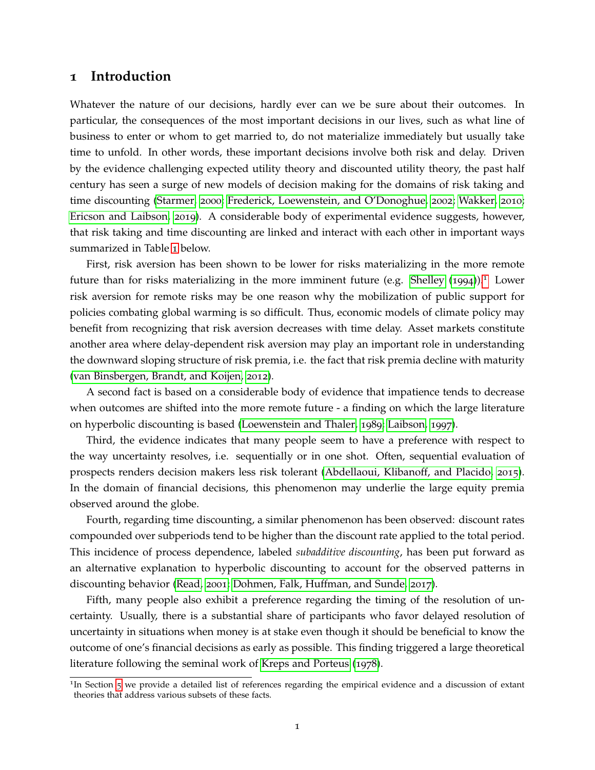# 1 Introduction

Whatever the nature of our decisions, hardly ever can we be sure about their outcomes. In particular, the consequences of the most important decisions in our lives, such as what line of business to enter or whom to get married to, do not materialize immediately but usually take time to unfold. In other words, these important decisions involve both risk and delay. Driven by the evidence challenging expected utility theory and discounted utility theory, the past half century has seen a surge of new models of decision making for the domains of risk taking and time discounting (Starmer, 2000; Frederick, Loewenstein, and O'Donoghue, 2002; Wakker, 2010; Ericson and Laibson, 2019). A considerable body of experimental evidence suggests, however, that risk taking and time discounting are linked and interact with each other in important ways summarized in Table 1 below.

First, risk aversion has been shown to be lower for risks materializing in the more remote future than for risks materializing in the more imminent future (e.g. Shelley (1994)).[1] Lower risk aversion for remote risks may be one reason why the mobilization of public support for policies combating global warming is so difficult. Thus, economic models of climate policy may benefit from recognizing that risk aversion decreases with time delay. Asset markets constitute another area where delay-dependent risk aversion may play an important role in understanding the downward sloping structure of risk premia, i.e. the fact that risk premia decline with maturity (van Binsbergen, Brandt, and Koijen, 2012).

A second fact is based on a considerable body of evidence that impatience tends to decrease when outcomes are shifted into the more remote future - a finding on which the large literature on hyperbolic discounting is based (Loewenstein and Thaler, 1989; Laibson, 1997).

Third, the evidence indicates that many people seem to have a preference with respect to the way uncertainty resolves, i.e. sequentially or in one shot. Often, sequential evaluation of prospects renders decision makers less risk tolerant (Abdellaoui, Klibanoff, and Placido, 2015). In the domain of financial decisions, this phenomenon may underlie the large equity premia observed around the globe.

Fourth, regarding time discounting, a similar phenomenon has been observed: discount rates compounded over subperiods tend to be higher than the discount rate applied to the total period. This incidence of process dependence, labeled *subadditive discounting*, has been put forward as an alternative explanation to hyperbolic discounting to account for the observed patterns in discounting behavior (Read, 2001; Dohmen, Falk, Huffman, and Sunde, 2017).

Fifth, many people also exhibit a preference regarding the timing of the resolution of uncertainty. Usually, there is a substantial share of participants who favor delayed resolution of uncertainty in situations when money is at stake even though it should be beneficial to know the outcome of one's financial decisions as early as possible. This finding triggered a large theoretical literature following the seminal work of Kreps and Porteus (1978).

[1] In Section 5 we provide a detailed list of references regarding the empirical evidence and a discussion of extant theories that address various subsets of these facts.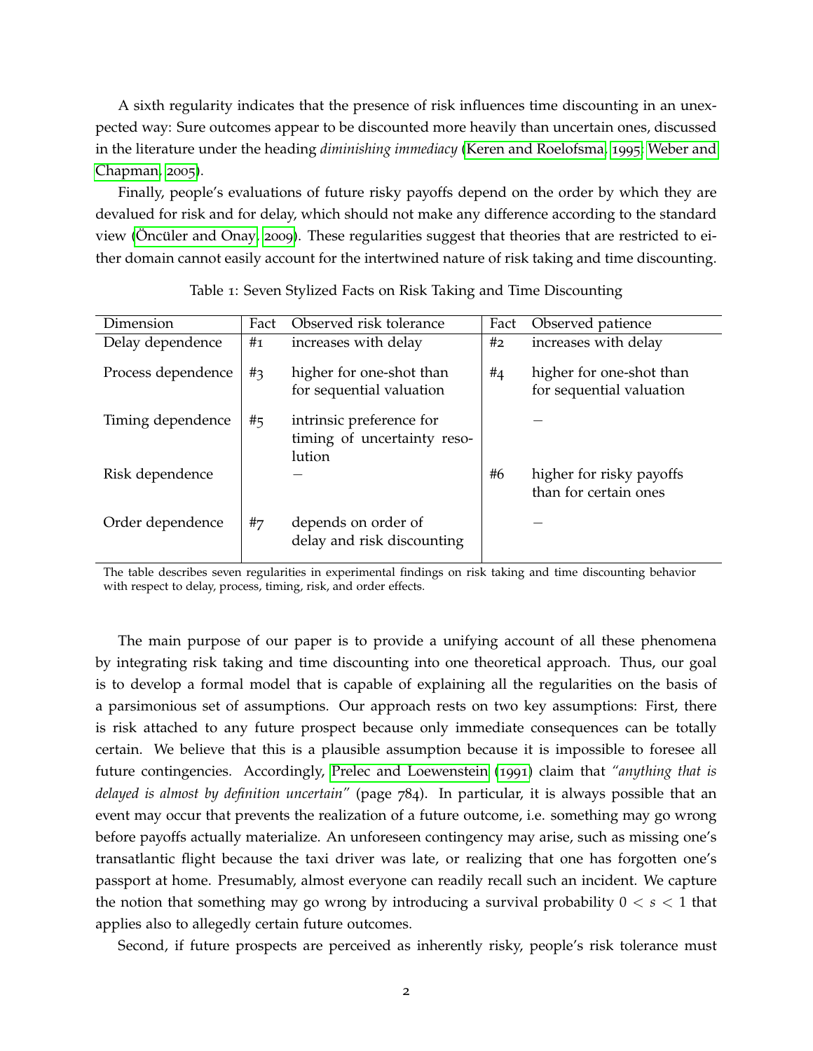A sixth regularity indicates that the presence of risk influences time discounting in an unexpected way: Sure outcomes appear to be discounted more heavily than uncertain ones, discussed in the literature under the heading *diminishing immediacy* (Keren and Roelofsma, 1995; Weber and Chapman, 2005).

Finally, people's evaluations of future risky payoffs depend on the order by which they are devalued for risk and for delay, which should not make any difference according to the standard view (Öncüler and Onay, 2009). These regularities suggest that theories that are restricted to either domain cannot easily account for the intertwined nature of risk taking and time discounting.

Table 1: Seven Stylized Facts on Risk Taking and Time Discounting

| Dimension | Fact | Observed risk tolerance | Fact | Observed patience |
|---|---|---|---|---|
| Delay dependence | #1 | increases with delay | #2 | increases with delay |
| Process dependence | #3 | higher for one-shot than for sequential valuation | #4 | higher for one-shot than for sequential valuation |
| Timing dependence | #5 | intrinsic preference for timing of uncertainty resolution | | – |
| Risk dependence | | – | #6 | higher for risky payoffs than for certain ones |
| Order dependence | #7 | depends on order of delay and risk discounting | | – |

The table describes seven regularities in experimental findings on risk taking and time discounting behavior with respect to delay, process, timing, risk, and order effects.

The main purpose of our paper is to provide a unifying account of all these phenomena by integrating risk taking and time discounting into one theoretical approach. Thus, our goal is to develop a formal model that is capable of explaining all the regularities on the basis of a parsimonious set of assumptions. Our approach rests on two key assumptions: First, there is risk attached to any future prospect because only immediate consequences can be totally certain. We believe that this is a plausible assumption because it is impossible to foresee all future contingencies. Accordingly, Prelec and Loewenstein (1991) claim that *"anything that is delayed is almost by definition uncertain"* (page 784). In particular, it is always possible that an event may occur that prevents the realization of a future outcome, i.e. something may go wrong before payoffs actually materialize. An unforeseen contingency may arise, such as missing one's transatlantic flight because the taxi driver was late, or realizing that one has forgotten one's passport at home. Presumably, almost everyone can readily recall such an incident. We capture the notion that something may go wrong by introducing a survival probability $0 < s < 1$ that applies also to allegedly certain future outcomes.

Second, if future prospects are perceived as inherently risky, people's risk tolerance must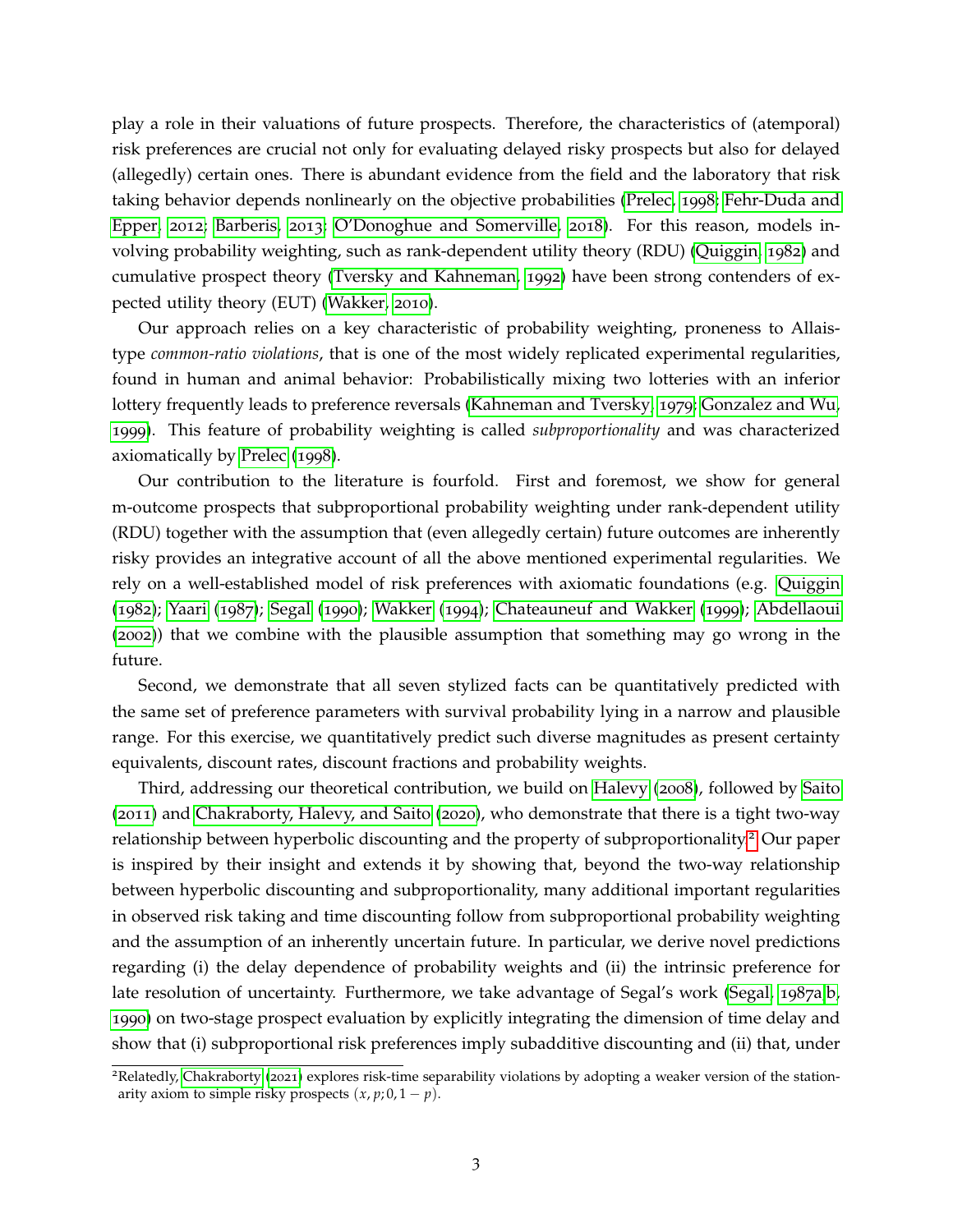play a role in their valuations of future prospects. Therefore, the characteristics of (atemporal) risk preferences are crucial not only for evaluating delayed risky prospects but also for delayed (allegedly) certain ones. There is abundant evidence from the field and the laboratory that risk taking behavior depends nonlinearly on the objective probabilities (Prelec, 1998; Fehr-Duda and Epper, 2012; Barberis, 2013; O'Donoghue and Somerville, 2018). For this reason, models involving probability weighting, such as rank-dependent utility theory (RDU) (Quiggin, 1982) and cumulative prospect theory (Tversky and Kahneman, 1992) have been strong contenders of expected utility theory (EUT) (Wakker, 2010).

Our approach relies on a key characteristic of probability weighting, proneness to Allais-type *common-ratio violations*, that is one of the most widely replicated experimental regularities, found in human and animal behavior: Probabilistically mixing two lotteries with an inferior lottery frequently leads to preference reversals (Kahneman and Tversky, 1979; Gonzalez and Wu, 1999). This feature of probability weighting is called *subproportionality* and was characterized axiomatically by Prelec (1998).

Our contribution to the literature is fourfold. First and foremost, we show for general m-outcome prospects that subproportional probability weighting under rank-dependent utility (RDU) together with the assumption that (even allegedly certain) future outcomes are inherently risky provides an integrative account of all the above mentioned experimental regularities. We rely on a well-established model of risk preferences with axiomatic foundations (e.g. Quiggin (1982); Yaari (1987); Segal (1990); Wakker (1994); Chateauneuf and Wakker (1999); Abdellaoui (2002)) that we combine with the plausible assumption that something may go wrong in the future.

Second, we demonstrate that all seven stylized facts can be quantitatively predicted with the same set of preference parameters with survival probability lying in a narrow and plausible range. For this exercise, we quantitatively predict such diverse magnitudes as present certainty equivalents, discount rates, discount fractions and probability weights.

Third, addressing our theoretical contribution, we build on Halevy (2008), followed by Saito (2011) and Chakraborty, Halevy, and Saito (2020), who demonstrate that there is a tight two-way relationship between hyperbolic discounting and the property of subproportionality.[2] Our paper is inspired by their insight and extends it by showing that, beyond the two-way relationship between hyperbolic discounting and subproportionality, many additional important regularities in observed risk taking and time discounting follow from subproportional probability weighting and the assumption of an inherently uncertain future. In particular, we derive novel predictions regarding (i) the delay dependence of probability weights and (ii) the intrinsic preference for late resolution of uncertainty. Furthermore, we take advantage of Segal's work (Segal, 1987a,b, 1990) on two-stage prospect evaluation by explicitly integrating the dimension of time delay and show that (i) subproportional risk preferences imply subadditive discounting and (ii) that, under

[2] Relatedly, Chakraborty (2021) explores risk-time separability violations by adopting a weaker version of the stationarity axiom to simple risky prospects $(x, p; 0, 1-p)$.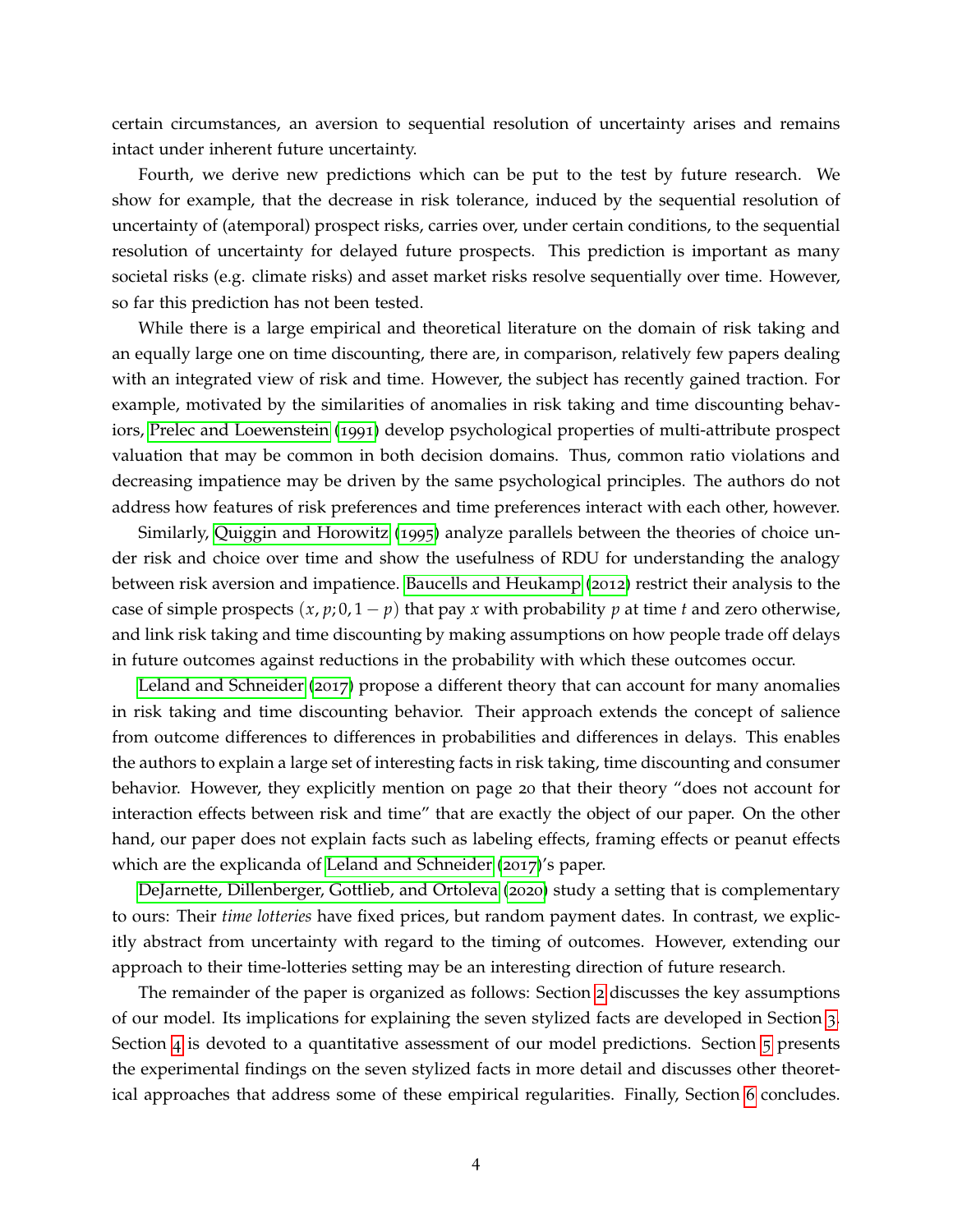certain circumstances, an aversion to sequential resolution of uncertainty arises and remains intact under inherent future uncertainty.

Fourth, we derive new predictions which can be put to the test by future research. We show for example, that the decrease in risk tolerance, induced by the sequential resolution of uncertainty of (atemporal) prospect risks, carries over, under certain conditions, to the sequential resolution of uncertainty for delayed future prospects. This prediction is important as many societal risks (e.g. climate risks) and asset market risks resolve sequentially over time. However, so far this prediction has not been tested.

While there is a large empirical and theoretical literature on the domain of risk taking and an equally large one on time discounting, there are, in comparison, relatively few papers dealing with an integrated view of risk and time. However, the subject has recently gained traction. For example, motivated by the similarities of anomalies in risk taking and time discounting behaviors, Prelec and Loewenstein (1991) develop psychological properties of multi-attribute prospect valuation that may be common in both decision domains. Thus, common ratio violations and decreasing impatience may be driven by the same psychological principles. The authors do not address how features of risk preferences and time preferences interact with each other, however.

Similarly, Quiggin and Horowitz (1995) analyze parallels between the theories of choice under risk and choice over time and show the usefulness of RDU for understanding the analogy between risk aversion and impatience. Baucells and Heukamp (2012) restrict their analysis to the case of simple prospects $(x, p; 0, 1-p)$ that pay $x$ with probability $p$ at time $t$ and zero otherwise, and link risk taking and time discounting by making assumptions on how people trade off delays in future outcomes against reductions in the probability with which these outcomes occur.

Leland and Schneider (2017) propose a different theory that can account for many anomalies in risk taking and time discounting behavior. Their approach extends the concept of salience from outcome differences to differences in probabilities and differences in delays. This enables the authors to explain a large set of interesting facts in risk taking, time discounting and consumer behavior. However, they explicitly mention on page 20 that their theory "does not account for interaction effects between risk and time" that are exactly the object of our paper. On the other hand, our paper does not explain facts such as labeling effects, framing effects or peanut effects which are the explicanda of Leland and Schneider (2017)'s paper.

DeJarnette, Dillenberger, Gottlieb, and Ortoleva (2020) study a setting that is complementary to ours: Their *time lotteries* have fixed prices, but random payment dates. In contrast, we explicitly abstract from uncertainty with regard to the timing of outcomes. However, extending our approach to their time-lotteries setting may be an interesting direction of future research.

The remainder of the paper is organized as follows: Section 2 discusses the key assumptions of our model. Its implications for explaining the seven stylized facts are developed in Section 3. Section 4 is devoted to a quantitative assessment of our model predictions. Section 5 presents the experimental findings on the seven stylized facts in more detail and discusses other theoretical approaches that address some of these empirical regularities. Finally, Section 6 concludes.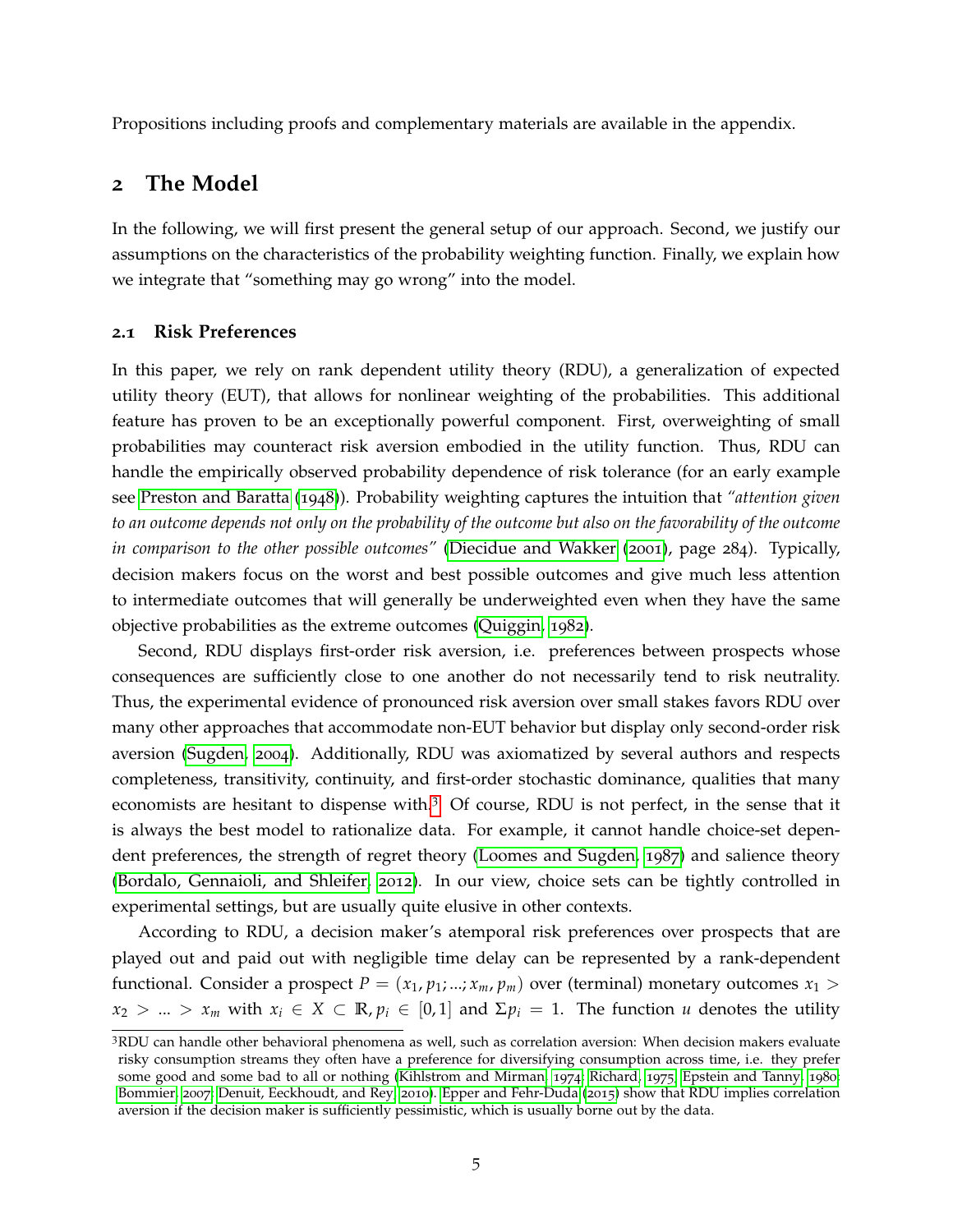Propositions including proofs and complementary materials are available in the appendix.

## 2 The Model

In the following, we will first present the general setup of our approach. Second, we justify our assumptions on the characteristics of the probability weighting function. Finally, we explain how we integrate that "something may go wrong" into the model.

### 2.1 Risk Preferences

In this paper, we rely on rank dependent utility theory (RDU), a generalization of expected utility theory (EUT), that allows for nonlinear weighting of the probabilities. This additional feature has proven to be an exceptionally powerful component. First, overweighting of small probabilities may counteract risk aversion embodied in the utility function. Thus, RDU can handle the empirically observed probability dependence of risk tolerance (for an early example see Preston and Baratta (1948)). Probability weighting captures the intuition that *"attention given to an outcome depends not only on the probability of the outcome but also on the favorability of the outcome in comparison to the other possible outcomes"* (Diecidue and Wakker (2001), page 284). Typically, decision makers focus on the worst and best possible outcomes and give much less attention to intermediate outcomes that will generally be underweighted even when they have the same objective probabilities as the extreme outcomes (Quiggin, 1982).

Second, RDU displays first-order risk aversion, i.e. preferences between prospects whose consequences are sufficiently close to one another do not necessarily tend to risk neutrality. Thus, the experimental evidence of pronounced risk aversion over small stakes favors RDU over many other approaches that accommodate non-EUT behavior but display only second-order risk aversion (Sugden, 2004). Additionally, RDU was axiomatized by several authors and respects completeness, transitivity, continuity, and first-order stochastic dominance, qualities that many economists are hesitant to dispense with.[3] Of course, RDU is not perfect, in the sense that it is always the best model to rationalize data. For example, it cannot handle choice-set dependent preferences, the strength of regret theory (Loomes and Sugden, 1987) and salience theory (Bordalo, Gennaioli, and Shleifer, 2012). In our view, choice sets can be tightly controlled in experimental settings, but are usually quite elusive in other contexts.

According to RDU, a decision maker's atemporal risk preferences over prospects that are played out and paid out with negligible time delay can be represented by a rank-dependent functional. Consider a prospect $P = (x_1, p_1; ...; x_m, p_m)$ over (terminal) monetary outcomes $x_1 > x_2 > ... > x_m$ with $x_i \in X \subset \mathbb{R}, p_i \in [0,1]$ and $\Sigma p_i = 1$. The function $u$ denotes the utility

[3] RDU can handle other behavioral phenomena as well, such as correlation aversion: When decision makers evaluate risky consumption streams they often have a preference for diversifying consumption across time, i.e. they prefer some good and some bad to all or nothing (Kihlstrom and Mirman, 1974; Richard, 1975; Epstein and Tanny, 1980; Bommier, 2007; Denuit, Eeckhoudt, and Rey, 2010). Epper and Fehr-Duda (2015) show that RDU implies correlation aversion if the decision maker is sufficiently pessimistic, which is usually borne out by the data.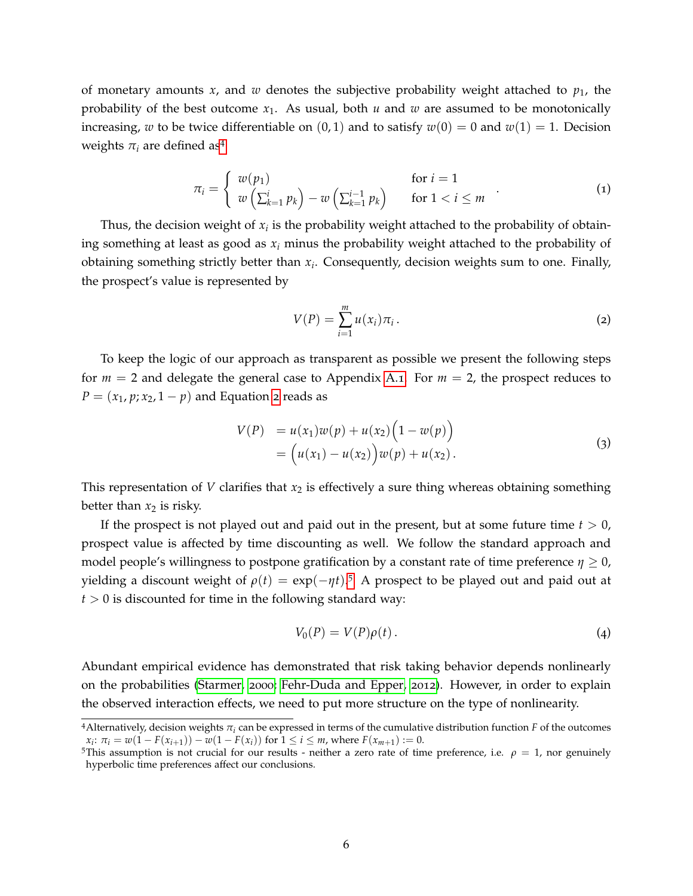of monetary amounts $x$, and $w$ denotes the subjective probability weight attached to $p_1$, the probability of the best outcome $x_1$. As usual, both $u$ and $w$ are assumed to be monotonically increasing, $w$ to be twice differentiable on $(0, 1)$ and to satisfy $w(0) = 0$ and $w(1) = 1$. Decision weights $\pi_i$ are defined as[4]

$$\pi_i = \begin{cases} w(p_1) & \text{for } i = 1 \\ w\left(\sum_{k=1}^{i} p_k\right) - w\left(\sum_{k=1}^{i-1} p_k\right) & \text{for } 1 < i \leq m \end{cases} . \tag{1}$$

Thus, the decision weight of $x_i$ is the probability weight attached to the probability of obtaining something at least as good as $x_i$ minus the probability weight attached to the probability of obtaining something strictly better than $x_i$. Consequently, decision weights sum to one. Finally, the prospect's value is represented by

$$V(P) = \sum_{i=1}^{m} u(x_i)\pi_i . \tag{2}$$

To keep the logic of our approach as transparent as possible we present the following steps for $m = 2$ and delegate the general case to Appendix A.1. For $m = 2$, the prospect reduces to $P = (x_1, p; x_2, 1 - p)$ and Equation 2 reads as

$$\begin{aligned} V(P) &= u(x_1)w(p) + u(x_2)\Big(1 - w(p)\Big) \\ &= \Big(u(x_1) - u(x_2)\Big)w(p) + u(x_2) . \end{aligned} \tag{3}$$

This representation of $V$ clarifies that $x_2$ is effectively a sure thing whereas obtaining something better than $x_2$ is risky.

If the prospect is not played out and paid out in the present, but at some future time $t > 0$, prospect value is affected by time discounting as well. We follow the standard approach and model people's willingness to postpone gratification by a constant rate of time preference $\eta \geq 0$, yielding a discount weight of $\rho(t) = \exp(-\eta t)$.[5] A prospect to be played out and paid out at $t > 0$ is discounted for time in the following standard way:

$$V_0(P) = V(P)\rho(t) . \tag{4}$$

Abundant empirical evidence has demonstrated that risk taking behavior depends nonlinearly on the probabilities (Starmer, 2000; Fehr-Duda and Epper, 2012). However, in order to explain the observed interaction effects, we need to put more structure on the type of nonlinearity.

---

[4] Alternatively, decision weights $\pi_i$ can be expressed in terms of the cumulative distribution function $F$ of the outcomes $x_i$: $\pi_i = w(1 - F(x_{i+1})) - w(1 - F(x_i))$ for $1 \leq i \leq m$, where $F(x_{m+1}) := 0$.

[5] This assumption is not crucial for our results - neither a zero rate of time preference, i.e. $\rho = 1$, nor genuinely hyperbolic time preferences affect our conclusions.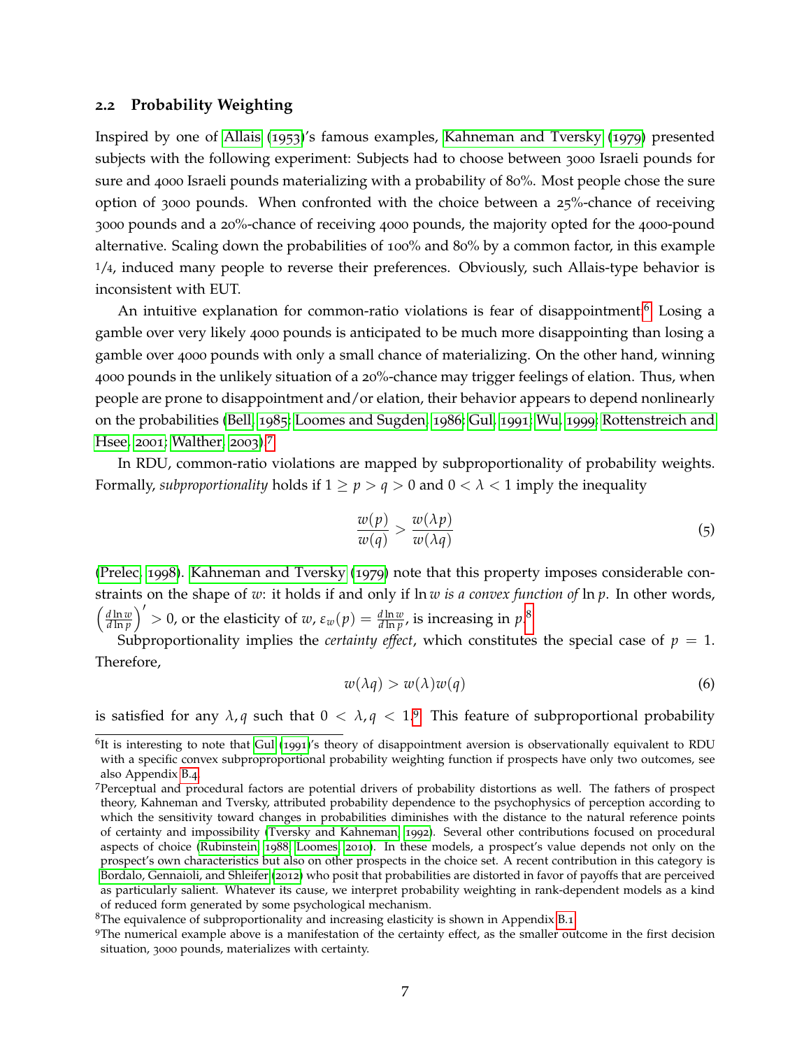### 2.2 Probability Weighting

Inspired by one of Allais (1953)'s famous examples, Kahneman and Tversky (1979) presented subjects with the following experiment: Subjects had to choose between 3000 Israeli pounds for sure and 4000 Israeli pounds materializing with a probability of 80%. Most people chose the sure option of 3000 pounds. When confronted with the choice between a 25%-chance of receiving 3000 pounds and a 20%-chance of receiving 4000 pounds, the majority opted for the 4000-pound alternative. Scaling down the probabilities of 100% and 80% by a common factor, in this example 1/4, induced many people to reverse their preferences. Obviously, such Allais-type behavior is inconsistent with EUT.

An intuitive explanation for common-ratio violations is fear of disappointment.[6] Losing a gamble over very likely 4000 pounds is anticipated to be much more disappointing than losing a gamble over 4000 pounds with only a small chance of materializing. On the other hand, winning 4000 pounds in the unlikely situation of a 20%-chance may trigger feelings of elation. Thus, when people are prone to disappointment and/or elation, their behavior appears to depend nonlinearly on the probabilities (Bell, 1985; Loomes and Sugden, 1986; Gul, 1991; Wu, 1999; Rottenstreich and Hsee, 2001; Walther, 2003).[7]

In RDU, common-ratio violations are mapped by subproportionality of probability weights. Formally, *subproportionality* holds if $1 \geq p > q > 0$ and $0 < \lambda < 1$ imply the inequality

$$\frac{w(p)}{w(q)} > \frac{w(\lambda p)}{w(\lambda q)} \tag{5}$$

(Prelec, 1998). Kahneman and Tversky (1979) note that this property imposes considerable constraints on the shape of $w$: it holds if and only if $\ln w$ *is a convex function of* $\ln p$. In other words, $\left(\frac{d \ln w}{d \ln p}\right)' > 0$, or the elasticity of $w$, $\varepsilon_w(p) = \frac{d \ln w}{d \ln p}$, is increasing in $p$.[8]

Subproportionality implies the *certainty effect*, which constitutes the special case of $p = 1$. Therefore,

$$w(\lambda q) > w(\lambda) w(q) \tag{6}$$

is satisfied for any $\lambda, q$ such that $0 < \lambda, q < 1$.[9] This feature of subproportional probability

---

[6] It is interesting to note that Gul (1991)'s theory of disappointment aversion is observationally equivalent to RDU with a specific convex subpropropotional probability weighting function if prospects have only two outcomes, see also Appendix B.4.

[7] Perceptual and procedural factors are potential drivers of probability distortions as well. The fathers of prospect theory, Kahneman and Tversky, attributed probability dependence to the psychophysics of perception according to which the sensitivity toward changes in probabilities diminishes with the distance to the natural reference points of certainty and impossibility (Tversky and Kahneman, 1992). Several other contributions focused on procedural aspects of choice (Rubinstein, 1988; Loomes, 2010). In these models, a prospect's value depends not only on the prospect's own characteristics but also on other prospects in the choice set. A recent contribution in this category is Bordalo, Gennaioli, and Shleifer (2012) who posit that probabilities are distorted in favor of payoffs that are perceived as particularly salient. Whatever its cause, we interpret probability weighting in rank-dependent models as a kind of reduced form generated by some psychological mechanism.

[8] The equivalence of subproportionality and increasing elasticity is shown in Appendix B.1.

[9] The numerical example above is a manifestation of the certainty effect, as the smaller outcome in the first decision situation, 3000 pounds, materializes with certainty.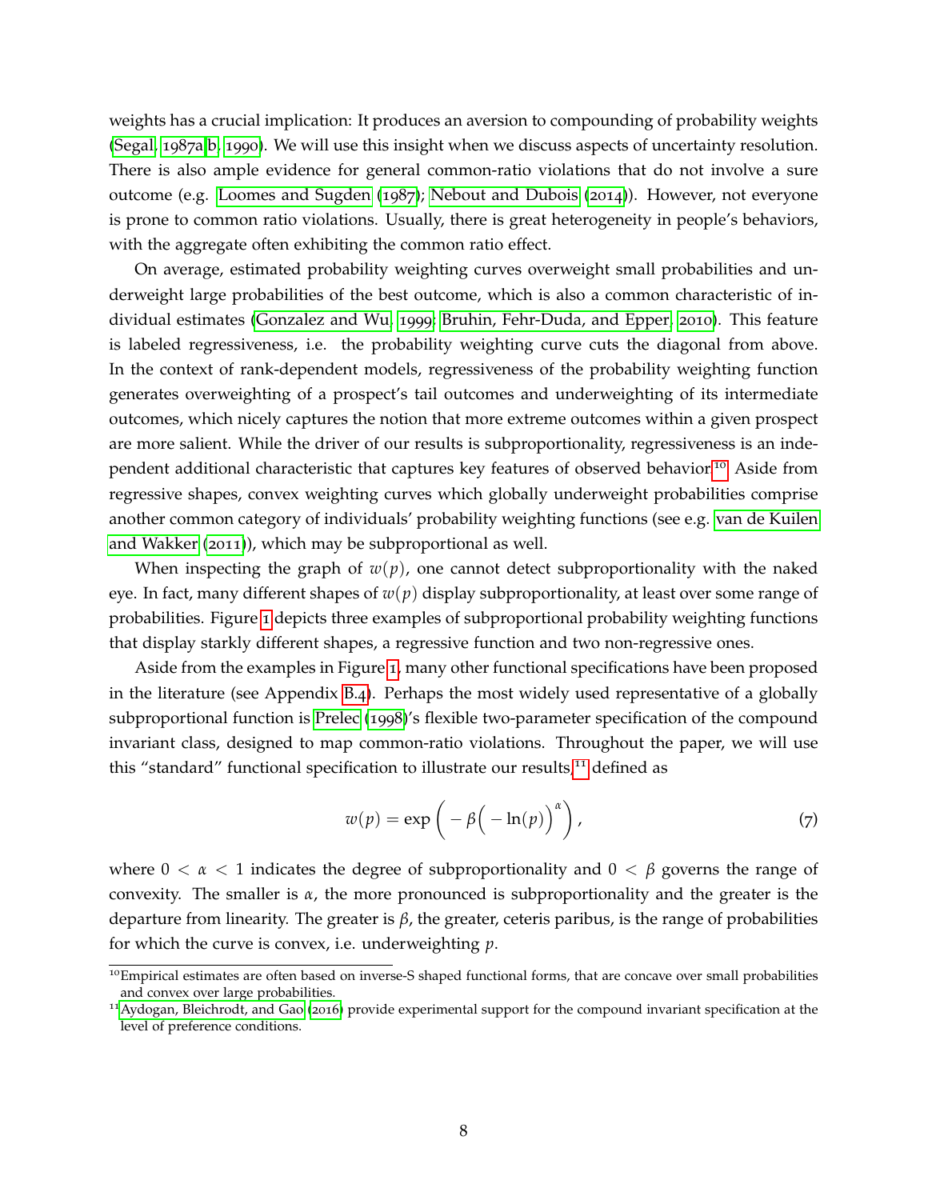weights has a crucial implication: It produces an aversion to compounding of probability weights (Segal, 1987a,b, 1990). We will use this insight when we discuss aspects of uncertainty resolution. There is also ample evidence for general common-ratio violations that do not involve a sure outcome (e.g. Loomes and Sugden (1987); Nebout and Dubois (2014)). However, not everyone is prone to common ratio violations. Usually, there is great heterogeneity in people's behaviors, with the aggregate often exhibiting the common ratio effect.

On average, estimated probability weighting curves overweight small probabilities and underweight large probabilities of the best outcome, which is also a common characteristic of individual estimates (Gonzalez and Wu, 1999; Bruhin, Fehr-Duda, and Epper, 2010). This feature is labeled regressiveness, i.e. the probability weighting curve cuts the diagonal from above. In the context of rank-dependent models, regressiveness of the probability weighting function generates overweighting of a prospect's tail outcomes and underweighting of its intermediate outcomes, which nicely captures the notion that more extreme outcomes within a given prospect are more salient. While the driver of our results is subproportionality, regressiveness is an independent additional characteristic that captures key features of observed behavior.[10] Aside from regressive shapes, convex weighting curves which globally underweight probabilities comprise another common category of individuals' probability weighting functions (see e.g. van de Kuilen and Wakker (2011)), which may be subproportional as well.

When inspecting the graph of $w(p)$, one cannot detect subproportionality with the naked eye. In fact, many different shapes of $w(p)$ display subproportionality, at least over some range of probabilities. Figure 1 depicts three examples of subproportional probability weighting functions that display starkly different shapes, a regressive function and two non-regressive ones.

Aside from the examples in Figure 1, many other functional specifications have been proposed in the literature (see Appendix B.4). Perhaps the most widely used representative of a globally subproportional function is Prelec (1998)'s flexible two-parameter specification of the compound invariant class, designed to map common-ratio violations. Throughout the paper, we will use this "standard" functional specification to illustrate our results,[11] defined as

$$w(p) = \exp\left( -\beta\Big( -\ln(p)\Big)^{\alpha} \right), \tag{7}$$

where $0 < \alpha < 1$ indicates the degree of subproportionality and $0 < \beta$ governs the range of convexity. The smaller is $\alpha$, the more pronounced is subproportionality and the greater is the departure from linearity. The greater is $\beta$, the greater, ceteris paribus, is the range of probabilities for which the curve is convex, i.e. underweighting $p$.

[10] Empirical estimates are often based on inverse-S shaped functional forms, that are concave over small probabilities and convex over large probabilities.

[11] Aydogan, Bleichrodt, and Gao (2016) provide experimental support for the compound invariant specification at the level of preference conditions.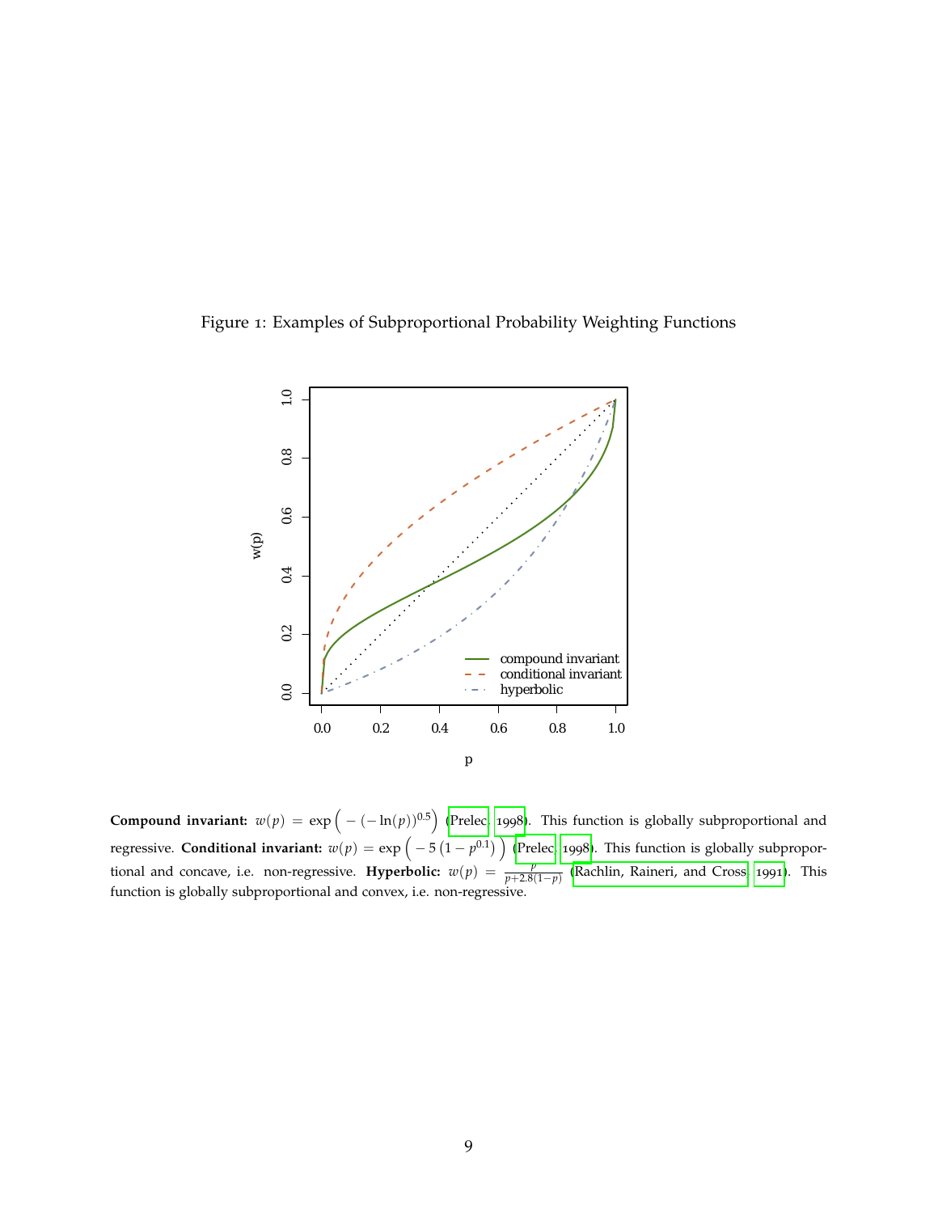Figure 1: Examples of Subproportional Probability Weighting Functions

**Compound invariant:** $w(p) = \exp\Big(-(-\ln(p))^{0.5}\Big)$ (Prelec, 1998). This function is globally subproportional and regressive. **Conditional invariant:** $w(p) = \exp\Big(-5\left(1-p^{0.1}\right)\Big)$ (Prelec, 1998). This function is globally subproportional and concave, i.e. non-regressive. **Hyperbolic:** $w(p) = \frac{p}{p+2.8(1-p)}$ (Rachlin, Raineri, and Cross, 1991). This function is globally subproportional and convex, i.e. non-regressive.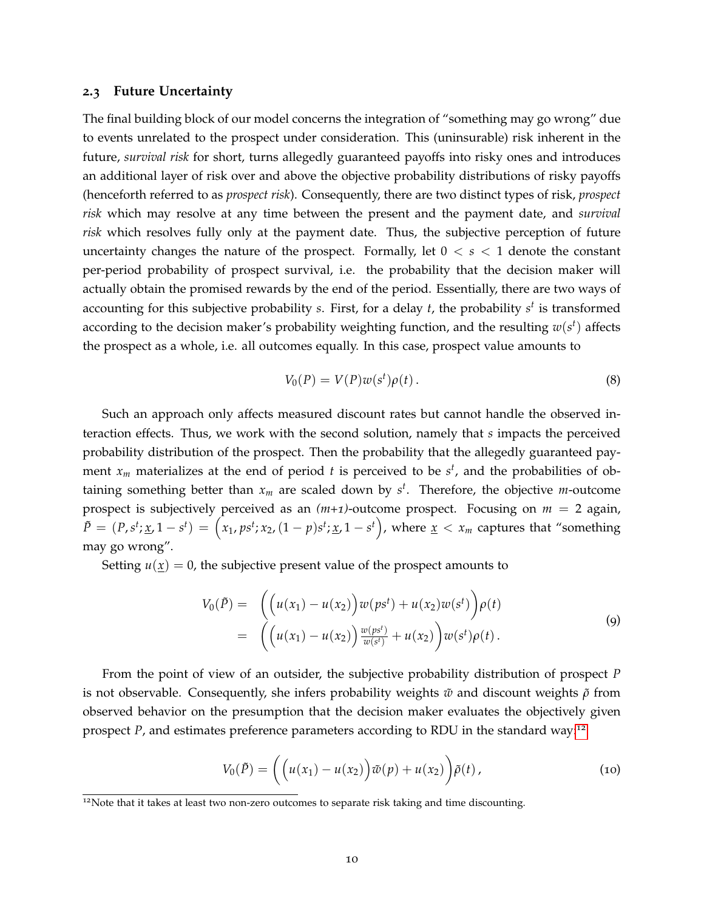### 2.3 Future Uncertainty

The final building block of our model concerns the integration of "something may go wrong" due to events unrelated to the prospect under consideration. This (uninsurable) risk inherent in the future, *survival risk* for short, turns allegedly guaranteed payoffs into risky ones and introduces an additional layer of risk over and above the objective probability distributions of risky payoffs (henceforth referred to as *prospect risk*). Consequently, there are two distinct types of risk, *prospect risk* which may resolve at any time between the present and the payment date, and *survival risk* which resolves fully only at the payment date. Thus, the subjective perception of future uncertainty changes the nature of the prospect. Formally, let $0 < s < 1$ denote the constant per-period probability of prospect survival, i.e. the probability that the decision maker will actually obtain the promised rewards by the end of the period. Essentially, there are two ways of accounting for this subjective probability $s$. First, for a delay $t$, the probability $s^t$ is transformed according to the decision maker's probability weighting function, and the resulting $w(s^t)$ affects the prospect as a whole, i.e. all outcomes equally. In this case, prospect value amounts to

$$V_0(P) = V(P)w(s^t)\rho(t)\,. \tag{8}$$

Such an approach only affects measured discount rates but cannot handle the observed interaction effects. Thus, we work with the second solution, namely that $s$ impacts the perceived probability distribution of the prospect. Then the probability that the allegedly guaranteed payment $x_m$ materializes at the end of period $t$ is perceived to be $s^t$, and the probabilities of obtaining something better than $x_m$ are scaled down by $s^t$. Therefore, the objective $m$-outcome prospect is subjectively perceived as an *(m+1)*-outcome prospect. Focusing on $m = 2$ again, $\tilde{P} = (P, s^t; \underline{x}, 1-s^t) = \Big(x_1, ps^t; x_2, (1-p)s^t; \underline{x}, 1-s^t\Big)$, where $\underline{x} < x_m$ captures that "something may go wrong".

Setting $u(\underline{x}) = 0$, the subjective present value of the prospect amounts to

$$\begin{aligned} V_0(\tilde{P}) = &\ \Big(\Big(u(x_1) - u(x_2)\Big)w(ps^t) + u(x_2)w(s^t)\Big)\rho(t) \\ = &\ \Big(\Big(u(x_1) - u(x_2)\Big)\frac{w(ps^t)}{w(s^t)} + u(x_2)\Big)w(s^t)\rho(t)\,. \end{aligned} \tag{9}$$

From the point of view of an outsider, the subjective probability distribution of prospect $P$ is not observable. Consequently, she infers probability weights $\tilde{w}$ and discount weights $\tilde{\rho}$ from observed behavior on the presumption that the decision maker evaluates the objectively given prospect $P$, and estimates preference parameters according to RDU in the standard way:[12]

$$V_0(\tilde{P}) = \Big(\Big(u(x_1) - u(x_2)\Big)\tilde{w}(p) + u(x_2)\Big)\tilde{\rho}(t)\,, \tag{10}$$

[12] Note that it takes at least two non-zero outcomes to separate risk taking and time discounting.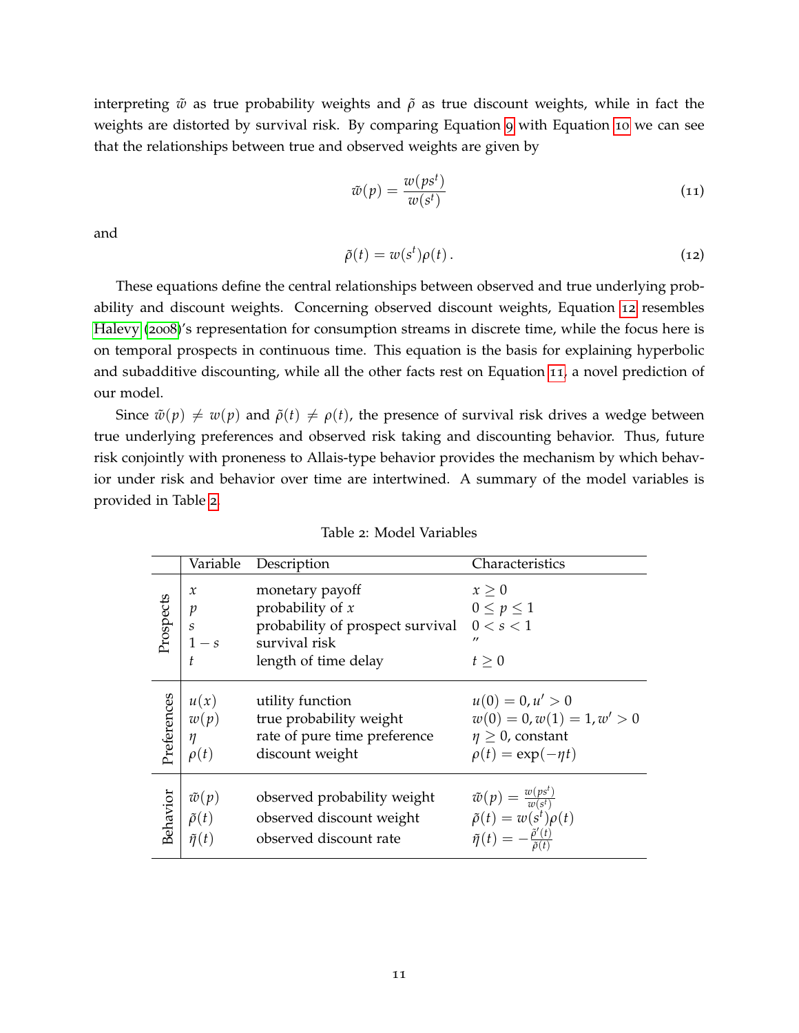interpreting $\tilde{w}$ as true probability weights and $\tilde{\rho}$ as true discount weights, while in fact the weights are distorted by survival risk. By comparing Equation 9 with Equation 10 we can see that the relationships between true and observed weights are given by

$$\tilde{w}(p) = \frac{w(ps^t)}{w(s^t)} \tag{11}$$

and

$$\tilde{\rho}(t) = w(s^t)\rho(t)\,. \tag{12}$$

These equations define the central relationships between observed and true underlying probability and discount weights. Concerning observed discount weights, Equation 12 resembles Halevy (2008)'s representation for consumption streams in discrete time, while the focus here is on temporal prospects in continuous time. This equation is the basis for explaining hyperbolic and subadditive discounting, while all the other facts rest on Equation 11, a novel prediction of our model.

Since $\tilde{w}(p) \neq w(p)$ and $\tilde{\rho}(t) \neq \rho(t)$, the presence of survival risk drives a wedge between true underlying preferences and observed risk taking and discounting behavior. Thus, future risk conjointly with proneness to Allais-type behavior provides the mechanism by which behavior under risk and behavior over time are intertwined. A summary of the model variables is provided in Table 2.

Table 2: Model Variables

| | Variable | Description | Characteristics |
|---|---|---|---|
| Prospects | $x$ | monetary payoff | $x \geq 0$ |
| | $p$ | probability of $x$ | $0 \leq p \leq 1$ |
| | $s$ | probability of prospect survival | $0 < s < 1$ |
| | $1 - s$ | survival risk | " |
| | $t$ | length of time delay | $t \geq 0$ |
| Preferences | $u(x)$ | utility function | $u(0) = 0, u' > 0$ |
| | $w(p)$ | true probability weight | $w(0) = 0, w(1) = 1, w' > 0$ |
| | $\eta$ | rate of pure time preference | $\eta \geq 0$, constant |
| | $\rho(t)$ | discount weight | $\rho(t) = \exp(-\eta t)$ |
| Behavior | $\tilde{w}(p)$ | observed probability weight | $\tilde{w}(p) = \frac{w(ps^t)}{w(s^t)}$ |
| | $\tilde{\rho}(t)$ | observed discount weight | $\tilde{\rho}(t) = w(s^t)\rho(t)$ |
| | $\tilde{\eta}(t)$ | observed discount rate | $\tilde{\eta}(t) = -\frac{\tilde{\rho}'(t)}{\tilde{\rho}(t)}$ |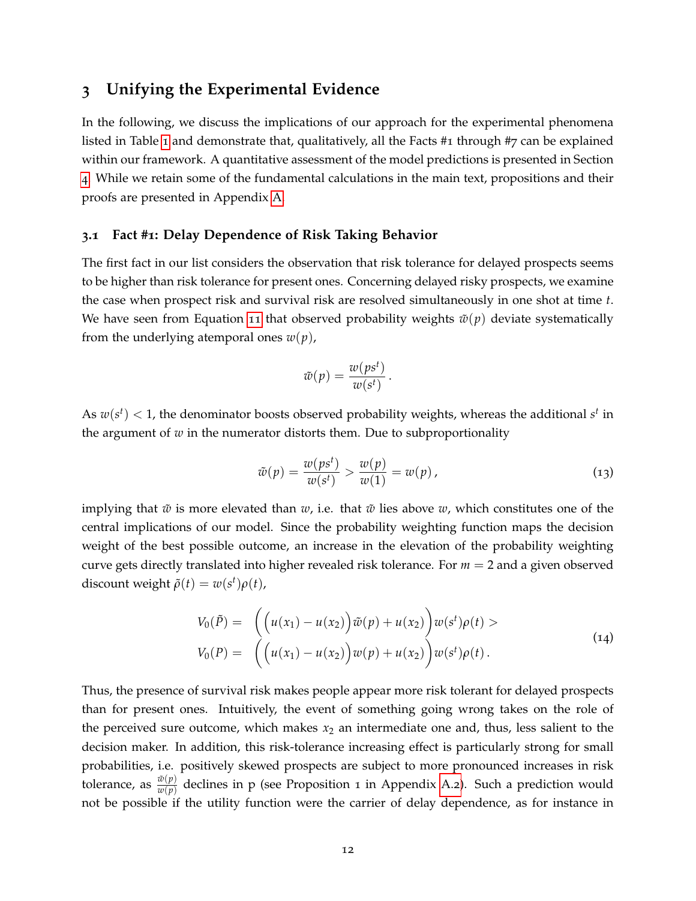## 3 Unifying the Experimental Evidence

In the following, we discuss the implications of our approach for the experimental phenomena listed in Table 1 and demonstrate that, qualitatively, all the Facts #1 through #7 can be explained within our framework. A quantitative assessment of the model predictions is presented in Section 4. While we retain some of the fundamental calculations in the main text, propositions and their proofs are presented in Appendix A.

### 3.1 Fact #1: Delay Dependence of Risk Taking Behavior

The first fact in our list considers the observation that risk tolerance for delayed prospects seems to be higher than risk tolerance for present ones. Concerning delayed risky prospects, we examine the case when prospect risk and survival risk are resolved simultaneously in one shot at time $t$. We have seen from Equation 11 that observed probability weights $\tilde{w}(p)$ deviate systematically from the underlying atemporal ones $w(p)$,

$$\tilde{w}(p) = \frac{w(ps^t)}{w(s^t)}.$$

As $w(s^t) < 1$, the denominator boosts observed probability weights, whereas the additional $s^t$ in the argument of $w$ in the numerator distorts them. Due to subproportionality

$$\tilde{w}(p) = \frac{w(ps^t)}{w(s^t)} > \frac{w(p)}{w(1)} = w(p)\,, \tag{13}$$

implying that $\tilde{w}$ is more elevated than $w$, i.e. that $\tilde{w}$ lies above $w$, which constitutes one of the central implications of our model. Since the probability weighting function maps the decision weight of the best possible outcome, an increase in the elevation of the probability weighting curve gets directly translated into higher revealed risk tolerance. For $m = 2$ and a given observed discount weight $\tilde{\rho}(t) = w(s^t)\rho(t)$,

$$\begin{aligned} V_0(\tilde{P}) = &\ \Big(\Big(u(x_1) - u(x_2)\Big)\tilde{w}(p) + u(x_2)\Big)w(s^t)\rho(t) > \\ V_0(P) = &\ \Big(\Big(u(x_1) - u(x_2)\Big)w(p) + u(x_2)\Big)w(s^t)\rho(t)\,. \end{aligned} \tag{14}$$

Thus, the presence of survival risk makes people appear more risk tolerant for delayed prospects than for present ones. Intuitively, the event of something going wrong takes on the role of the perceived sure outcome, which makes $x_2$ an intermediate one and, thus, less salient to the decision maker. In addition, this risk-tolerance increasing effect is particularly strong for small probabilities, i.e. positively skewed prospects are subject to more pronounced increases in risk tolerance, as $\frac{\tilde{w}(p)}{w(p)}$ declines in p (see Proposition 1 in Appendix A.2). Such a prediction would not be possible if the utility function were the carrier of delay dependence, as for instance in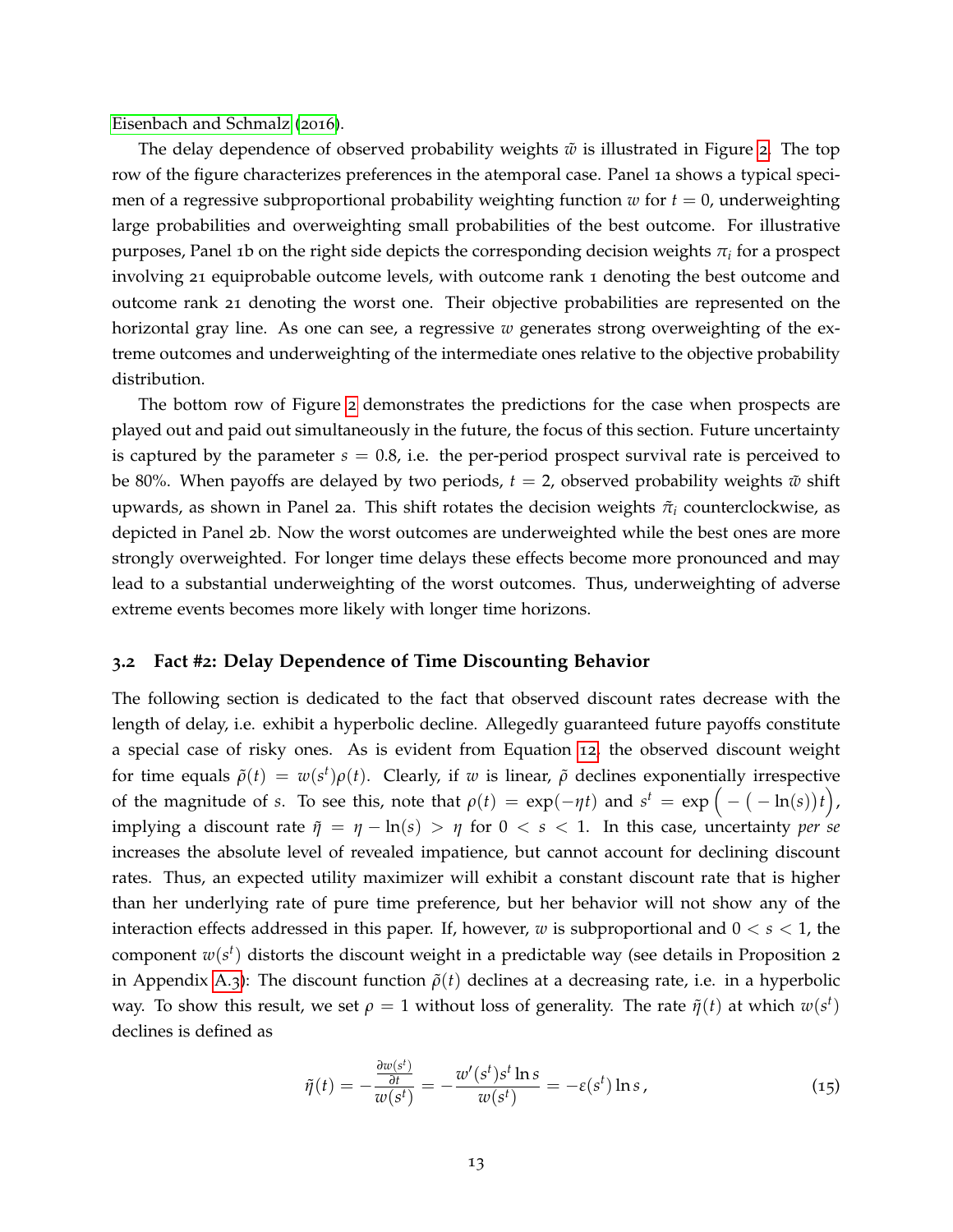Eisenbach and Schmalz (2016).

The delay dependence of observed probability weights $\tilde{w}$ is illustrated in Figure 2. The top row of the figure characterizes preferences in the atemporal case. Panel 1a shows a typical specimen of a regressive subproportional probability weighting function $w$ for $t = 0$, underweighting large probabilities and overweighting small probabilities of the best outcome. For illustrative purposes, Panel 1b on the right side depicts the corresponding decision weights $\pi_i$ for a prospect involving 21 equiprobable outcome levels, with outcome rank 1 denoting the best outcome and outcome rank 21 denoting the worst one. Their objective probabilities are represented on the horizontal gray line. As one can see, a regressive $w$ generates strong overweighting of the extreme outcomes and underweighting of the intermediate ones relative to the objective probability distribution.

The bottom row of Figure 2 demonstrates the predictions for the case when prospects are played out and paid out simultaneously in the future, the focus of this section. Future uncertainty is captured by the parameter $s = 0.8$, i.e. the per-period prospect survival rate is perceived to be 80%. When payoffs are delayed by two periods, $t = 2$, observed probability weights $\tilde{w}$ shift upwards, as shown in Panel 2a. This shift rotates the decision weights $\tilde{\pi}_i$ counterclockwise, as depicted in Panel 2b. Now the worst outcomes are underweighted while the best ones are more strongly overweighted. For longer time delays these effects become more pronounced and may lead to a substantial underweighting of the worst outcomes. Thus, underweighting of adverse extreme events becomes more likely with longer time horizons.

### 3.2 Fact #2: Delay Dependence of Time Discounting Behavior

The following section is dedicated to the fact that observed discount rates decrease with the length of delay, i.e. exhibit a hyperbolic decline. Allegedly guaranteed future payoffs constitute a special case of risky ones. As is evident from Equation 12, the observed discount weight for time equals $\tilde{\rho}(t) = w(s^t)\rho(t)$. Clearly, if $w$ is linear, $\tilde{\rho}$ declines exponentially irrespective of the magnitude of $s$. To see this, note that $\rho(t) = \exp(-\eta t)$ and $s^t = \exp\Big( - \big( - \ln(s)\big) t\Big)$, implying a discount rate $\tilde{\eta} = \eta - \ln(s) > \eta$ for $0 < s < 1$. In this case, uncertainty *per se* increases the absolute level of revealed impatience, but cannot account for declining discount rates. Thus, an expected utility maximizer will exhibit a constant discount rate that is higher than her underlying rate of pure time preference, but her behavior will not show any of the interaction effects addressed in this paper. If, however, $w$ is subproportional and $0 < s < 1$, the component $w(s^t)$ distorts the discount weight in a predictable way (see details in Proposition 2 in Appendix A.3): The discount function $\tilde{\rho}(t)$ declines at a decreasing rate, i.e. in a hyperbolic way. To show this result, we set $\rho = 1$ without loss of generality. The rate $\tilde{\eta}(t)$ at which $w(s^t)$ declines is defined as

$$\tilde{\eta}(t) = -\frac{\frac{\partial w(s^t)}{\partial t}}{w(s^t)} = -\frac{w'(s^t)s^t \ln s}{w(s^t)} = -\varepsilon(s^t)\ln s\,, \tag{15}$$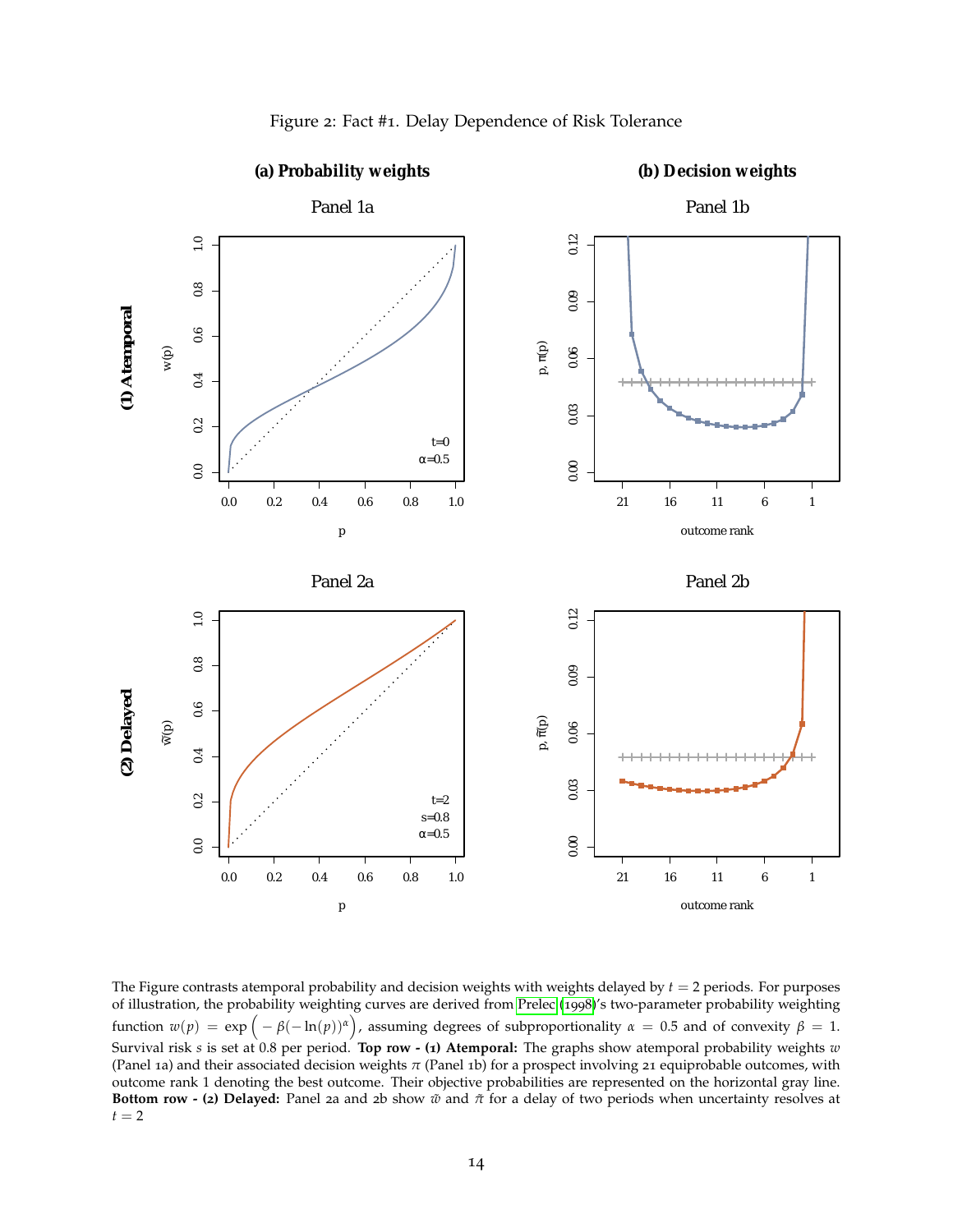Figure 2: Fact #1. Delay Dependence of Risk Tolerance

The Figure contrasts atemporal probability and decision weights with weights delayed by $t = 2$ periods. For purposes of illustration, the probability weighting curves are derived from Prelec (1998)'s two-parameter probability weighting function $w(p) = \exp\left(-\beta(-\ln(p))^{\alpha}\right)$, assuming degrees of subproportionality $\alpha = 0.5$ and of convexity $\beta = 1$. Survival risk $s$ is set at 0.8 per period. **Top row - (1) Atemporal:** The graphs show atemporal probability weights $w$ (Panel 1a) and their associated decision weights $\pi$ (Panel 1b) for a prospect involving 21 equiprobable outcomes, with outcome rank 1 denoting the best outcome. Their objective probabilities are represented on the horizontal gray line. **Bottom row - (2) Delayed:** Panel 2a and 2b show $\tilde{w}$ and $\tilde{\pi}$ for a delay of two periods when uncertainty resolves at $t = 2$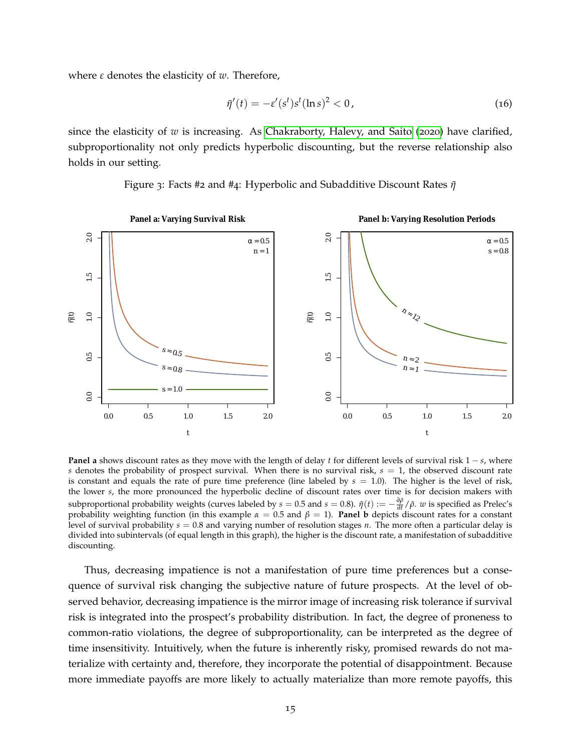where $\varepsilon$ denotes the elasticity of $w$. Therefore,

$$\tilde{\eta}'(t) = -\varepsilon'(s^t)s^t(\ln s)^2 < 0\,, \tag{16}$$

since the elasticity of $w$ is increasing. As Chakraborty, Halevy, and Saito (2020) have clarified, subproportionality not only predicts hyperbolic discounting, but the reverse relationship also holds in our setting.

Figure 3: Facts #2 and #4: Hyperbolic and Subadditive Discount Rates $\tilde{\eta}$

**Panel a** shows discount rates as they move with the length of delay $t$ for different levels of survival risk $1-s$, where $s$ denotes the probability of prospect survival. When there is no survival risk, $s = 1$, the observed discount rate is constant and equals the rate of pure time preference (line labeled by $s = 1.0$). The higher is the level of risk, the lower $s$, the more pronounced the hyperbolic decline of discount rates over time is for decision makers with subproportional probability weights (curves labeled by $s = 0.5$ and $s = 0.8$). $\tilde{\eta}(t) := -\frac{\partial \tilde{\rho}}{\partial t}/\tilde{\rho}$. $w$ is specified as Prelec's probability weighting function (in this example $\alpha = 0.5$ and $\beta = 1$). **Panel b** depicts discount rates for a constant level of survival probability $s = 0.8$ and varying number of resolution stages $n$. The more often a particular delay is divided into subintervals (of equal length in this graph), the higher is the discount rate, a manifestation of subadditive discounting.

Thus, decreasing impatience is not a manifestation of pure time preferences but a consequence of survival risk changing the subjective nature of future prospects. At the level of observed behavior, decreasing impatience is the mirror image of increasing risk tolerance if survival risk is integrated into the prospect's probability distribution. In fact, the degree of proneness to common-ratio violations, the degree of subproportionality, can be interpreted as the degree of time insensitivity. Intuitively, when the future is inherently risky, promised rewards do not materialize with certainty and, therefore, they incorporate the potential of disappointment. Because more immediate payoffs are more likely to actually materialize than more remote payoffs, this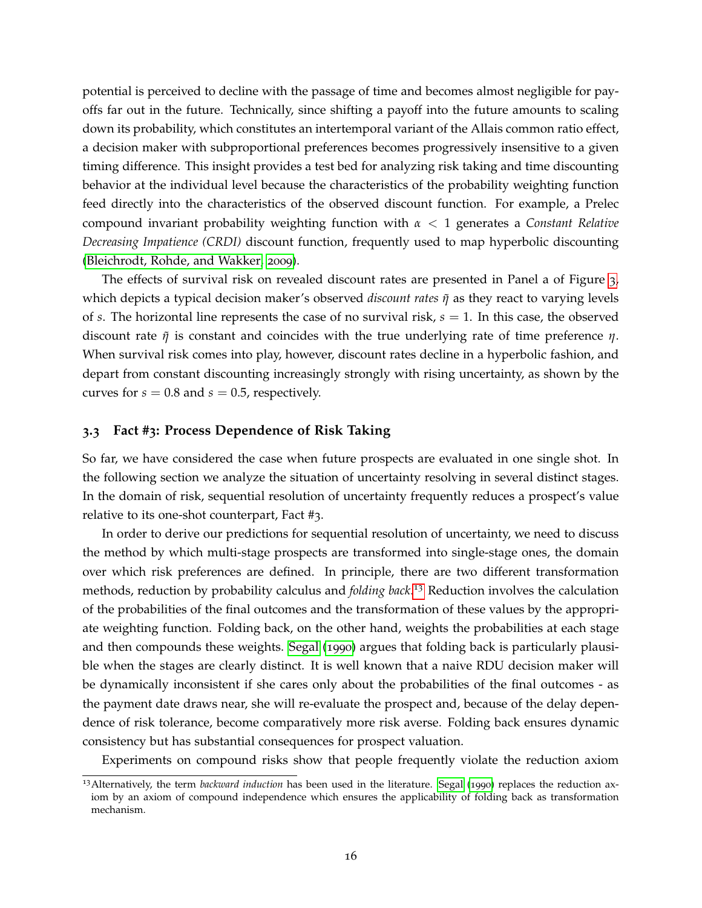potential is perceived to decline with the passage of time and becomes almost negligible for payoffs far out in the future. Technically, since shifting a payoff into the future amounts to scaling down its probability, which constitutes an intertemporal variant of the Allais common ratio effect, a decision maker with subproportional preferences becomes progressively insensitive to a given timing difference. This insight provides a test bed for analyzing risk taking and time discounting behavior at the individual level because the characteristics of the probability weighting function feed directly into the characteristics of the observed discount function. For example, a Prelec compound invariant probability weighting function with $\alpha < 1$ generates a *Constant Relative Decreasing Impatience (CRDI)* discount function, frequently used to map hyperbolic discounting (Bleichrodt, Rohde, and Wakker, 2009).

The effects of survival risk on revealed discount rates are presented in Panel a of Figure 3, which depicts a typical decision maker's observed *discount rates* $\tilde{\eta}$ as they react to varying levels of $s$. The horizontal line represents the case of no survival risk, $s = 1$. In this case, the observed discount rate $\tilde{\eta}$ is constant and coincides with the true underlying rate of time preference $\eta$. When survival risk comes into play, however, discount rates decline in a hyperbolic fashion, and depart from constant discounting increasingly strongly with rising uncertainty, as shown by the curves for $s = 0.8$ and $s = 0.5$, respectively.

### 3.3 Fact #3: Process Dependence of Risk Taking

So far, we have considered the case when future prospects are evaluated in one single shot. In the following section we analyze the situation of uncertainty resolving in several distinct stages. In the domain of risk, sequential resolution of uncertainty frequently reduces a prospect's value relative to its one-shot counterpart, Fact #3.

In order to derive our predictions for sequential resolution of uncertainty, we need to discuss the method by which multi-stage prospects are transformed into single-stage ones, the domain over which risk preferences are defined. In principle, there are two different transformation methods, reduction by probability calculus and *folding back*.[13] Reduction involves the calculation of the probabilities of the final outcomes and the transformation of these values by the appropriate weighting function. Folding back, on the other hand, weights the probabilities at each stage and then compounds these weights. Segal (1990) argues that folding back is particularly plausible when the stages are clearly distinct. It is well known that a naive RDU decision maker will be dynamically inconsistent if she cares only about the probabilities of the final outcomes - as the payment date draws near, she will re-evaluate the prospect and, because of the delay dependence of risk tolerance, become comparatively more risk averse. Folding back ensures dynamic consistency but has substantial consequences for prospect valuation.

Experiments on compound risks show that people frequently violate the reduction axiom

[13] Alternatively, the term *backward induction* has been used in the literature. Segal (1990) replaces the reduction axiom by an axiom of compound independence which ensures the applicability of folding back as transformation mechanism.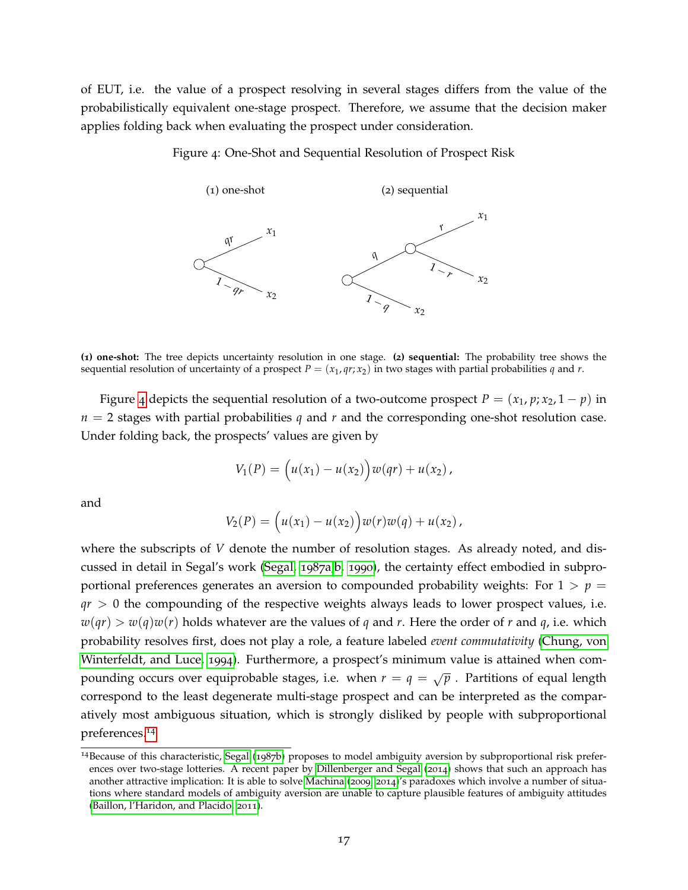of EUT, i.e. the value of a prospect resolving in several stages differs from the value of the probabilistically equivalent one-stage prospect. Therefore, we assume that the decision maker applies folding back when evaluating the prospect under consideration.

Figure 4: One-Shot and Sequential Resolution of Prospect Risk

(1) one-shot (2) sequential

**(1) one-shot:** The tree depicts uncertainty resolution in one stage. **(2) sequential:** The probability tree shows the sequential resolution of uncertainty of a prospect $P = (x_1, qr; x_2)$ in two stages with partial probabilities $q$ and $r$.

Figure 4 depicts the sequential resolution of a two-outcome prospect $P = (x_1, p; x_2, 1 - p)$ in $n = 2$ stages with partial probabilities $q$ and $r$ and the corresponding one-shot resolution case. Under folding back, the prospects' values are given by

$$V_1(P) = \Big(u(x_1) - u(x_2)\Big) w(qr) + u(x_2)\,,$$

and

$$V_2(P) = \Big(u(x_1) - u(x_2)\Big) w(r)w(q) + u(x_2)\,,$$

where the subscripts of $V$ denote the number of resolution stages. As already noted, and discussed in detail in Segal's work (Segal, 1987a,b, 1990), the certainty effect embodied in subproportional preferences generates an aversion to compounded probability weights: For $1 > p = qr > 0$ the compounding of the respective weights always leads to lower prospect values, i.e. $w(qr) > w(q)w(r)$ holds whatever are the values of $q$ and $r$. Here the order of $r$ and $q$, i.e. which probability resolves first, does not play a role, a feature labeled *event commutativity* (Chung, von Winterfeldt, and Luce, 1994). Furthermore, a prospect's minimum value is attained when compounding occurs over equiprobable stages, i.e. when $r = q = \sqrt{p}$ . Partitions of equal length correspond to the least degenerate multi-stage prospect and can be interpreted as the comparatively most ambiguous situation, which is strongly disliked by people with subproportional preferences.[14]

[14] Because of this characteristic, Segal (1987b) proposes to model ambiguity aversion by subproportional risk preferences over two-stage lotteries. A recent paper by Dillenberger and Segal (2014) shows that such an approach has another attractive implication: It is able to solve Machina (2009, 2014)'s paradoxes which involve a number of situations where standard models of ambiguity aversion are unable to capture plausible features of ambiguity attitudes (Baillon, l'Haridon, and Placido, 2011).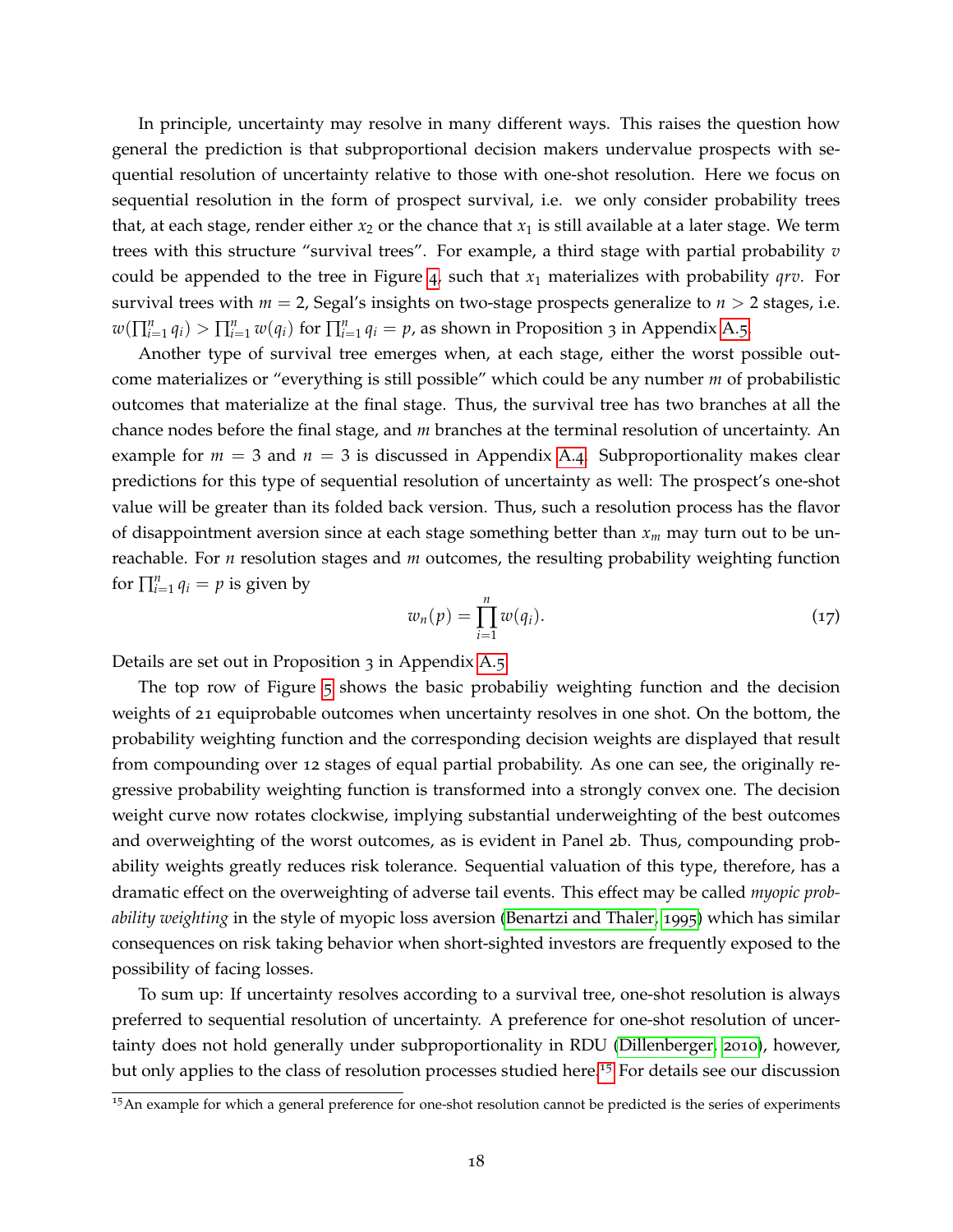In principle, uncertainty may resolve in many different ways. This raises the question how general the prediction is that subproportional decision makers undervalue prospects with sequential resolution of uncertainty relative to those with one-shot resolution. Here we focus on sequential resolution in the form of prospect survival, i.e. we only consider probability trees that, at each stage, render either $x_2$ or the chance that $x_1$ is still available at a later stage. We term trees with this structure "survival trees". For example, a third stage with partial probability $v$ could be appended to the tree in Figure 4, such that $x_1$ materializes with probability $qrv$. For survival trees with $m = 2$, Segal's insights on two-stage prospects generalize to $n > 2$ stages, i.e. $w(\prod_{i=1}^{n} q_i) > \prod_{i=1}^{n} w(q_i)$ for $\prod_{i=1}^{n} q_i = p$, as shown in Proposition 3 in Appendix A.5.

Another type of survival tree emerges when, at each stage, either the worst possible outcome materializes or "everything is still possible" which could be any number $m$ of probabilistic outcomes that materialize at the final stage. Thus, the survival tree has two branches at all the chance nodes before the final stage, and $m$ branches at the terminal resolution of uncertainty. An example for $m = 3$ and $n = 3$ is discussed in Appendix A.4. Subproportionality makes clear predictions for this type of sequential resolution of uncertainty as well: The prospect's one-shot value will be greater than its folded back version. Thus, such a resolution process has the flavor of disappointment aversion since at each stage something better than $x_m$ may turn out to be unreachable. For $n$ resolution stages and $m$ outcomes, the resulting probability weighting function for $\prod_{i=1}^{n} q_i = p$ is given by

$$w_n(p) = \prod_{i=1}^{n} w(q_i). \tag{17}$$

Details are set out in Proposition 3 in Appendix A.5.

The top row of Figure 5 shows the basic probabiliy weighting function and the decision weights of 21 equiprobable outcomes when uncertainty resolves in one shot. On the bottom, the probability weighting function and the corresponding decision weights are displayed that result from compounding over 12 stages of equal partial probability. As one can see, the originally regressive probability weighting function is transformed into a strongly convex one. The decision weight curve now rotates clockwise, implying substantial underweighting of the best outcomes and overweighting of the worst outcomes, as is evident in Panel 2b. Thus, compounding probability weights greatly reduces risk tolerance. Sequential valuation of this type, therefore, has a dramatic effect on the overweighting of adverse tail events. This effect may be called *myopic probability weighting* in the style of myopic loss aversion (Benartzi and Thaler, 1995) which has similar consequences on risk taking behavior when short-sighted investors are frequently exposed to the possibility of facing losses.

To sum up: If uncertainty resolves according to a survival tree, one-shot resolution is always preferred to sequential resolution of uncertainty. A preference for one-shot resolution of uncertainty does not hold generally under subproportionality in RDU (Dillenberger, 2010), however, but only applies to the class of resolution processes studied here.[15] For details see our discussion

[15] An example for which a general preference for one-shot resolution cannot be predicted is the series of experiments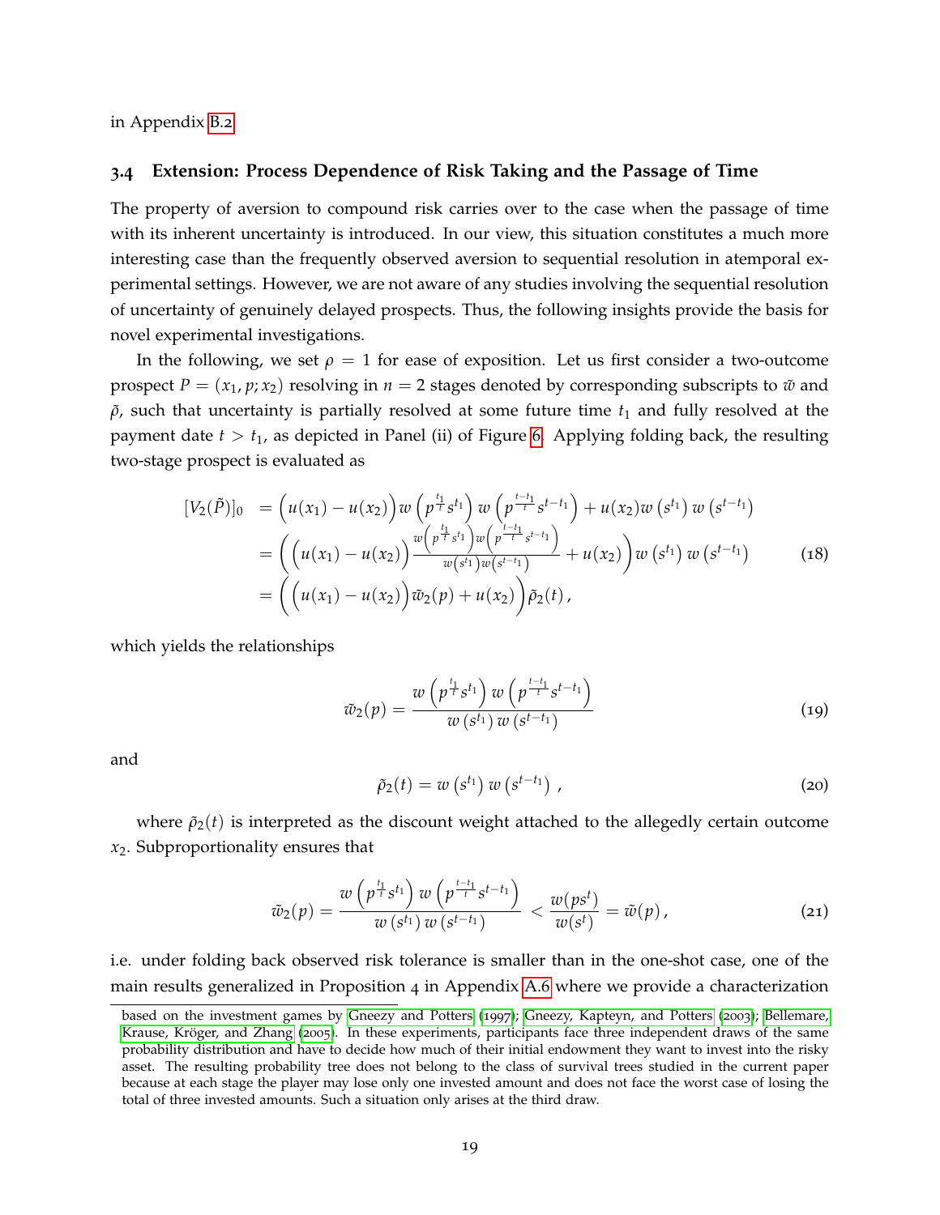in Appendix B.2.

### 3.4 Extension: Process Dependence of Risk Taking and the Passage of Time

The property of aversion to compound risk carries over to the case when the passage of time with its inherent uncertainty is introduced. In our view, this situation constitutes a much more interesting case than the frequently observed aversion to sequential resolution in atemporal experimental settings. However, we are not aware of any studies involving the sequential resolution of uncertainty of genuinely delayed prospects. Thus, the following insights provide the basis for novel experimental investigations.

In the following, we set $\rho = 1$ for ease of exposition. Let us first consider a two-outcome prospect $P = (x_1, p; x_2)$ resolving in $n = 2$ stages denoted by corresponding subscripts to $\tilde{w}$ and $\tilde{\rho}$, such that uncertainty is partially resolved at some future time $t_1$ and fully resolved at the payment date $t > t_1$, as depicted in Panel (ii) of Figure 6. Applying folding back, the resulting two-stage prospect is evaluated as

$$
\begin{aligned}
[V_2(\tilde{P})]_0 &= \Big(u(x_1) - u(x_2)\Big) w\left(p^{\frac{t_1}{t}} s^{t_1}\right) w\left(p^{\frac{t-t_1}{t}} s^{t-t_1}\right) + u(x_2) w\left(s^{t_1}\right) w\left(s^{t-t_1}\right) \\
&= \left(\Big(u(x_1) - u(x_2)\Big) \frac{w\left(p^{\frac{t_1}{t}} s^{t_1}\right) w\left(p^{\frac{t-t_1}{t}} s^{t-t_1}\right)}{w\left(s^{t_1}\right) w\left(s^{t-t_1}\right)} + u(x_2)\right) w\left(s^{t_1}\right) w\left(s^{t-t_1}\right) \\
&= \left(\Big(u(x_1) - u(x_2)\Big) \tilde{w}_2(p) + u(x_2)\right) \tilde{\rho}_2(t) \,,
\end{aligned} \tag{18}
$$

which yields the relationships

$$
\tilde{w}_2(p) = \frac{w\left(p^{\frac{t_1}{t}} s^{t_1}\right) w\left(p^{\frac{t-t_1}{t}} s^{t-t_1}\right)}{w\left(s^{t_1}\right) w\left(s^{t-t_1}\right)} \tag{19}
$$

and

$$
\tilde{\rho}_2(t) = w\left(s^{t_1}\right) w\left(s^{t-t_1}\right) \,, \tag{20}
$$

where $\tilde{\rho}_2(t)$ is interpreted as the discount weight attached to the allegedly certain outcome $x_2$. Subproportionality ensures that

$$
\tilde{w}_2(p) = \frac{w\left(p^{\frac{t_1}{t}} s^{t_1}\right) w\left(p^{\frac{t-t_1}{t}} s^{t-t_1}\right)}{w\left(s^{t_1}\right) w\left(s^{t-t_1}\right)} < \frac{w(ps^t)}{w(s^t)} = \tilde{w}(p) \,, \tag{21}
$$

i.e. under folding back observed risk tolerance is smaller than in the one-shot case, one of the main results generalized in Proposition 4 in Appendix A.6 where we provide a characterization

based on the investment games by Gneezy and Potters (1997); Gneezy, Kapteyn, and Potters (2003); Bellemare, Krause, Kröger, and Zhang (2005). In these experiments, participants face three independent draws of the same probability distribution and have to decide how much of their initial endowment they want to invest into the risky asset. The resulting probability tree does not belong to the class of survival trees studied in the current paper because at each stage the player may lose only one invested amount and does not face the worst case of losing the total of three invested amounts. Such a situation only arises at the third draw.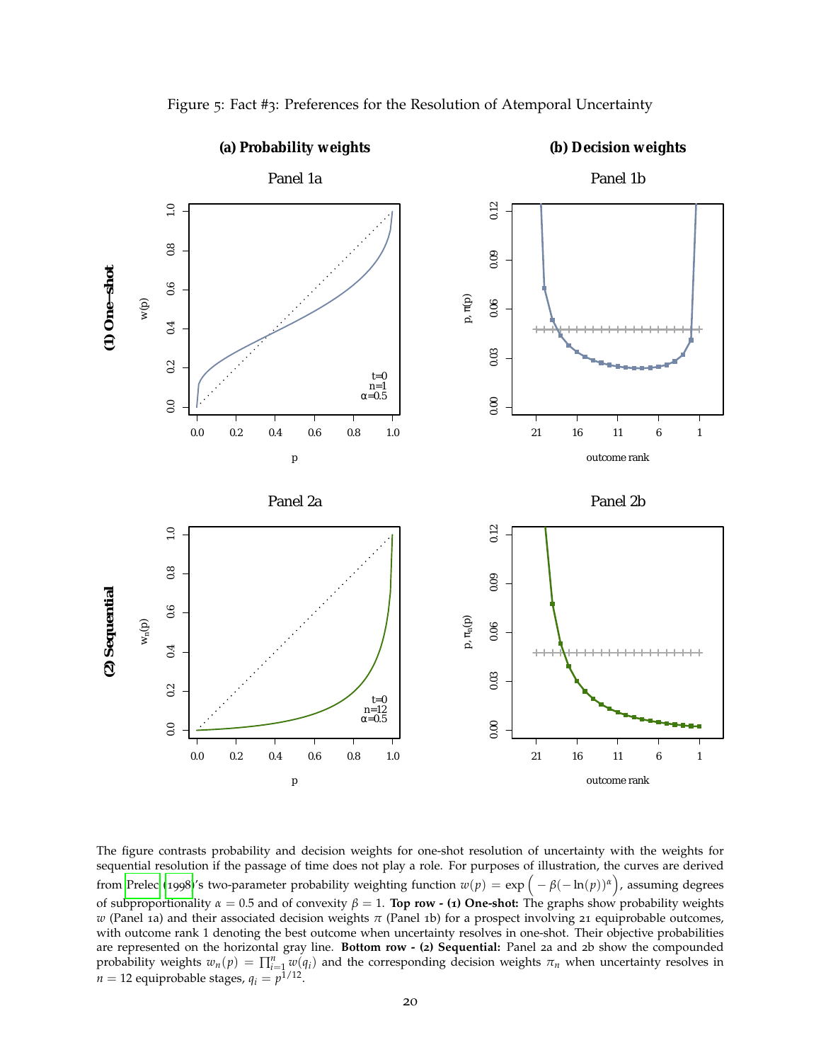Figure 5: Fact #3: Preferences for the Resolution of Atemporal Uncertainty

The figure contrasts probability and decision weights for one-shot resolution of uncertainty with the weights for sequential resolution if the passage of time does not play a role. For purposes of illustration, the curves are derived from Prelec (1998)'s two-parameter probability weighting function $w(p) = \exp\left(-\beta(-\ln(p))^{\alpha}\right)$, assuming degrees of subproportionality $\alpha = 0.5$ and of convexity $\beta = 1$. **Top row - (1) One-shot:** The graphs show probability weights $w$ (Panel 1a) and their associated decision weights $\pi$ (Panel 1b) for a prospect involving 21 equiprobable outcomes, with outcome rank 1 denoting the best outcome when uncertainty resolves in one-shot. Their objective probabilities are represented on the horizontal gray line. **Bottom row - (2) Sequential:** Panel 2a and 2b show the compounded probability weights $w_n(p) = \prod_{i=1}^{n} w(q_i)$ and the corresponding decision weights $\pi_n$ when uncertainty resolves in $n = 12$ equiprobable stages, $q_i = p^{1/12}$.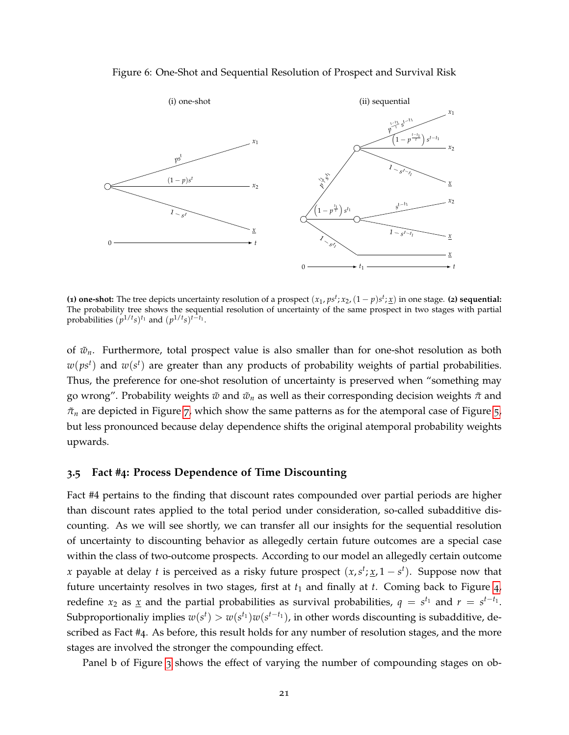Figure 6: One-Shot and Sequential Resolution of Prospect and Survival Risk

**(1) one-shot:** The tree depicts uncertainty resolution of a prospect $(x_1, ps^t; x_2, (1-p)s^t; \underline{x})$ in one stage. **(2) sequential:** The probability tree shows the sequential resolution of uncertainty of the same prospect in two stages with partial probabilities $(p^{1/t}s)^{t_1}$ and $(p^{1/t}s)^{t-t_1}$.

of $\tilde{w}_n$. Furthermore, total prospect value is also smaller than for one-shot resolution as both $w(ps^t)$ and $w(s^t)$ are greater than any products of probability weights of partial probabilities. Thus, the preference for one-shot resolution of uncertainty is preserved when "something may go wrong". Probability weights $\tilde{w}$ and $\tilde{w}_n$ as well as their corresponding decision weights $\tilde{\pi}$ and $\tilde{\pi}_n$ are depicted in Figure 7, which show the same patterns as for the atemporal case of Figure 5, but less pronounced because delay dependence shifts the original atemporal probability weights upwards.

### 3.5 Fact #4: Process Dependence of Time Discounting

Fact #4 pertains to the finding that discount rates compounded over partial periods are higher than discount rates applied to the total period under consideration, so-called subadditive discounting. As we will see shortly, we can transfer all our insights for the sequential resolution of uncertainty to discounting behavior as allegedly certain future outcomes are a special case within the class of two-outcome prospects. According to our model an allegedly certain outcome $x$ payable at delay $t$ is perceived as a risky future prospect $(x, s^t; \underline{x}, 1 - s^t)$. Suppose now that future uncertainty resolves in two stages, first at $t_1$ and finally at $t$. Coming back to Figure 4, redefine $x_2$ as $\underline{x}$ and the partial probabilities as survival probabilities, $q = s^{t_1}$ and $r = s^{t-t_1}$. Subproportionaliy implies $w(s^t) > w(s^{t_1})w(s^{t-t_1})$, in other words discounting is subadditive, described as Fact #4. As before, this result holds for any number of resolution stages, and the more stages are involved the stronger the compounding effect.

Panel b of Figure 3 shows the effect of varying the number of compounding stages on ob-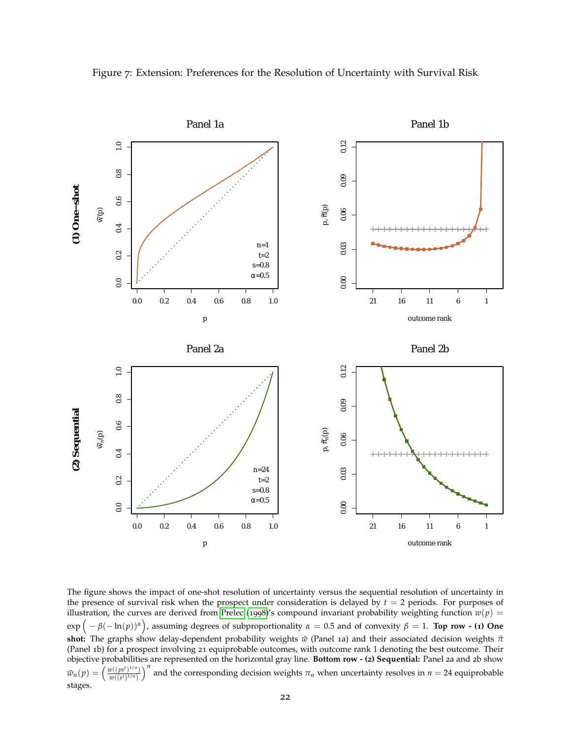Figure 7: Extension: Preferences for the Resolution of Uncertainty with Survival Risk

The figure shows the impact of one-shot resolution of uncertainty versus the sequential resolution of uncertainty in the presence of survival risk when the prospect under consideration is delayed by $t = 2$ periods. For purposes of illustration, the curves are derived from Prelec (1998)'s compound invariant probability weighting function $w(p) = \exp\left(-\beta(-\ln(p))^{\alpha}\right)$, assuming degrees of subproportionality $\alpha = 0.5$ and of convexity $\beta = 1$. **Top row - (1) One shot:** The graphs show delay-dependent probability weights $\tilde{w}$ (Panel 1a) and their associated decision weights $\tilde{\pi}$ (Panel 1b) for a prospect involving 21 equiprobable outcomes, with outcome rank 1 denoting the best outcome. Their objective probabilities are represented on the horizontal gray line. **Bottom row - (2) Sequential:** Panel 2a and 2b show $\tilde{w}_n(p) = \left(\frac{w((ps^t)^{1/n})}{w((s^t)^{1/n})}\right)^n$ and the corresponding decision weights $\pi_n$ when uncertainty resolves in $n = 24$ equiprobable stages.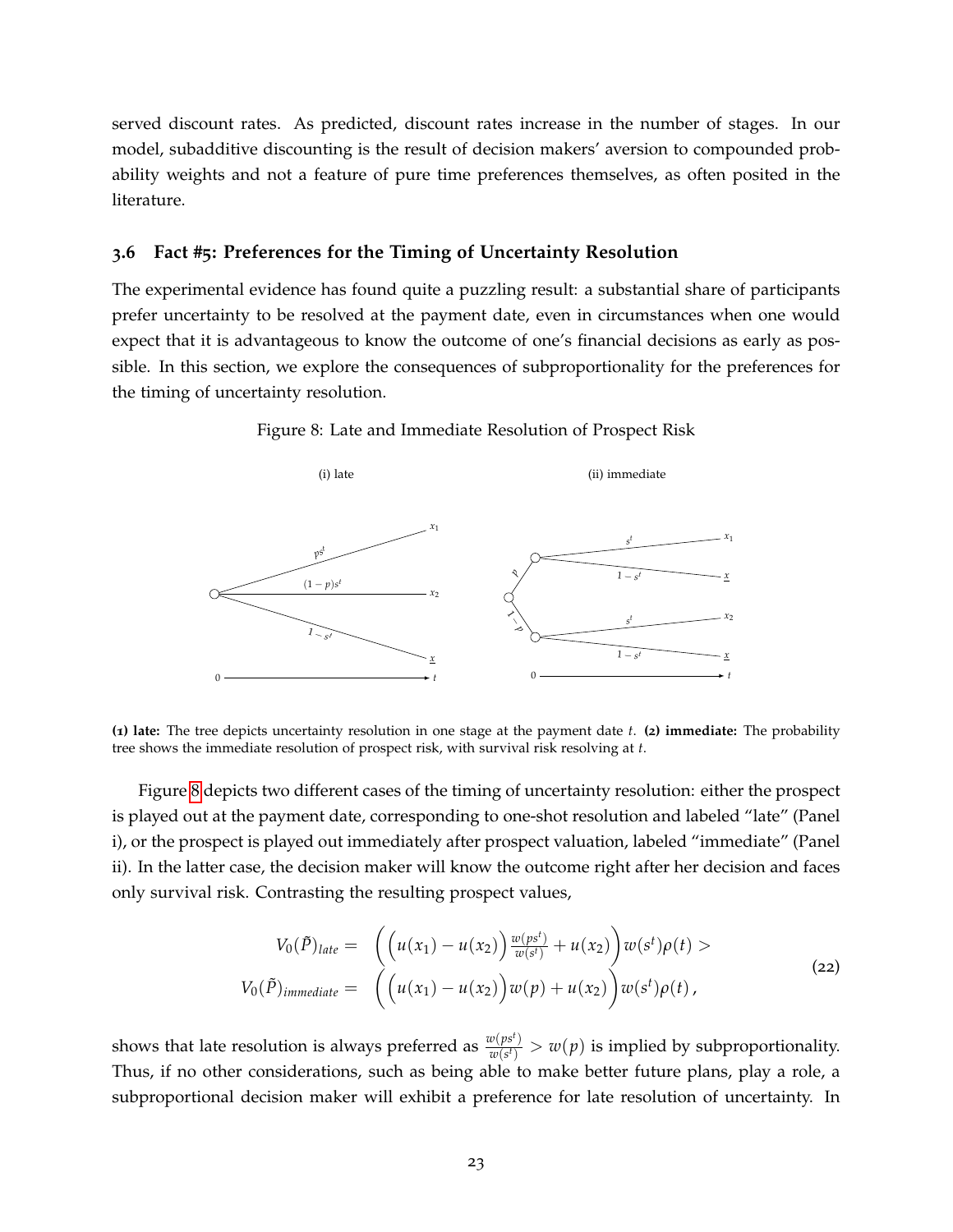served discount rates. As predicted, discount rates increase in the number of stages. In our model, subadditive discounting is the result of decision makers' aversion to compounded probability weights and not a feature of pure time preferences themselves, as often posited in the literature.

### 3.6 Fact #5: Preferences for the Timing of Uncertainty Resolution

The experimental evidence has found quite a puzzling result: a substantial share of participants prefer uncertainty to be resolved at the payment date, even in circumstances when one would expect that it is advantageous to know the outcome of one's financial decisions as early as possible. In this section, we explore the consequences of subproportionality for the preferences for the timing of uncertainty resolution.

Figure 8: Late and Immediate Resolution of Prospect Risk

**(1) late:** The tree depicts uncertainty resolution in one stage at the payment date $t$. **(2) immediate:** The probability tree shows the immediate resolution of prospect risk, with survival risk resolving at $t$.

Figure 8 depicts two different cases of the timing of uncertainty resolution: either the prospect is played out at the payment date, corresponding to one-shot resolution and labeled "late" (Panel i), or the prospect is played out immediately after prospect valuation, labeled "immediate" (Panel ii). In the latter case, the decision maker will know the outcome right after her decision and faces only survival risk. Contrasting the resulting prospect values,

$$
\begin{aligned}
V_0(\tilde{P})_{late} = & \left( \Big( u(x_1) - u(x_2) \Big) \frac{w(ps^t)}{w(s^t)} + u(x_2) \right) w(s^t)\rho(t) > \\
V_0(\tilde{P})_{immediate} = & \left( \Big( u(x_1) - u(x_2) \Big) w(p) + u(x_2) \right) w(s^t)\rho(t) ,
\end{aligned}
\tag{22}
$$

shows that late resolution is always preferred as $\frac{w(ps^t)}{w(s^t)} > w(p)$ is implied by subproportionality. Thus, if no other considerations, such as being able to make better future plans, play a role, a subproportional decision maker will exhibit a preference for late resolution of uncertainty. In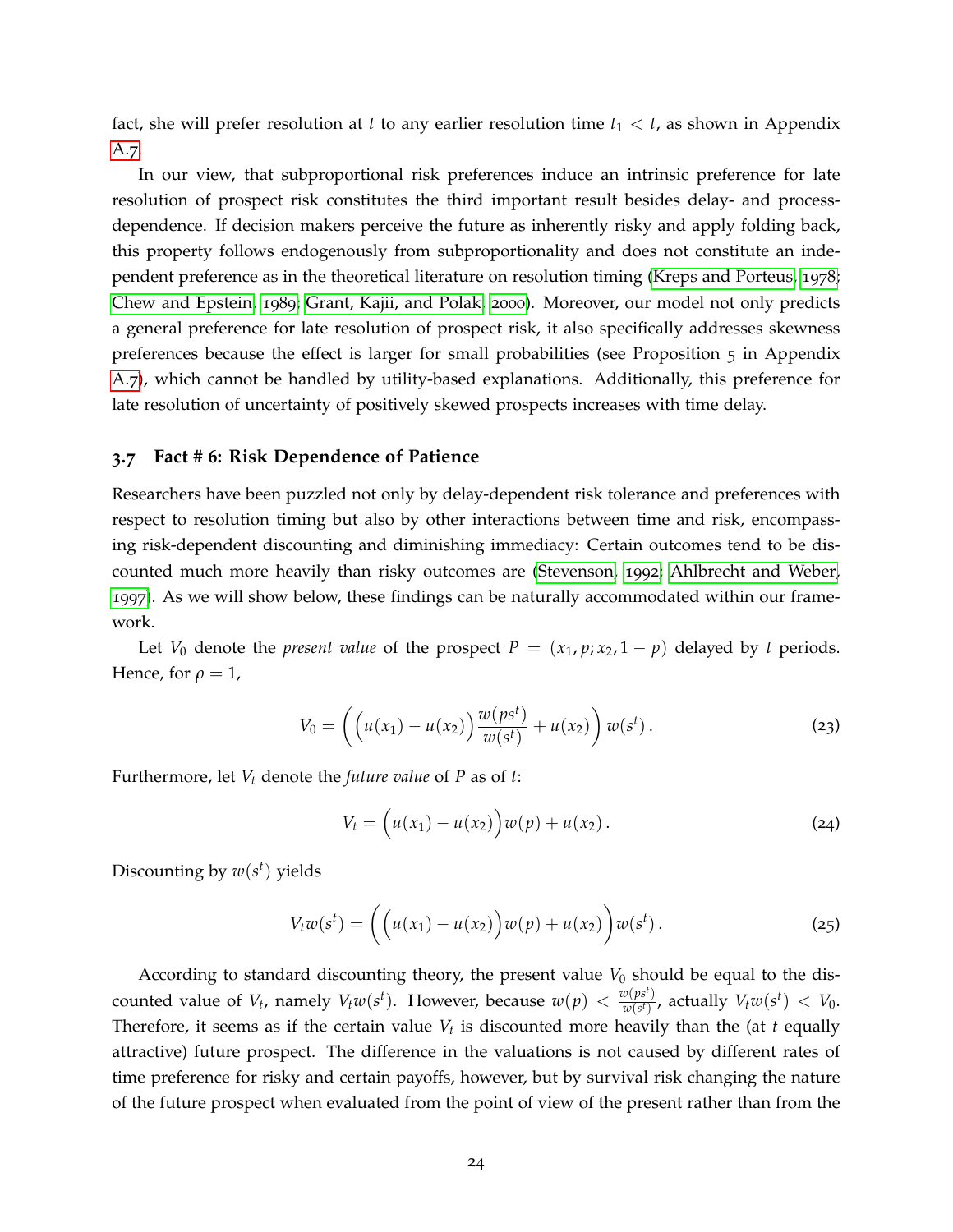fact, she will prefer resolution at $t$ to any earlier resolution time $t_1 < t$, as shown in Appendix A.7.

In our view, that subproportional risk preferences induce an intrinsic preference for late resolution of prospect risk constitutes the third important result besides delay- and process-dependence. If decision makers perceive the future as inherently risky and apply folding back, this property follows endogenously from subproportionality and does not constitute an independent preference as in the theoretical literature on resolution timing (Kreps and Porteus, 1978; Chew and Epstein, 1989; Grant, Kajii, and Polak, 2000). Moreover, our model not only predicts a general preference for late resolution of prospect risk, it also specifically addresses skewness preferences because the effect is larger for small probabilities (see Proposition 5 in Appendix A.7), which cannot be handled by utility-based explanations. Additionally, this preference for late resolution of uncertainty of positively skewed prospects increases with time delay.

### 3.7 Fact # 6: Risk Dependence of Patience

Researchers have been puzzled not only by delay-dependent risk tolerance and preferences with respect to resolution timing but also by other interactions between time and risk, encompassing risk-dependent discounting and diminishing immediacy: Certain outcomes tend to be discounted much more heavily than risky outcomes are (Stevenson, 1992; Ahlbrecht and Weber, 1997). As we will show below, these findings can be naturally accommodated within our framework.

Let $V_0$ denote the *present value* of the prospect $P = (x_1, p; x_2, 1-p)$ delayed by $t$ periods. Hence, for $\rho = 1$,

$$V_0 = \left( \Big( u(x_1) - u(x_2) \Big) \frac{w(ps^t)}{w(s^t)} + u(x_2) \right) w(s^t)\,. \tag{23}$$

Furthermore, let $V_t$ denote the *future value* of $P$ as of $t$:

$$V_t = \Big( u(x_1) - u(x_2) \Big) w(p) + u(x_2)\,. \tag{24}$$

Discounting by $w(s^t)$ yields

$$V_t w(s^t) = \left( \Big( u(x_1) - u(x_2) \Big) w(p) + u(x_2) \right) w(s^t)\,. \tag{25}$$

According to standard discounting theory, the present value $V_0$ should be equal to the discounted value of $V_t$, namely $V_t w(s^t)$. However, because $w(p) < \frac{w(ps^t)}{w(s^t)}$, actually $V_t w(s^t) < V_0$. Therefore, it seems as if the certain value $V_t$ is discounted more heavily than the (at $t$ equally attractive) future prospect. The difference in the valuations is not caused by different rates of time preference for risky and certain payoffs, however, but by survival risk changing the nature of the future prospect when evaluated from the point of view of the present rather than from the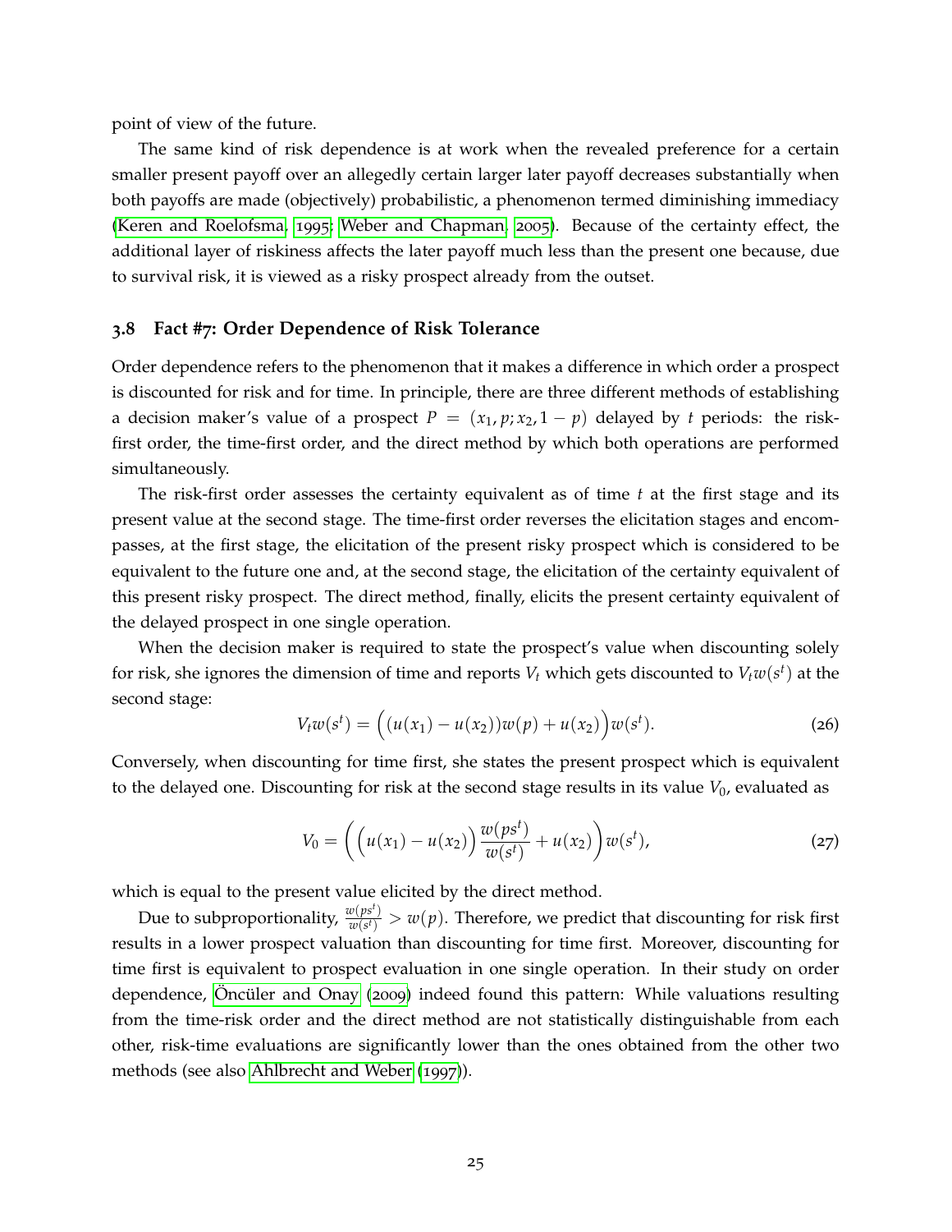point of view of the future.

The same kind of risk dependence is at work when the revealed preference for a certain smaller present payoff over an allegedly certain larger later payoff decreases substantially when both payoffs are made (objectively) probabilistic, a phenomenon termed diminishing immediacy (Keren and Roelofsma, 1995; Weber and Chapman, 2005). Because of the certainty effect, the additional layer of riskiness affects the later payoff much less than the present one because, due to survival risk, it is viewed as a risky prospect already from the outset.

### 3.8 Fact #7: Order Dependence of Risk Tolerance

Order dependence refers to the phenomenon that it makes a difference in which order a prospect is discounted for risk and for time. In principle, there are three different methods of establishing a decision maker's value of a prospect $P = (x_1, p; x_2, 1-p)$ delayed by $t$ periods: the risk-first order, the time-first order, and the direct method by which both operations are performed simultaneously.

The risk-first order assesses the certainty equivalent as of time $t$ at the first stage and its present value at the second stage. The time-first order reverses the elicitation stages and encompasses, at the first stage, the elicitation of the present risky prospect which is considered to be equivalent to the future one and, at the second stage, the elicitation of the certainty equivalent of this present risky prospect. The direct method, finally, elicits the present certainty equivalent of the delayed prospect in one single operation.

When the decision maker is required to state the prospect's value when discounting solely for risk, she ignores the dimension of time and reports $V_t$ which gets discounted to $V_t w(s^t)$ at the second stage:

$$V_t w(s^t) = \Big((u(x_1) - u(x_2))w(p) + u(x_2)\Big)w(s^t). \tag{26}$$

Conversely, when discounting for time first, she states the present prospect which is equivalent to the delayed one. Discounting for risk at the second stage results in its value $V_0$, evaluated as

$$V_0 = \left(\Big(u(x_1) - u(x_2)\Big)\frac{w(ps^t)}{w(s^t)} + u(x_2)\right)w(s^t), \tag{27}$$

which is equal to the present value elicited by the direct method.

Due to subproportionality, $\frac{w(ps^t)}{w(s^t)} > w(p)$. Therefore, we predict that discounting for risk first results in a lower prospect valuation than discounting for time first. Moreover, discounting for time first is equivalent to prospect evaluation in one single operation. In their study on order dependence, Öncüler and Onay (2009) indeed found this pattern: While valuations resulting from the time-risk order and the direct method are not statistically distinguishable from each other, risk-time evaluations are significantly lower than the ones obtained from the other two methods (see also Ahlbrecht and Weber (1997)).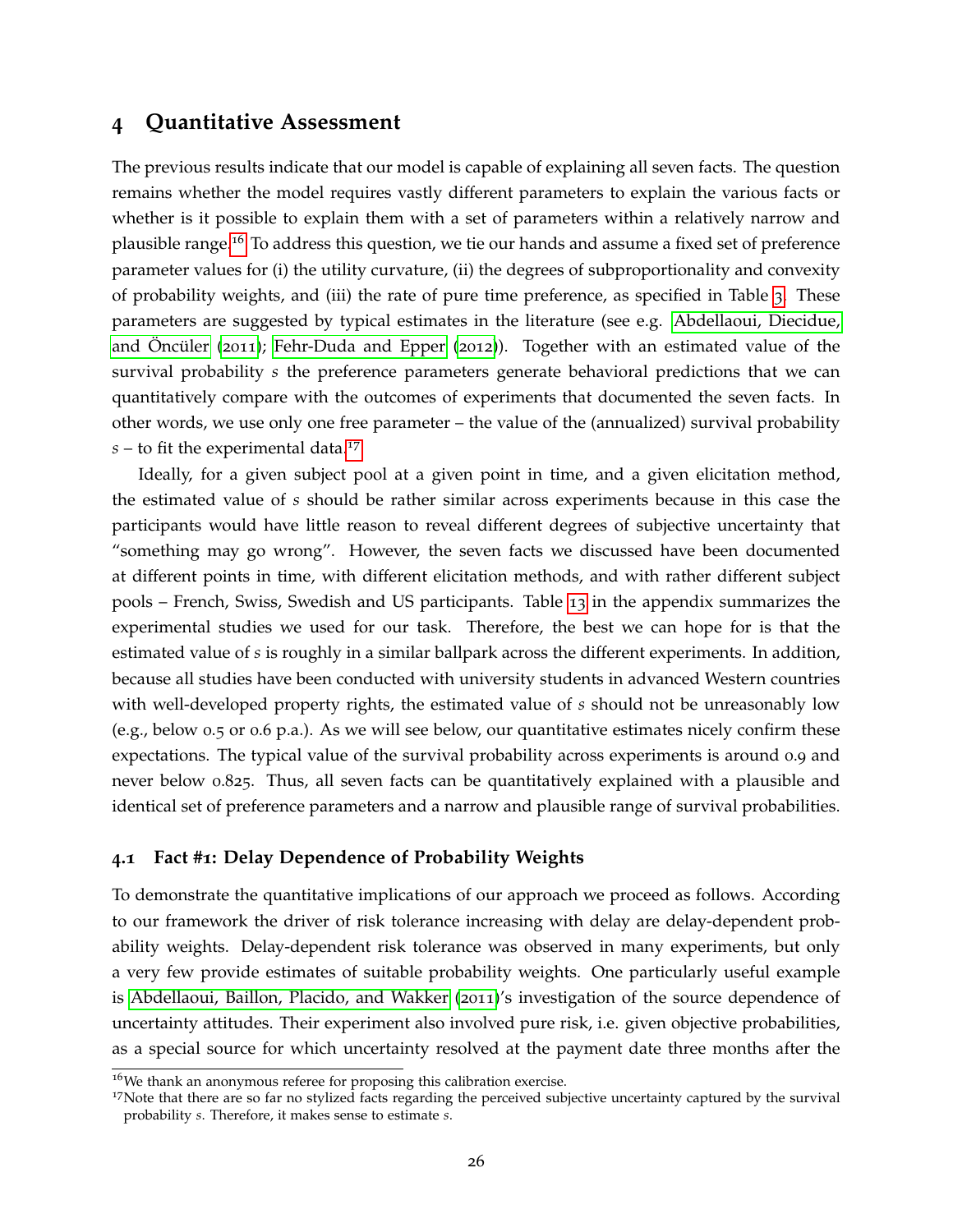## 4 Quantitative Assessment

The previous results indicate that our model is capable of explaining all seven facts. The question remains whether the model requires vastly different parameters to explain the various facts or whether is it possible to explain them with a set of parameters within a relatively narrow and plausible range.[16] To address this question, we tie our hands and assume a fixed set of preference parameter values for (i) the utility curvature, (ii) the degrees of subproportionality and convexity of probability weights, and (iii) the rate of pure time preference, as specified in Table 3. These parameters are suggested by typical estimates in the literature (see e.g. Abdellaoui, Diecidue, and Öncüler (2011); Fehr-Duda and Epper (2012)). Together with an estimated value of the survival probability $s$ the preference parameters generate behavioral predictions that we can quantitatively compare with the outcomes of experiments that documented the seven facts. In other words, we use only one free parameter – the value of the (annualized) survival probability $s$ – to fit the experimental data.[17]

Ideally, for a given subject pool at a given point in time, and a given elicitation method, the estimated value of $s$ should be rather similar across experiments because in this case the participants would have little reason to reveal different degrees of subjective uncertainty that "something may go wrong". However, the seven facts we discussed have been documented at different points in time, with different elicitation methods, and with rather different subject pools – French, Swiss, Swedish and US participants. Table 13 in the appendix summarizes the experimental studies we used for our task. Therefore, the best we can hope for is that the estimated value of $s$ is roughly in a similar ballpark across the different experiments. In addition, because all studies have been conducted with university students in advanced Western countries with well-developed property rights, the estimated value of $s$ should not be unreasonably low (e.g., below 0.5 or 0.6 p.a.). As we will see below, our quantitative estimates nicely confirm these expectations. The typical value of the survival probability across experiments is around 0.9 and never below 0.825. Thus, all seven facts can be quantitatively explained with a plausible and identical set of preference parameters and a narrow and plausible range of survival probabilities.

### 4.1 Fact #1: Delay Dependence of Probability Weights

To demonstrate the quantitative implications of our approach we proceed as follows. According to our framework the driver of risk tolerance increasing with delay are delay-dependent probability weights. Delay-dependent risk tolerance was observed in many experiments, but only a very few provide estimates of suitable probability weights. One particularly useful example is Abdellaoui, Baillon, Placido, and Wakker (2011)'s investigation of the source dependence of uncertainty attitudes. Their experiment also involved pure risk, i.e. given objective probabilities, as a special source for which uncertainty resolved at the payment date three months after the

[16] We thank an anonymous referee for proposing this calibration exercise.

[17] Note that there are so far no stylized facts regarding the perceived subjective uncertainty captured by the survival probability $s$. Therefore, it makes sense to estimate $s$.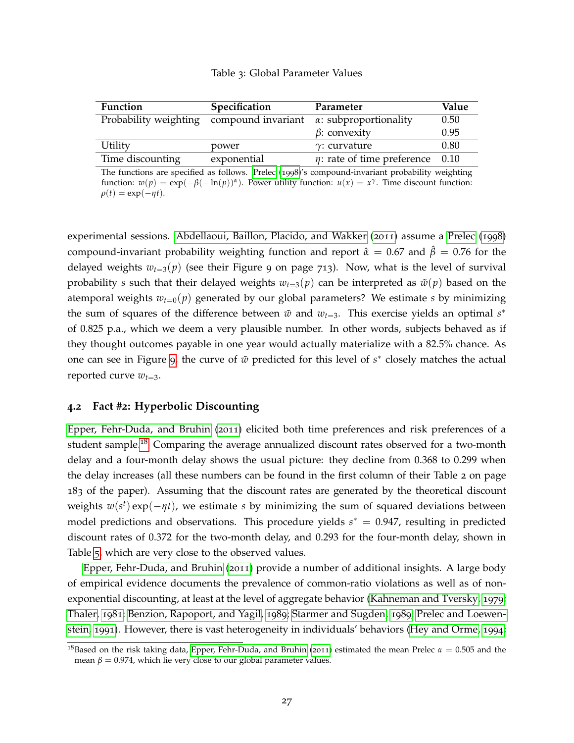Table 3: Global Parameter Values

| Function | Specification | Parameter | Value |
|---|---|---|---|
| Probability weighting | compound invariant | $\alpha$: subproportionality | 0.50 |
| | | $\beta$: convexity | 0.95 |
| Utility | power | $\gamma$: curvature | 0.80 |
| Time discounting | exponential | $\eta$: rate of time preference | 0.10 |

The functions are specified as follows. Prelec (1998)'s compound-invariant probability weighting function: $w(p) = \exp(-\beta(-\ln(p))^{\alpha})$. Power utility function: $u(x) = x^{\gamma}$. Time discount function: $\rho(t) = \exp(-\eta t)$.

experimental sessions. Abdellaoui, Baillon, Placido, and Wakker (2011) assume a Prelec (1998) compound-invariant probability weighting function and report $\hat{\alpha} = 0.67$ and $\hat{\beta} = 0.76$ for the delayed weights $w_{t=3}(p)$ (see their Figure 9 on page 713). Now, what is the level of survival probability $s$ such that their delayed weights $w_{t=3}(p)$ can be interpreted as $\tilde{w}(p)$ based on the atemporal weights $w_{t=0}(p)$ generated by our global parameters? We estimate $s$ by minimizing the sum of squares of the difference between $\tilde{w}$ and $w_{t=3}$. This exercise yields an optimal $s^*$ of 0.825 p.a., which we deem a very plausible number. In other words, subjects behaved as if they thought outcomes payable in one year would actually materialize with a 82.5% chance. As one can see in Figure 9, the curve of $\tilde{w}$ predicted for this level of $s^*$ closely matches the actual reported curve $w_{t=3}$.

### 4.2 Fact #2: Hyperbolic Discounting

Epper, Fehr-Duda, and Bruhin (2011) elicited both time preferences and risk preferences of a student sample.[18] Comparing the average annualized discount rates observed for a two-month delay and a four-month delay shows the usual picture: they decline from 0.368 to 0.299 when the delay increases (all these numbers can be found in the first column of their Table 2 on page 183 of the paper). Assuming that the discount rates are generated by the theoretical discount weights $w(s^t)\exp(-\eta t)$, we estimate $s$ by minimizing the sum of squared deviations between model predictions and observations. This procedure yields $s^* = 0.947$, resulting in predicted discount rates of 0.372 for the two-month delay, and 0.293 for the four-month delay, shown in Table 5, which are very close to the observed values.

Epper, Fehr-Duda, and Bruhin (2011) provide a number of additional insights. A large body of empirical evidence documents the prevalence of common-ratio violations as well as of non-exponential discounting, at least at the level of aggregate behavior (Kahneman and Tversky, 1979; Thaler, 1981; Benzion, Rapoport, and Yagil, 1989; Starmer and Sugden, 1989; Prelec and Loewenstein, 1991). However, there is vast heterogeneity in individuals' behaviors (Hey and Orme, 1994;

[18] Based on the risk taking data, Epper, Fehr-Duda, and Bruhin (2011) estimated the mean Prelec $\alpha = 0.505$ and the mean $\beta = 0.974$, which lie very close to our global parameter values.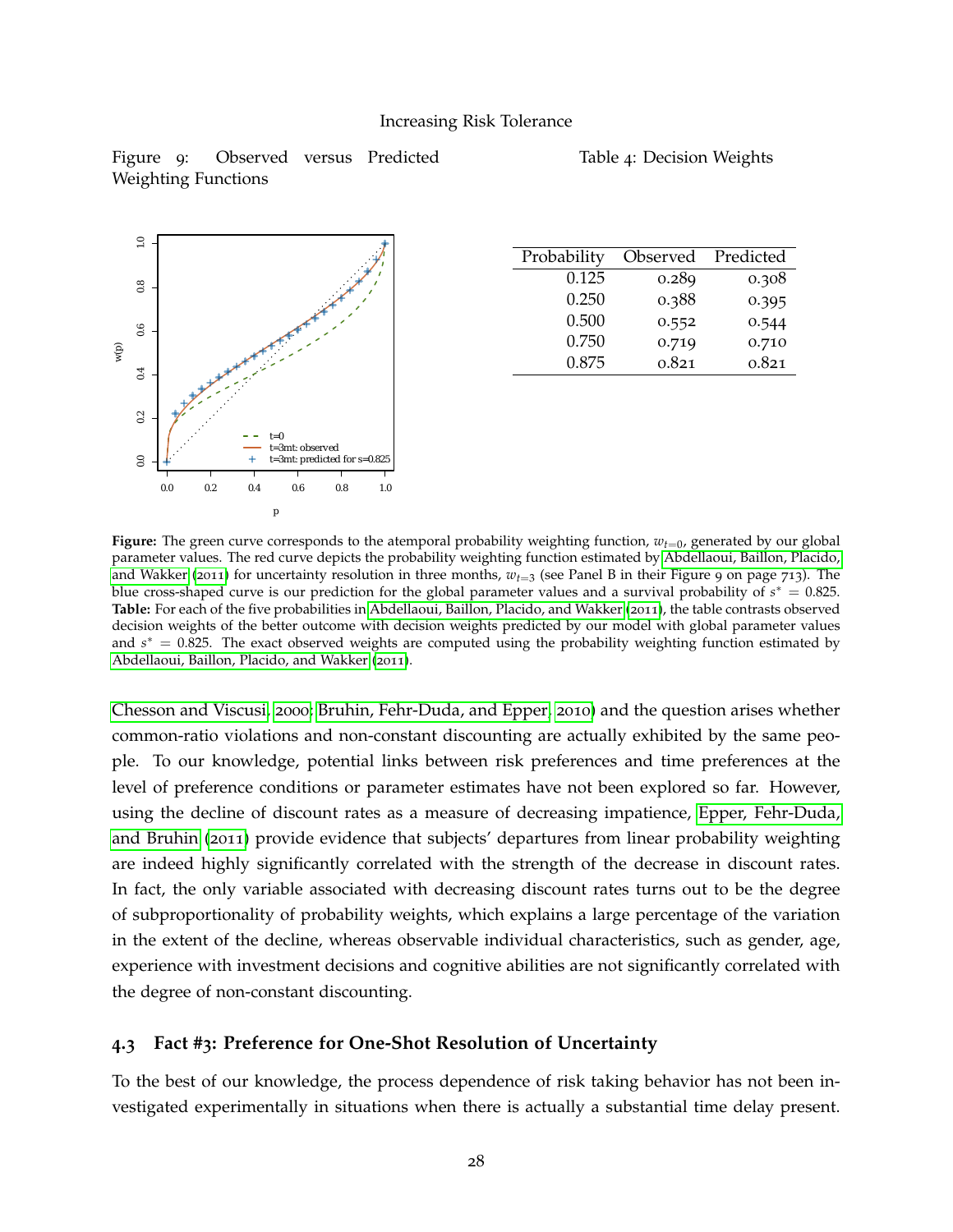Figure 9: Observed versus Predicted Weighting Functions

Table 4: Decision Weights

| Probability | Observed | Predicted |
|---|---|---|
| 0.125 | 0.289 | 0.308 |
| 0.250 | 0.388 | 0.395 |
| 0.500 | 0.552 | 0.544 |
| 0.750 | 0.719 | 0.710 |
| 0.875 | 0.821 | 0.821 |

**Figure:** The green curve corresponds to the atemporal probability weighting function, $w_{t=0}$, generated by our global parameter values. The red curve depicts the probability weighting function estimated by Abdellaoui, Baillon, Placido, and Wakker (2011) for uncertainty resolution in three months, $w_{t=3}$ (see Panel B in their Figure 9 on page 713). The blue cross-shaped curve is our prediction for the global parameter values and a survival probability of $s^* = 0.825$. **Table:** For each of the five probabilities in Abdellaoui, Baillon, Placido, and Wakker (2011), the table contrasts observed decision weights of the better outcome with decision weights predicted by our model with global parameter values and $s^* = 0.825$. The exact observed weights are computed using the probability weighting function estimated by Abdellaoui, Baillon, Placido, and Wakker (2011).

Chesson and Viscusi, 2000; Bruhin, Fehr-Duda, and Epper, 2010) and the question arises whether common-ratio violations and non-constant discounting are actually exhibited by the same people. To our knowledge, potential links between risk preferences and time preferences at the level of preference conditions or parameter estimates have not been explored so far. However, using the decline of discount rates as a measure of decreasing impatience, Epper, Fehr-Duda, and Bruhin (2011) provide evidence that subjects' departures from linear probability weighting are indeed highly significantly correlated with the strength of the decrease in discount rates. In fact, the only variable associated with decreasing discount rates turns out to be the degree of subproportionality of probability weights, which explains a large percentage of the variation in the extent of the decline, whereas observable individual characteristics, such as gender, age, experience with investment decisions and cognitive abilities are not significantly correlated with the degree of non-constant discounting.

### 4.3 Fact #3: Preference for One-Shot Resolution of Uncertainty

To the best of our knowledge, the process dependence of risk taking behavior has not been investigated experimentally in situations when there is actually a substantial time delay present.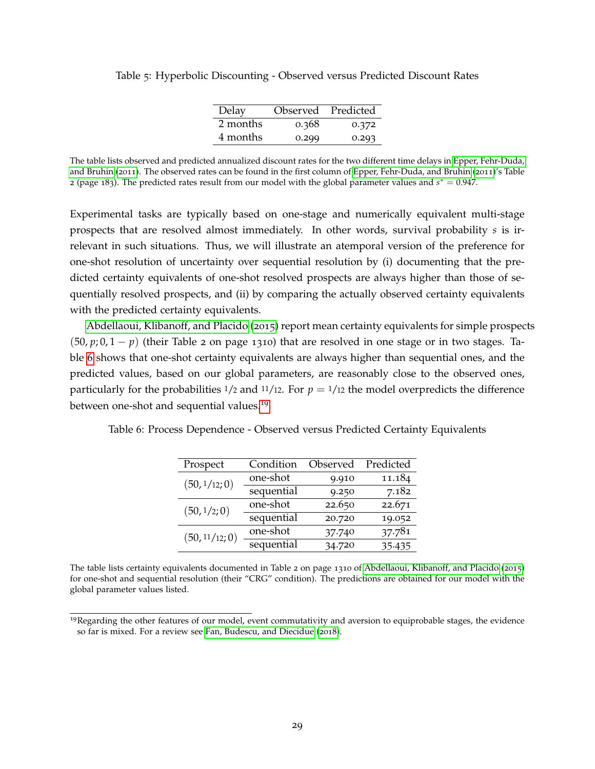Table 5: Hyperbolic Discounting - Observed versus Predicted Discount Rates

| Delay | Observed | Predicted |
|---|---|---|
| 2 months | 0.368 | 0.372 |
| 4 months | 0.299 | 0.293 |

The table lists observed and predicted annualized discount rates for the two different time delays in Epper, Fehr-Duda, and Bruhin (2011). The observed rates can be found in the first column of Epper, Fehr-Duda, and Bruhin (2011)'s Table 2 (page 183). The predicted rates result from our model with the global parameter values and $s^* = 0.947$.

Experimental tasks are typically based on one-stage and numerically equivalent multi-stage prospects that are resolved almost immediately. In other words, survival probability $s$ is irrelevant in such situations. Thus, we will illustrate an atemporal version of the preference for one-shot resolution of uncertainty over sequential resolution by (i) documenting that the predicted certainty equivalents of one-shot resolved prospects are always higher than those of sequentially resolved prospects, and (ii) by comparing the actually observed certainty equivalents with the predicted certainty equivalents.

Abdellaoui, Klibanoff, and Placido (2015) report mean certainty equivalents for simple prospects $(50, p; 0, 1-p)$ (their Table 2 on page 1310) that are resolved in one stage or in two stages. Table 6 shows that one-shot certainty equivalents are always higher than sequential ones, and the predicted values, based on our global parameters, are reasonably close to the observed ones, particularly for the probabilities $1/2$ and $11/12$. For $p = 1/12$ the model overpredicts the difference between one-shot and sequential values.[19]

Table 6: Process Dependence - Observed versus Predicted Certainty Equivalents

| Prospect | Condition | Observed | Predicted |
|---|---|---|---|
| $(50, 1/12; 0)$ | one-shot | 9.910 | 11.184 |
| | sequential | 9.250 | 7.182 |
| $(50, 1/2; 0)$ | one-shot | 22.650 | 22.671 |
| | sequential | 20.720 | 19.052 |
| $(50, 11/12; 0)$ | one-shot | 37.740 | 37.781 |
| | sequential | 34.720 | 35.435 |

The table lists certainty equivalents documented in Table 2 on page 1310 of Abdellaoui, Klibanoff, and Placido (2015) for one-shot and sequential resolution (their "CRG" condition). The predictions are obtained for our model with the global parameter values listed.

[19] Regarding the other features of our model, event commutativity and aversion to equiprobable stages, the evidence so far is mixed. For a review see Fan, Budescu, and Diecidue (2018).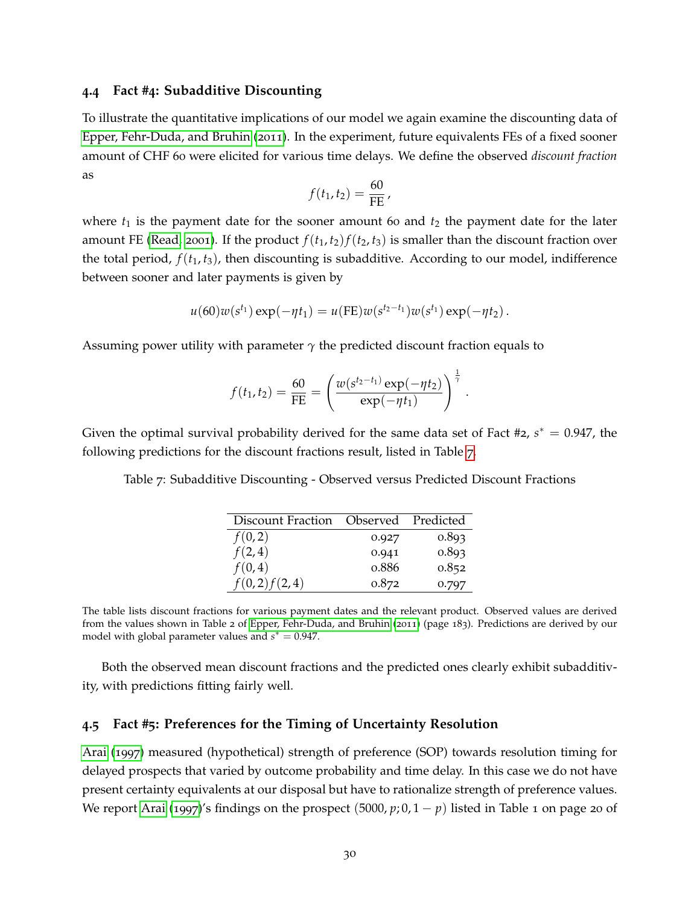### 4.4 Fact #4: Subadditive Discounting

To illustrate the quantitative implications of our model we again examine the discounting data of Epper, Fehr-Duda, and Bruhin (2011). In the experiment, future equivalents FEs of a fixed sooner amount of CHF 60 were elicited for various time delays. We define the observed *discount fraction* as

$$f(t_1, t_2) = \frac{60}{\text{FE}},$$

where $t_1$ is the payment date for the sooner amount 60 and $t_2$ the payment date for the later amount FE (Read, 2001). If the product $f(t_1, t_2) f(t_2, t_3)$ is smaller than the discount fraction over the total period, $f(t_1, t_3)$, then discounting is subadditive. According to our model, indifference between sooner and later payments is given by

$$u(60) w(s^{t_1}) \exp(-\eta t_1) = u(\text{FE}) w(s^{t_2 - t_1}) w(s^{t_1}) \exp(-\eta t_2).$$

Assuming power utility with parameter $\gamma$ the predicted discount fraction equals to

$$f(t_1, t_2) = \frac{60}{\text{FE}} = \left( \frac{w(s^{t_2 - t_1}) \exp(-\eta t_2)}{\exp(-\eta t_1)} \right)^{\frac{1}{\gamma}}.$$

Given the optimal survival probability derived for the same data set of Fact #2, $s^* = 0.947$, the following predictions for the discount fractions result, listed in Table 7.

Table 7: Subadditive Discounting - Observed versus Predicted Discount Fractions

| Discount Fraction | Observed | Predicted |
|---|---|---|
| $f(0,2)$ | 0.927 | 0.893 |
| $f(2,4)$ | 0.941 | 0.893 |
| $f(0,4)$ | 0.886 | 0.852 |
| $f(0,2)f(2,4)$ | 0.872 | 0.797 |

The table lists discount fractions for various payment dates and the relevant product. Observed values are derived from the values shown in Table 2 of Epper, Fehr-Duda, and Bruhin (2011) (page 183). Predictions are derived by our model with global parameter values and $s^* = 0.947$.

Both the observed mean discount fractions and the predicted ones clearly exhibit subadditivity, with predictions fitting fairly well.

### 4.5 Fact #5: Preferences for the Timing of Uncertainty Resolution

Arai (1997) measured (hypothetical) strength of preference (SOP) towards resolution timing for delayed prospects that varied by outcome probability and time delay. In this case we do not have present certainty equivalents at our disposal but have to rationalize strength of preference values. We report Arai (1997)'s findings on the prospect $(5000, p; 0, 1-p)$ listed in Table 1 on page 20 of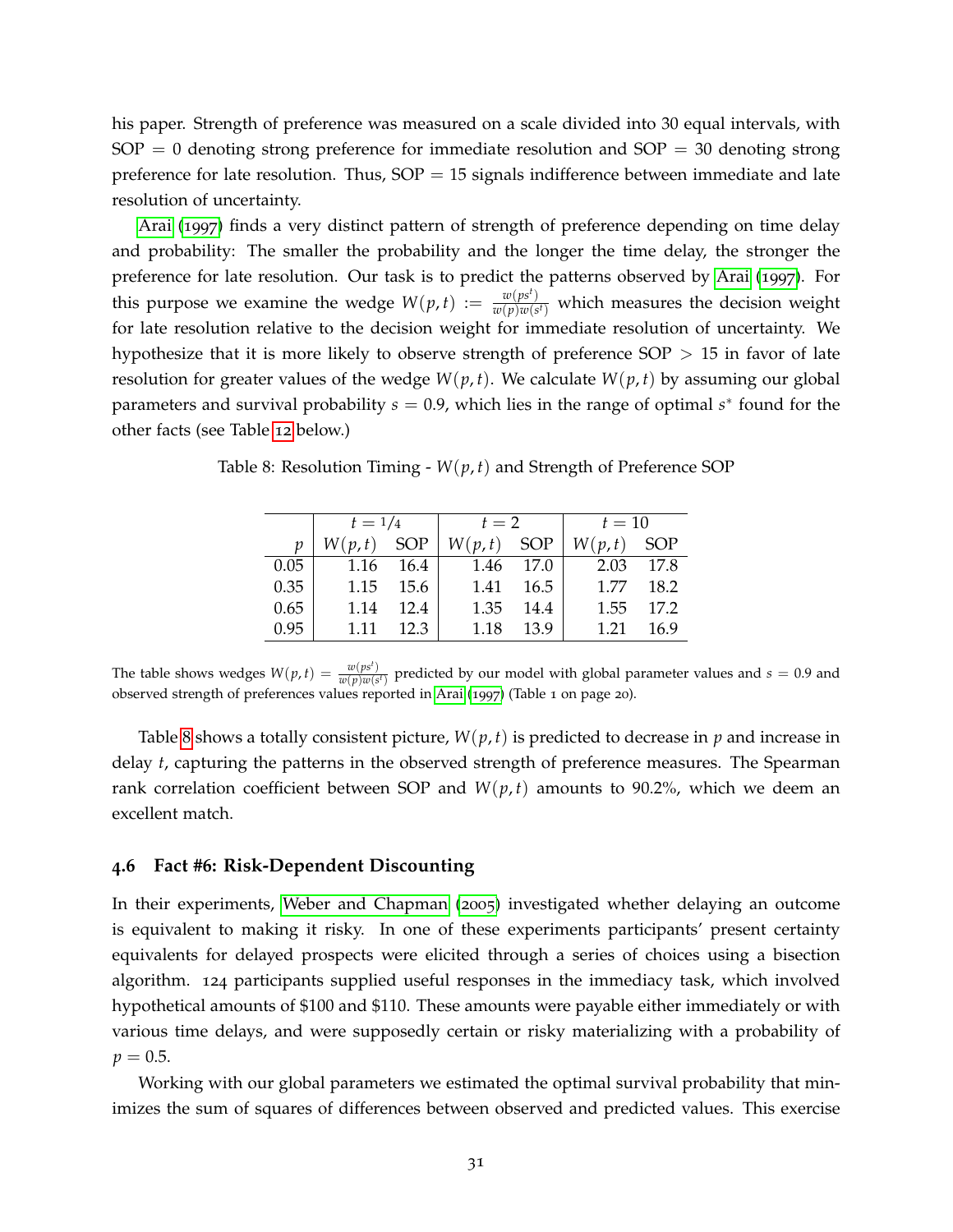his paper. Strength of preference was measured on a scale divided into 30 equal intervals, with SOP = 0 denoting strong preference for immediate resolution and SOP = 30 denoting strong preference for late resolution. Thus, SOP = 15 signals indifference between immediate and late resolution of uncertainty.

Arai (1997) finds a very distinct pattern of strength of preference depending on time delay and probability: The smaller the probability and the longer the time delay, the stronger the preference for late resolution. Our task is to predict the patterns observed by Arai (1997). For this purpose we examine the wedge $W(p,t) := \frac{w(ps^t)}{w(p)w(s^t)}$ which measures the decision weight for late resolution relative to the decision weight for immediate resolution of uncertainty. We hypothesize that it is more likely to observe strength of preference SOP $> 15$ in favor of late resolution for greater values of the wedge $W(p,t)$. We calculate $W(p,t)$ by assuming our global parameters and survival probability $s = 0.9$, which lies in the range of optimal $s^*$ found for the other facts (see Table 12 below.)

Table 8: Resolution Timing - $W(p,t)$ and Strength of Preference SOP

| | $t = 1/4$ | | $t = 2$ | | $t = 10$ | |
|---|---|---|---|---|---|---|
| $p$ | $W(p,t)$ | SOP | $W(p,t)$ | SOP | $W(p,t)$ | SOP |
| 0.05 | 1.16 | 16.4 | 1.46 | 17.0 | 2.03 | 17.8 |
| 0.35 | 1.15 | 15.6 | 1.41 | 16.5 | 1.77 | 18.2 |
| 0.65 | 1.14 | 12.4 | 1.35 | 14.4 | 1.55 | 17.2 |
| 0.95 | 1.11 | 12.3 | 1.18 | 13.9 | 1.21 | 16.9 |

The table shows wedges $W(p,t) = \frac{w(ps^t)}{w(p)w(s^t)}$ predicted by our model with global parameter values and $s = 0.9$ and observed strength of preferences values reported in Arai (1997) (Table 1 on page 20).

Table 8 shows a totally consistent picture, $W(p,t)$ is predicted to decrease in $p$ and increase in delay $t$, capturing the patterns in the observed strength of preference measures. The Spearman rank correlation coefficient between SOP and $W(p,t)$ amounts to 90.2%, which we deem an excellent match.

### 4.6 Fact #6: Risk-Dependent Discounting

In their experiments, Weber and Chapman (2005) investigated whether delaying an outcome is equivalent to making it risky. In one of these experiments participants' present certainty equivalents for delayed prospects were elicited through a series of choices using a bisection algorithm. 124 participants supplied useful responses in the immediacy task, which involved hypothetical amounts of \$100 and \$110. These amounts were payable either immediately or with various time delays, and were supposedly certain or risky materializing with a probability of $p = 0.5$.

Working with our global parameters we estimated the optimal survival probability that minimizes the sum of squares of differences between observed and predicted values. This exercise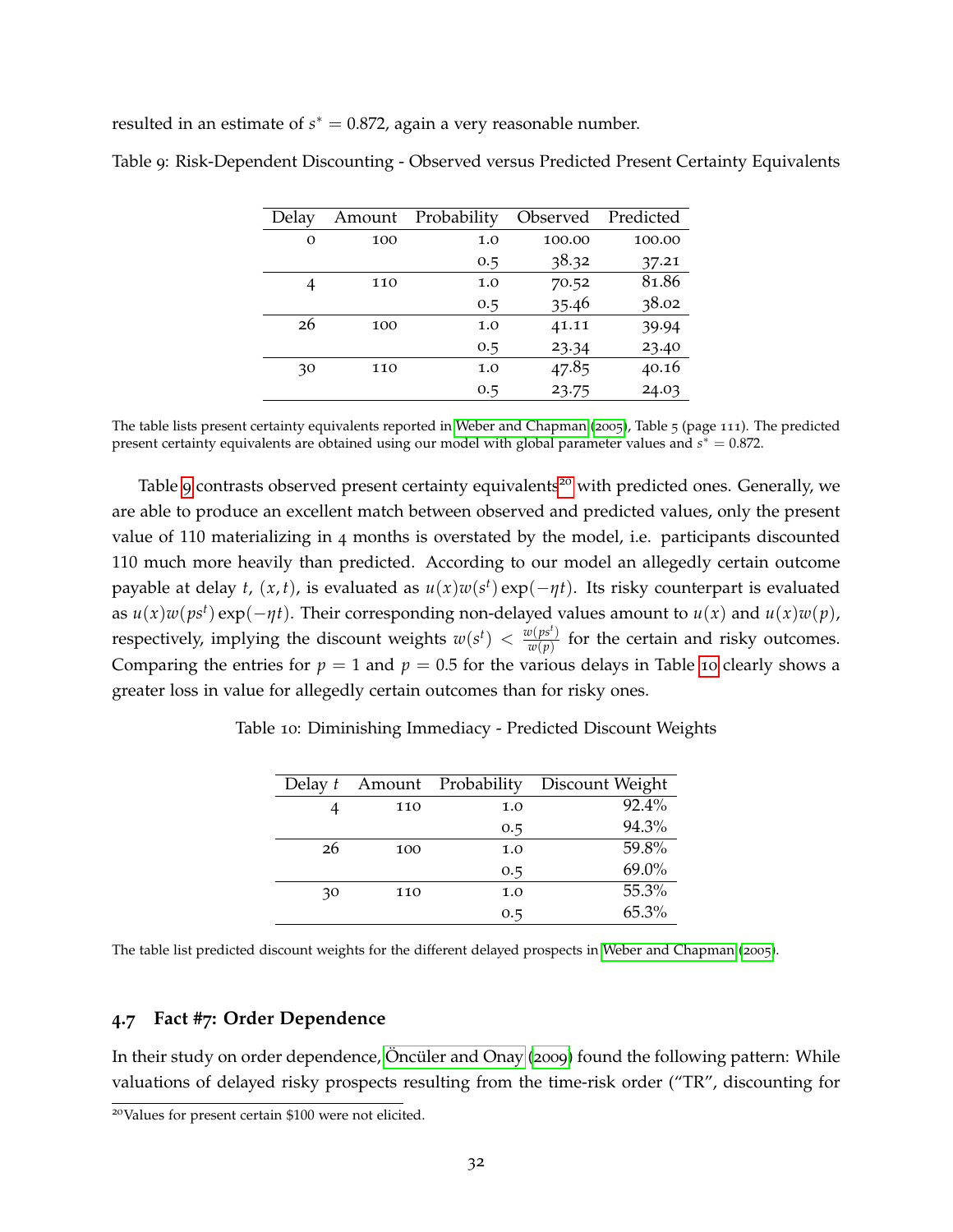resulted in an estimate of $s^* = 0.872$, again a very reasonable number.

Table 9: Risk-Dependent Discounting - Observed versus Predicted Present Certainty Equivalents

| Delay | Amount | Probability | Observed | Predicted |
|---|---|---|---|---|
| 0 | 100 | 1.0 | 100.00 | 100.00 |
| | | 0.5 | 38.32 | 37.21 |
| 4 | 110 | 1.0 | 70.52 | 81.86 |
| | | 0.5 | 35.46 | 38.02 |
| 26 | 100 | 1.0 | 41.11 | 39.94 |
| | | 0.5 | 23.34 | 23.40 |
| 30 | 110 | 1.0 | 47.85 | 40.16 |
| | | 0.5 | 23.75 | 24.03 |

The table lists present certainty equivalents reported in Weber and Chapman (2005), Table 5 (page 111). The predicted present certainty equivalents are obtained using our model with global parameter values and $s^* = 0.872$.

Table 9 contrasts observed present certainty equivalents[20] with predicted ones. Generally, we are able to produce an excellent match between observed and predicted values, only the present value of 110 materializing in 4 months is overstated by the model, i.e. participants discounted 110 much more heavily than predicted. According to our model an allegedly certain outcome payable at delay $t$, $(x, t)$, is evaluated as $u(x)w(s^t)\exp(-\eta t)$. Its risky counterpart is evaluated as $u(x)w(ps^t)\exp(-\eta t)$. Their corresponding non-delayed values amount to $u(x)$ and $u(x)w(p)$, respectively, implying the discount weights $w(s^t) < \frac{w(ps^t)}{w(p)}$ for the certain and risky outcomes. Comparing the entries for $p = 1$ and $p = 0.5$ for the various delays in Table 10 clearly shows a greater loss in value for allegedly certain outcomes than for risky ones.

Table 10: Diminishing Immediacy - Predicted Discount Weights

| Delay $t$ | Amount | Probability | Discount Weight |
|---|---|---|---|
| 4 | 110 | 1.0 | 92.4% |
| | | 0.5 | 94.3% |
| 26 | 100 | 1.0 | 59.8% |
| | | 0.5 | 69.0% |
| 30 | 110 | 1.0 | 55.3% |
| | | 0.5 | 65.3% |

The table list predicted discount weights for the different delayed prospects in Weber and Chapman (2005).

### 4.7 Fact #7: Order Dependence

In their study on order dependence, Öncüler and Onay (2009) found the following pattern: While valuations of delayed risky prospects resulting from the time-risk order ("TR", discounting for

[20]Values for present certain \$100 were not elicited.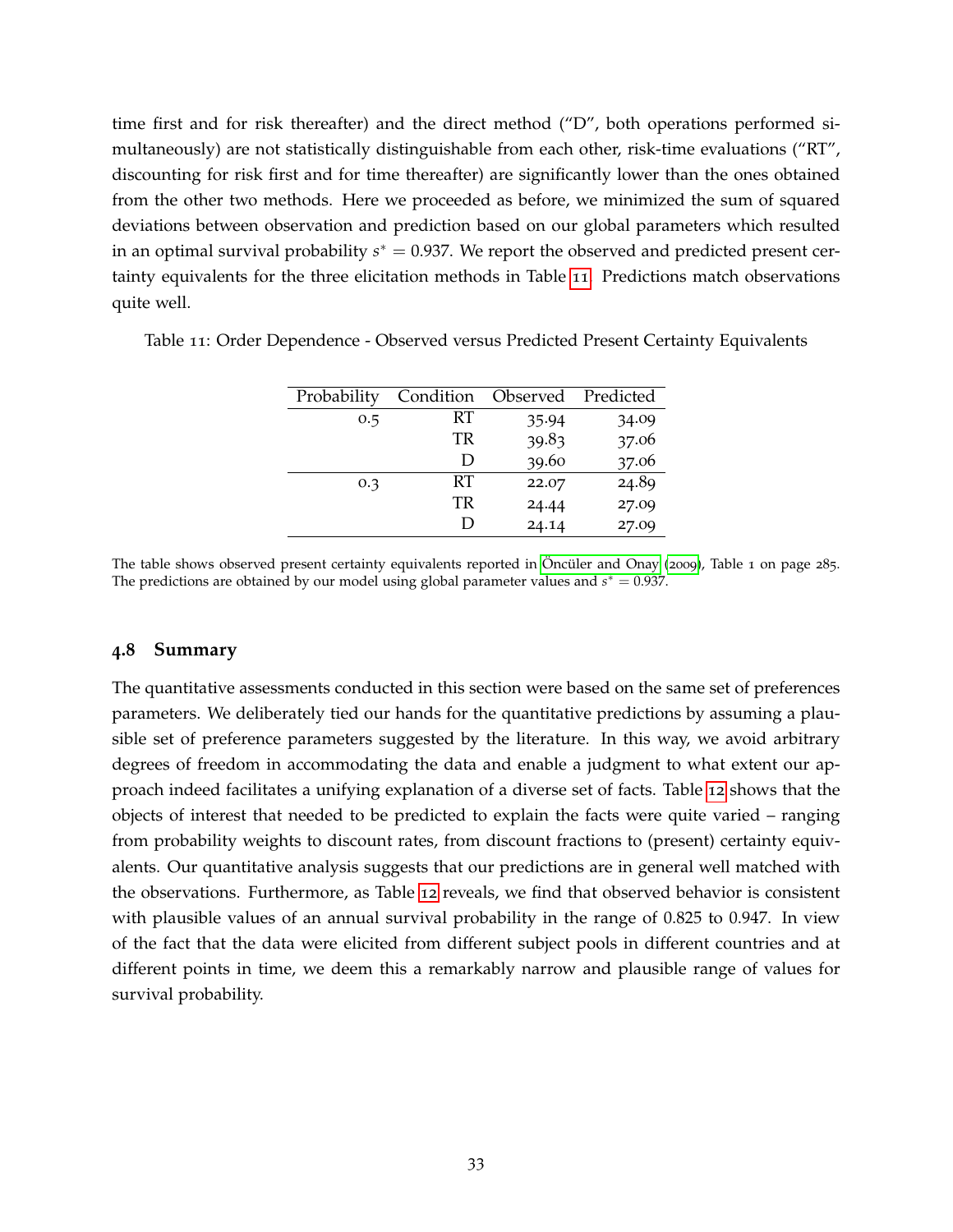time first and for risk thereafter) and the direct method ("D", both operations performed simultaneously) are not statistically distinguishable from each other, risk-time evaluations ("RT", discounting for risk first and for time thereafter) are significantly lower than the ones obtained from the other two methods. Here we proceeded as before, we minimized the sum of squared deviations between observation and prediction based on our global parameters which resulted in an optimal survival probability $s^* = 0.937$. We report the observed and predicted present certainty equivalents for the three elicitation methods in Table 11. Predictions match observations quite well.

Table 11: Order Dependence - Observed versus Predicted Present Certainty Equivalents

| Probability | Condition | Observed | Predicted |
|---|---|---|---|
| 0.5 | RT | 35.94 | 34.09 |
| | TR | 39.83 | 37.06 |
| | D | 39.60 | 37.06 |
| 0.3 | RT | 22.07 | 24.89 |
| | TR | 24.44 | 27.09 |
| | D | 24.14 | 27.09 |

The table shows observed present certainty equivalents reported in Öncüler and Onay (2009), Table 1 on page 285. The predictions are obtained by our model using global parameter values and $s^* = 0.937$.

### 4.8 Summary

The quantitative assessments conducted in this section were based on the same set of preferences parameters. We deliberately tied our hands for the quantitative predictions by assuming a plausible set of preference parameters suggested by the literature. In this way, we avoid arbitrary degrees of freedom in accommodating the data and enable a judgment to what extent our approach indeed facilitates a unifying explanation of a diverse set of facts. Table 12 shows that the objects of interest that needed to be predicted to explain the facts were quite varied – ranging from probability weights to discount rates, from discount fractions to (present) certainty equivalents. Our quantitative analysis suggests that our predictions are in general well matched with the observations. Furthermore, as Table 12 reveals, we find that observed behavior is consistent with plausible values of an annual survival probability in the range of 0.825 to 0.947. In view of the fact that the data were elicited from different subject pools in different countries and at different points in time, we deem this a remarkably narrow and plausible range of values for survival probability.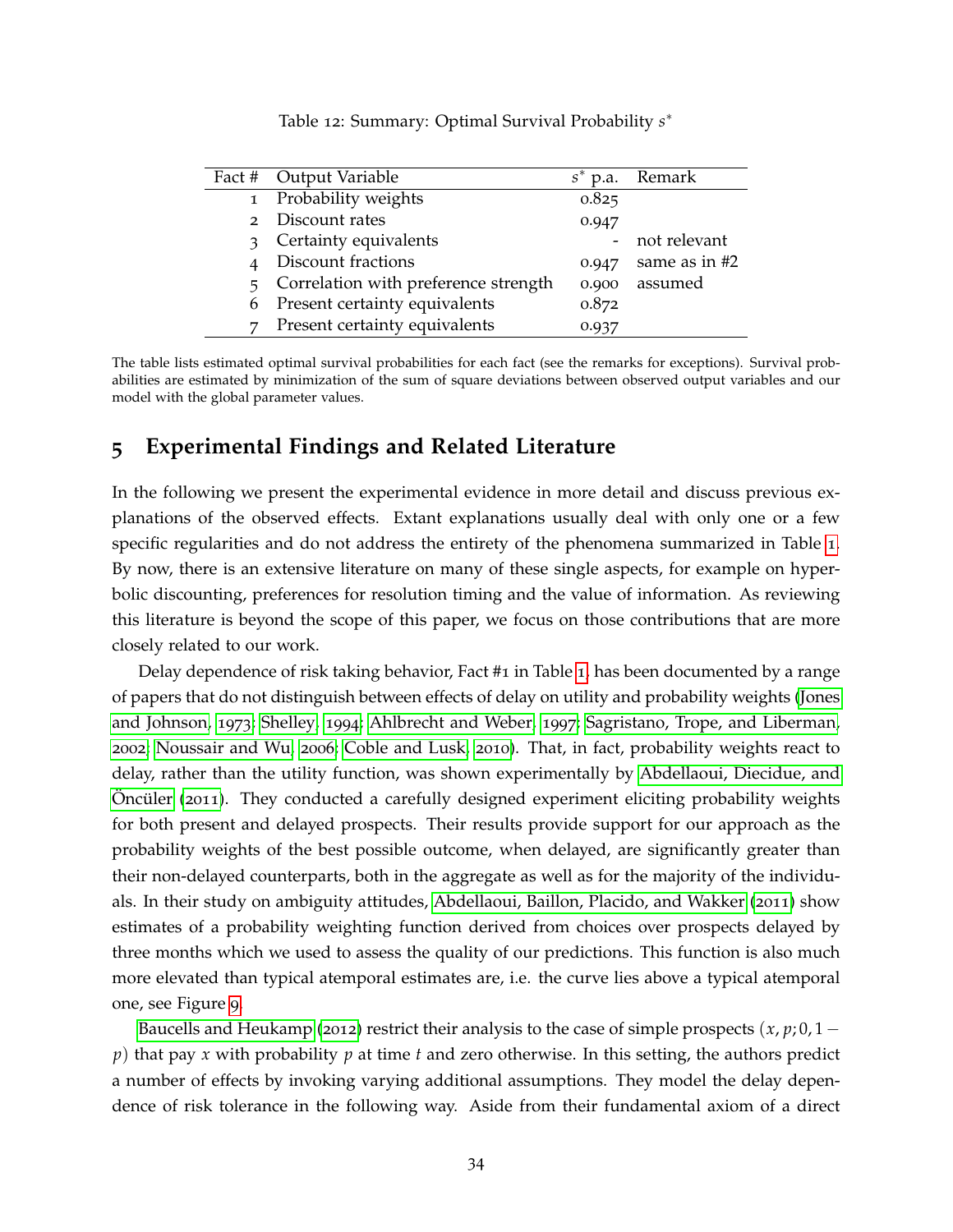Table 12: Summary: Optimal Survival Probability $s^*$

| Fact # | Output Variable | $s^*$ p.a. | Remark |
|---|---|---|---|
| 1 | Probability weights | 0.825 | |
| 2 | Discount rates | 0.947 | |
| 3 | Certainty equivalents | - | not relevant |
| 4 | Discount fractions | 0.947 | same as in #2 |
| 5 | Correlation with preference strength | 0.900 | assumed |
| 6 | Present certainty equivalents | 0.872 | |
| 7 | Present certainty equivalents | 0.937 | |

The table lists estimated optimal survival probabilities for each fact (see the remarks for exceptions). Survival probabilities are estimated by minimization of the sum of square deviations between observed output variables and our model with the global parameter values.

## 5 Experimental Findings and Related Literature

In the following we present the experimental evidence in more detail and discuss previous explanations of the observed effects. Extant explanations usually deal with only one or a few specific regularities and do not address the entirety of the phenomena summarized in Table 1. By now, there is an extensive literature on many of these single aspects, for example on hyperbolic discounting, preferences for resolution timing and the value of information. As reviewing this literature is beyond the scope of this paper, we focus on those contributions that are more closely related to our work.

Delay dependence of risk taking behavior, Fact #1 in Table 1, has been documented by a range of papers that do not distinguish between effects of delay on utility and probability weights (Jones and Johnson, 1973; Shelley, 1994; Ahlbrecht and Weber, 1997; Sagristano, Trope, and Liberman, 2002; Noussair and Wu, 2006; Coble and Lusk, 2010). That, in fact, probability weights react to delay, rather than the utility function, was shown experimentally by Abdellaoui, Diecidue, and Öncüler (2011). They conducted a carefully designed experiment eliciting probability weights for both present and delayed prospects. Their results provide support for our approach as the probability weights of the best possible outcome, when delayed, are significantly greater than their non-delayed counterparts, both in the aggregate as well as for the majority of the individuals. In their study on ambiguity attitudes, Abdellaoui, Baillon, Placido, and Wakker (2011) show estimates of a probability weighting function derived from choices over prospects delayed by three months which we used to assess the quality of our predictions. This function is also much more elevated than typical atemporal estimates are, i.e. the curve lies above a typical atemporal one, see Figure 9.

Baucells and Heukamp (2012) restrict their analysis to the case of simple prospects $(x, p; 0, 1-p)$ that pay $x$ with probability $p$ at time $t$ and zero otherwise. In this setting, the authors predict a number of effects by invoking varying additional assumptions. They model the delay dependence of risk tolerance in the following way. Aside from their fundamental axiom of a direct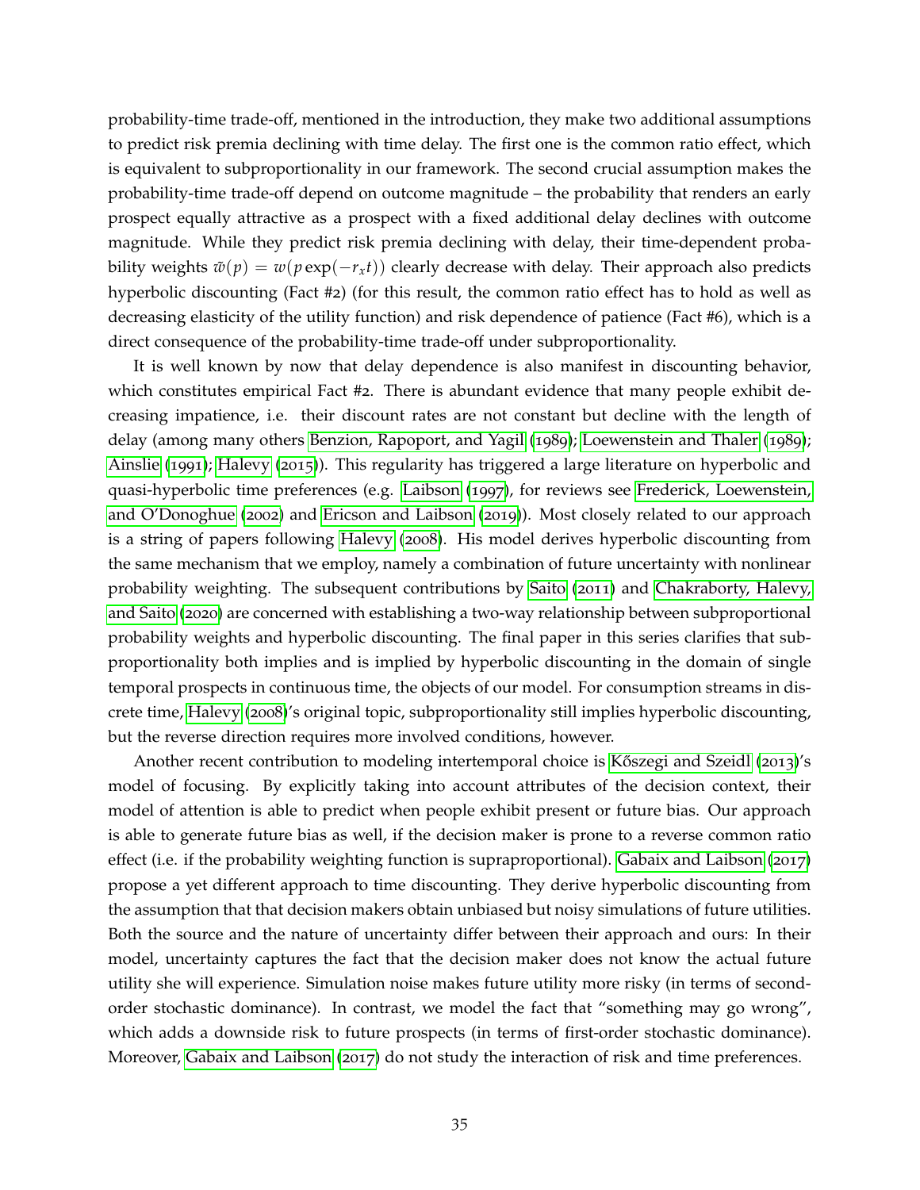probability-time trade-off, mentioned in the introduction, they make two additional assumptions to predict risk premia declining with time delay. The first one is the common ratio effect, which is equivalent to subproportionality in our framework. The second crucial assumption makes the probability-time trade-off depend on outcome magnitude – the probability that renders an early prospect equally attractive as a prospect with a fixed additional delay declines with outcome magnitude. While they predict risk premia declining with delay, their time-dependent probability weights $\tilde{w}(p) = w(p \exp(-r_x t))$ clearly decrease with delay. Their approach also predicts hyperbolic discounting (Fact #2) (for this result, the common ratio effect has to hold as well as decreasing elasticity of the utility function) and risk dependence of patience (Fact #6), which is a direct consequence of the probability-time trade-off under subproportionality.

It is well known by now that delay dependence is also manifest in discounting behavior, which constitutes empirical Fact #2. There is abundant evidence that many people exhibit decreasing impatience, i.e. their discount rates are not constant but decline with the length of delay (among many others Benzion, Rapoport, and Yagil (1989); Loewenstein and Thaler (1989); Ainslie (1991); Halevy (2015)). This regularity has triggered a large literature on hyperbolic and quasi-hyperbolic time preferences (e.g. Laibson (1997), for reviews see Frederick, Loewenstein, and O'Donoghue (2002) and Ericson and Laibson (2019)). Most closely related to our approach is a string of papers following Halevy (2008). His model derives hyperbolic discounting from the same mechanism that we employ, namely a combination of future uncertainty with nonlinear probability weighting. The subsequent contributions by Saito (2011) and Chakraborty, Halevy, and Saito (2020) are concerned with establishing a two-way relationship between subproportional probability weights and hyperbolic discounting. The final paper in this series clarifies that subproportionality both implies and is implied by hyperbolic discounting in the domain of single temporal prospects in continuous time, the objects of our model. For consumption streams in discrete time, Halevy (2008)'s original topic, subproportionality still implies hyperbolic discounting, but the reverse direction requires more involved conditions, however.

Another recent contribution to modeling intertemporal choice is Kőszegi and Szeidl (2013)'s model of focusing. By explicitly taking into account attributes of the decision context, their model of attention is able to predict when people exhibit present or future bias. Our approach is able to generate future bias as well, if the decision maker is prone to a reverse common ratio effect (i.e. if the probability weighting function is supraproportional). Gabaix and Laibson (2017) propose a yet different approach to time discounting. They derive hyperbolic discounting from the assumption that that decision makers obtain unbiased but noisy simulations of future utilities. Both the source and the nature of uncertainty differ between their approach and ours: In their model, uncertainty captures the fact that the decision maker does not know the actual future utility she will experience. Simulation noise makes future utility more risky (in terms of second-order stochastic dominance). In contrast, we model the fact that "something may go wrong", which adds a downside risk to future prospects (in terms of first-order stochastic dominance). Moreover, Gabaix and Laibson (2017) do not study the interaction of risk and time preferences.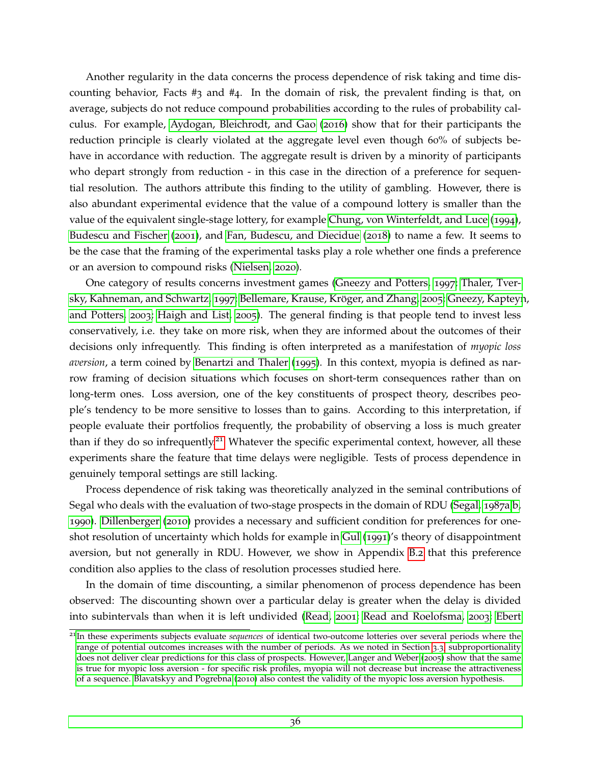Another regularity in the data concerns the process dependence of risk taking and time discounting behavior, Facts #3 and #4. In the domain of risk, the prevalent finding is that, on average, subjects do not reduce compound probabilities according to the rules of probability calculus. For example, Aydogan, Bleichrodt, and Gao (2016) show that for their participants the reduction principle is clearly violated at the aggregate level even though 60% of subjects behave in accordance with reduction. The aggregate result is driven by a minority of participants who depart strongly from reduction - in this case in the direction of a preference for sequential resolution. The authors attribute this finding to the utility of gambling. However, there is also abundant experimental evidence that the value of a compound lottery is smaller than the value of the equivalent single-stage lottery, for example Chung, von Winterfeldt, and Luce (1994), Budescu and Fischer (2001), and Fan, Budescu, and Diecidue (2018) to name a few. It seems to be the case that the framing of the experimental tasks play a role whether one finds a preference or an aversion to compound risks (Nielsen, 2020).

One category of results concerns investment games (Gneezy and Potters, 1997; Thaler, Tversky, Kahneman, and Schwartz, 1997; Bellemare, Krause, Kröger, and Zhang, 2005; Gneezy, Kapteyn, and Potters, 2003; Haigh and List, 2005). The general finding is that people tend to invest less conservatively, i.e. they take on more risk, when they are informed about the outcomes of their decisions only infrequently. This finding is often interpreted as a manifestation of *myopic loss aversion*, a term coined by Benartzi and Thaler (1995). In this context, myopia is defined as narrow framing of decision situations which focuses on short-term consequences rather than on long-term ones. Loss aversion, one of the key constituents of prospect theory, describes people's tendency to be more sensitive to losses than to gains. According to this interpretation, if people evaluate their portfolios frequently, the probability of observing a loss is much greater than if they do so infrequently.[21] Whatever the specific experimental context, however, all these experiments share the feature that time delays were negligible. Tests of process dependence in genuinely temporal settings are still lacking.

Process dependence of risk taking was theoretically analyzed in the seminal contributions of Segal who deals with the evaluation of two-stage prospects in the domain of RDU (Segal, 1987a,b, 1990). Dillenberger (2010) provides a necessary and sufficient condition for preferences for one-shot resolution of uncertainty which holds for example in Gul (1991)'s theory of disappointment aversion, but not generally in RDU. However, we show in Appendix B.2 that this preference condition also applies to the class of resolution processes studied here.

In the domain of time discounting, a similar phenomenon of process dependence has been observed: The discounting shown over a particular delay is greater when the delay is divided into subintervals than when it is left undivided (Read, 2001; Read and Roelofsma, 2003; Ebert

[21] In these experiments subjects evaluate *sequences* of identical two-outcome lotteries over several periods where the range of potential outcomes increases with the number of periods. As we noted in Section 3.3, subproportionality does not deliver clear predictions for this class of prospects. However, Langer and Weber (2005) show that the same is true for myopic loss aversion - for specific risk profiles, myopia will not decrease but increase the attractiveness of a sequence. Blavatskyy and Pogrebna (2010) also contest the validity of the myopic loss aversion hypothesis.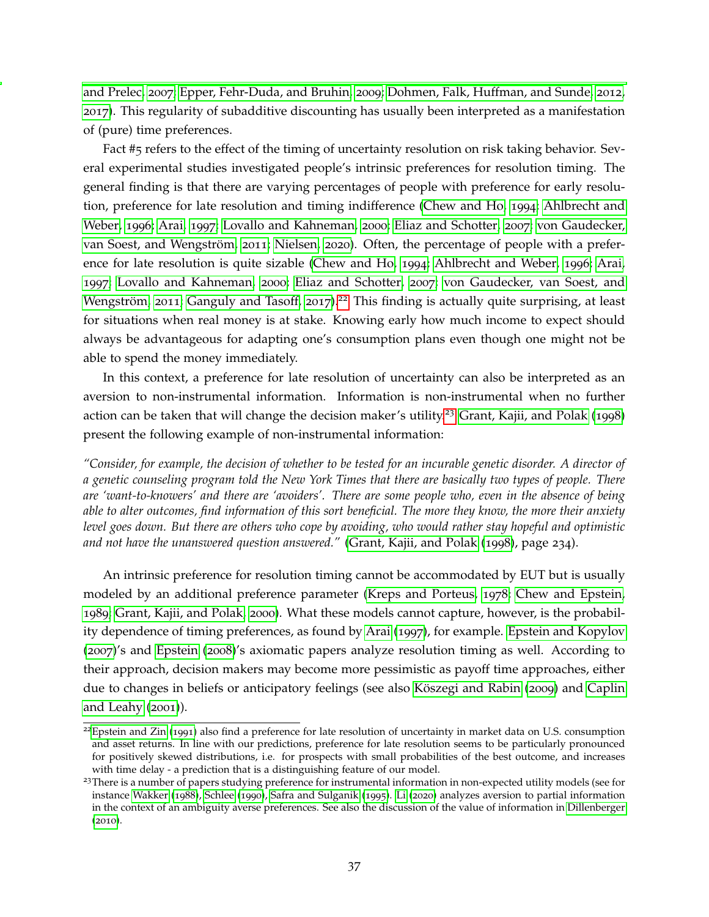and Prelec, 2007; Epper, Fehr-Duda, and Bruhin, 2009; Dohmen, Falk, Huffman, and Sunde, 2012, 2017). This regularity of subadditive discounting has usually been interpreted as a manifestation of (pure) time preferences.

Fact #5 refers to the effect of the timing of uncertainty resolution on risk taking behavior. Several experimental studies investigated people's intrinsic preferences for resolution timing. The general finding is that there are varying percentages of people with preference for early resolution, preference for late resolution and timing indifference (Chew and Ho, 1994; Ahlbrecht and Weber, 1996; Arai, 1997; Lovallo and Kahneman, 2000; Eliaz and Schotter, 2007; von Gaudecker, van Soest, and Wengström, 2011; Nielsen, 2020). Often, the percentage of people with a preference for late resolution is quite sizable (Chew and Ho, 1994; Ahlbrecht and Weber, 1996; Arai, 1997; Lovallo and Kahneman, 2000; Eliaz and Schotter, 2007; von Gaudecker, van Soest, and Wengström, 2011; Ganguly and Tasoff, 2017).[22] This finding is actually quite surprising, at least for situations when real money is at stake. Knowing early how much income to expect should always be advantageous for adapting one's consumption plans even though one might not be able to spend the money immediately.

In this context, a preference for late resolution of uncertainty can also be interpreted as an aversion to non-instrumental information. Information is non-instrumental when no further action can be taken that will change the decision maker's utility.[23] Grant, Kajii, and Polak (1998) present the following example of non-instrumental information:

*"Consider, for example, the decision of whether to be tested for an incurable genetic disorder. A director of a genetic counseling program told the New York Times that there are basically two types of people. There are 'want-to-knowers' and there are 'avoiders'. There are some people who, even in the absence of being able to alter outcomes, find information of this sort beneficial. The more they know, the more their anxiety level goes down. But there are others who cope by avoiding, who would rather stay hopeful and optimistic and not have the unanswered question answered."* (Grant, Kajii, and Polak (1998), page 234).

An intrinsic preference for resolution timing cannot be accommodated by EUT but is usually modeled by an additional preference parameter (Kreps and Porteus, 1978; Chew and Epstein, 1989; Grant, Kajii, and Polak, 2000). What these models cannot capture, however, is the probability dependence of timing preferences, as found by Arai (1997), for example. Epstein and Kopylov (2007)'s and Epstein (2008)'s axiomatic papers analyze resolution timing as well. According to their approach, decision makers may become more pessimistic as payoff time approaches, either due to changes in beliefs or anticipatory feelings (see also Köszegi and Rabin (2009) and Caplin and Leahy (2001)).

---

[22] Epstein and Zin (1991) also find a preference for late resolution of uncertainty in market data on U.S. consumption and asset returns. In line with our predictions, preference for late resolution seems to be particularly pronounced for positively skewed distributions, i.e. for prospects with small probabilities of the best outcome, and increases with time delay - a prediction that is a distinguishing feature of our model.

[23] There is a number of papers studying preference for instrumental information in non-expected utility models (see for instance Wakker (1988), Schlee (1990), Safra and Sulganik (1995). Li (2020) analyzes aversion to partial information in the context of an ambiguity averse preferences. See also the discussion of the value of information in Dillenberger (2010).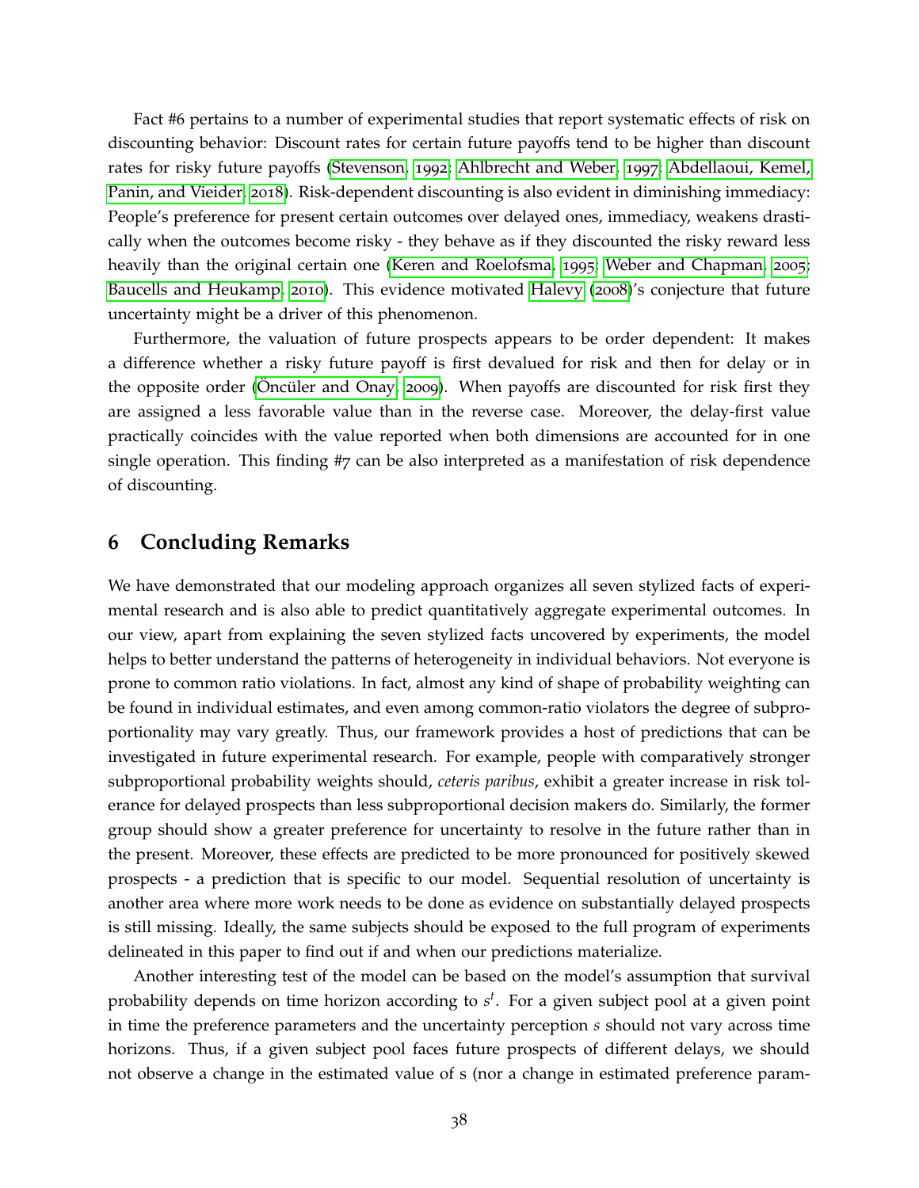Fact #6 pertains to a number of experimental studies that report systematic effects of risk on discounting behavior: Discount rates for certain future payoffs tend to be higher than discount rates for risky future payoffs (Stevenson, 1992; Ahlbrecht and Weber, 1997; Abdellaoui, Kemel, Panin, and Vieider, 2018). Risk-dependent discounting is also evident in diminishing immediacy: People's preference for present certain outcomes over delayed ones, immediacy, weakens drastically when the outcomes become risky - they behave as if they discounted the risky reward less heavily than the original certain one (Keren and Roelofsma, 1995; Weber and Chapman, 2005; Baucells and Heukamp, 2010). This evidence motivated Halevy (2008)'s conjecture that future uncertainty might be a driver of this phenomenon.

Furthermore, the valuation of future prospects appears to be order dependent: It makes a difference whether a risky future payoff is first devalued for risk and then for delay or in the opposite order (Öncüler and Onay, 2009). When payoffs are discounted for risk first they are assigned a less favorable value than in the reverse case. Moreover, the delay-first value practically coincides with the value reported when both dimensions are accounted for in one single operation. This finding #7 can be also interpreted as a manifestation of risk dependence of discounting.

## 6 Concluding Remarks

We have demonstrated that our modeling approach organizes all seven stylized facts of experimental research and is also able to predict quantitatively aggregate experimental outcomes. In our view, apart from explaining the seven stylized facts uncovered by experiments, the model helps to better understand the patterns of heterogeneity in individual behaviors. Not everyone is prone to common ratio violations. In fact, almost any kind of shape of probability weighting can be found in individual estimates, and even among common-ratio violators the degree of subproportionality may vary greatly. Thus, our framework provides a host of predictions that can be investigated in future experimental research. For example, people with comparatively stronger subproportional probability weights should, *ceteris paribus*, exhibit a greater increase in risk tolerance for delayed prospects than less subproportional decision makers do. Similarly, the former group should show a greater preference for uncertainty to resolve in the future rather than in the present. Moreover, these effects are predicted to be more pronounced for positively skewed prospects - a prediction that is specific to our model. Sequential resolution of uncertainty is another area where more work needs to be done as evidence on substantially delayed prospects is still missing. Ideally, the same subjects should be exposed to the full program of experiments delineated in this paper to find out if and when our predictions materialize.

Another interesting test of the model can be based on the model's assumption that survival probability depends on time horizon according to $s^t$. For a given subject pool at a given point in time the preference parameters and the uncertainty perception $s$ should not vary across time horizons. Thus, if a given subject pool faces future prospects of different delays, we should not observe a change in the estimated value of s (nor a change in estimated preference param-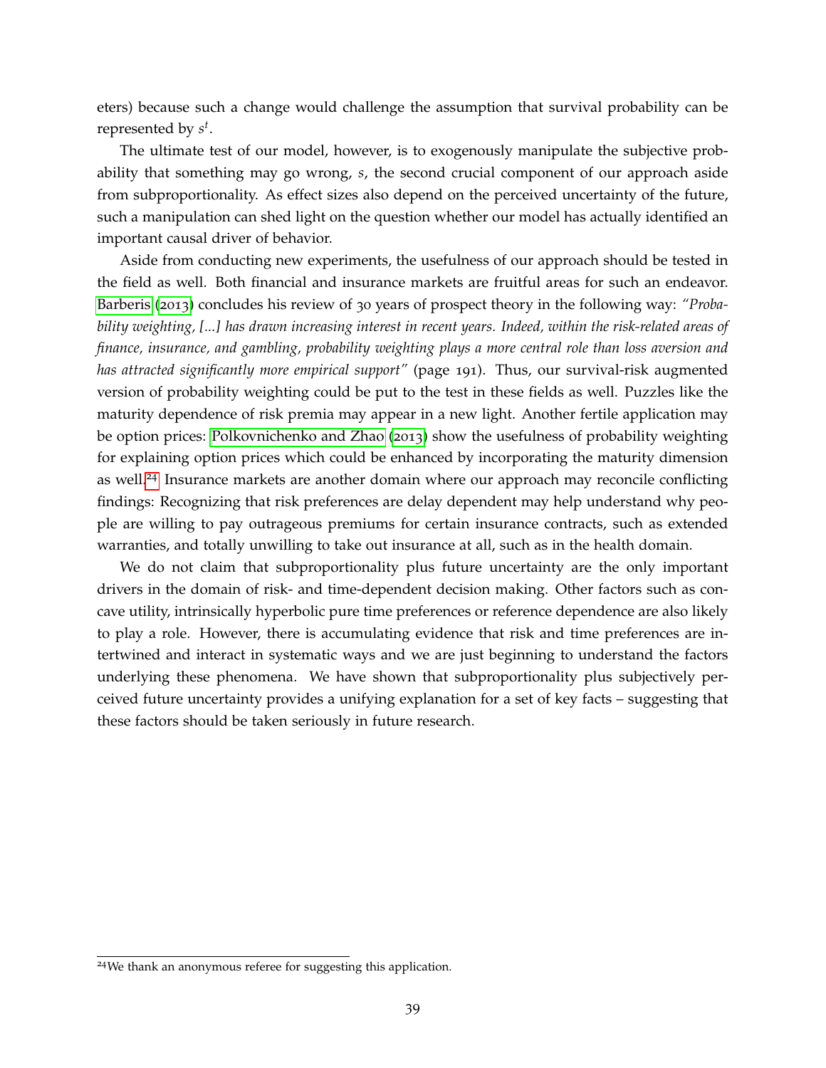eters) because such a change would challenge the assumption that survival probability can be represented by $s^t$.

The ultimate test of our model, however, is to exogenously manipulate the subjective probability that something may go wrong, $s$, the second crucial component of our approach aside from subproportionality. As effect sizes also depend on the perceived uncertainty of the future, such a manipulation can shed light on the question whether our model has actually identified an important causal driver of behavior.

Aside from conducting new experiments, the usefulness of our approach should be tested in the field as well. Both financial and insurance markets are fruitful areas for such an endeavor. Barberis (2013) concludes his review of 30 years of prospect theory in the following way: *"Probability weighting, [...] has drawn increasing interest in recent years. Indeed, within the risk-related areas of finance, insurance, and gambling, probability weighting plays a more central role than loss aversion and has attracted significantly more empirical support"* (page 191). Thus, our survival-risk augmented version of probability weighting could be put to the test in these fields as well. Puzzles like the maturity dependence of risk premia may appear in a new light. Another fertile application may be option prices: Polkovnichenko and Zhao (2013) show the usefulness of probability weighting for explaining option prices which could be enhanced by incorporating the maturity dimension as well.[24] Insurance markets are another domain where our approach may reconcile conflicting findings: Recognizing that risk preferences are delay dependent may help understand why people are willing to pay outrageous premiums for certain insurance contracts, such as extended warranties, and totally unwilling to take out insurance at all, such as in the health domain.

We do not claim that subproportionality plus future uncertainty are the only important drivers in the domain of risk- and time-dependent decision making. Other factors such as concave utility, intrinsically hyperbolic pure time preferences or reference dependence are also likely to play a role. However, there is accumulating evidence that risk and time preferences are intertwined and interact in systematic ways and we are just beginning to understand the factors underlying these phenomena. We have shown that subproportionality plus subjectively perceived future uncertainty provides a unifying explanation for a set of key facts – suggesting that these factors should be taken seriously in future research.

[24] We thank an anonymous referee for suggesting this application.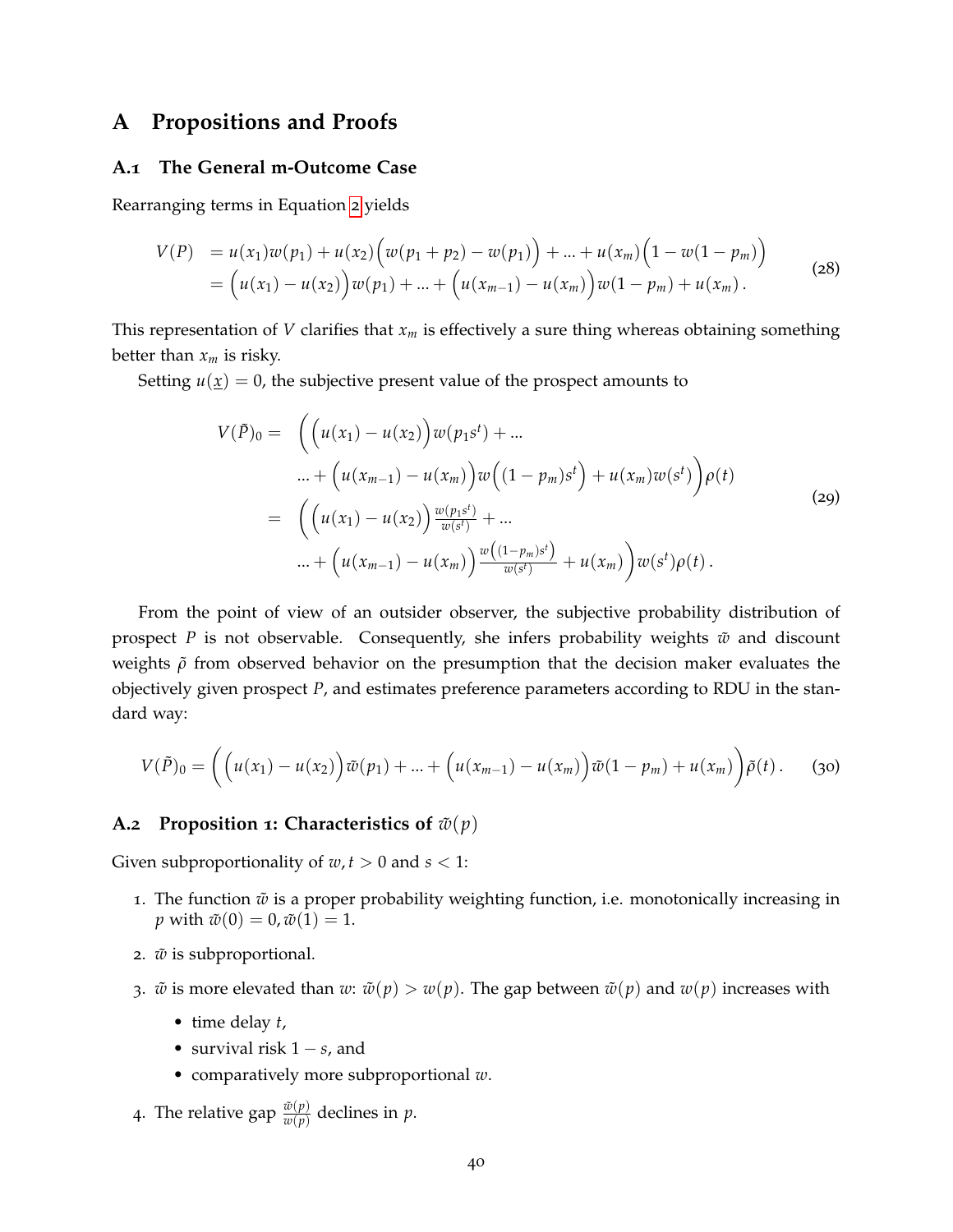# A Propositions and Proofs

## A.1 The General m-Outcome Case

Rearranging terms in Equation 2 yields

$$
\begin{aligned}
V(P) &= u(x_1)w(p_1) + u(x_2)\Big(w(p_1+p_2) - w(p_1)\Big) + ... + u(x_m)\Big(1 - w(1-p_m)\Big) \\
&= \Big(u(x_1) - u(x_2)\Big)w(p_1) + ... + \Big(u(x_{m-1}) - u(x_m)\Big)w(1-p_m) + u(x_m)\,.
\end{aligned}
\tag{28}
$$

This representation of $V$ clarifies that $x_m$ is effectively a sure thing whereas obtaining something better than $x_m$ is risky.

Setting $u(\underline{x}) = 0$, the subjective present value of the prospect amounts to

$$
\begin{aligned}
V(\tilde{P})_0 = \;& \Bigg(\Big(u(x_1) - u(x_2)\Big)w(p_1 s^t) + ... \\
& ... + \Big(u(x_{m-1}) - u(x_m)\Big)w\Big((1-p_m)s^t\Big) + u(x_m)w(s^t)\Bigg)\rho(t) \\
= \;& \Bigg(\Big(u(x_1) - u(x_2)\Big)\frac{w(p_1 s^t)}{w(s^t)} + ... \\
& ... + \Big(u(x_{m-1}) - u(x_m)\Big)\frac{w\Big((1-p_m)s^t\Big)}{w(s^t)} + u(x_m)\Bigg)w(s^t)\rho(t)\,.
\end{aligned}
\tag{29}
$$

From the point of view of an outsider observer, the subjective probability distribution of prospect $P$ is not observable. Consequently, she infers probability weights $\tilde{w}$ and discount weights $\tilde{\rho}$ from observed behavior on the presumption that the decision maker evaluates the objectively given prospect $P$, and estimates preference parameters according to RDU in the standard way:

$$
V(\tilde{P})_0 = \Bigg(\Big(u(x_1) - u(x_2)\Big)\tilde{w}(p_1) + ... + \Big(u(x_{m-1}) - u(x_m)\Big)\tilde{w}(1-p_m) + u(x_m)\Bigg)\tilde{\rho}(t)\,. \tag{30}
$$

## A.2 Proposition 1: Characteristics of $\tilde{w}(p)$

Given subproportionality of $w, t > 0$ and $s < 1$:

1. The function $\tilde{w}$ is a proper probability weighting function, i.e. monotonically increasing in $p$ with $\tilde{w}(0) = 0, \tilde{w}(1) = 1$.
2. $\tilde{w}$ is subproportional.
3. $\tilde{w}$ is more elevated than $w$: $\tilde{w}(p) > w(p)$. The gap between $\tilde{w}(p)$ and $w(p)$ increases with
   - time delay $t$,
   - survival risk $1 - s$, and
   - comparatively more subproportional $w$.
4. The relative gap $\frac{\tilde{w}(p)}{w(p)}$ declines in $p$.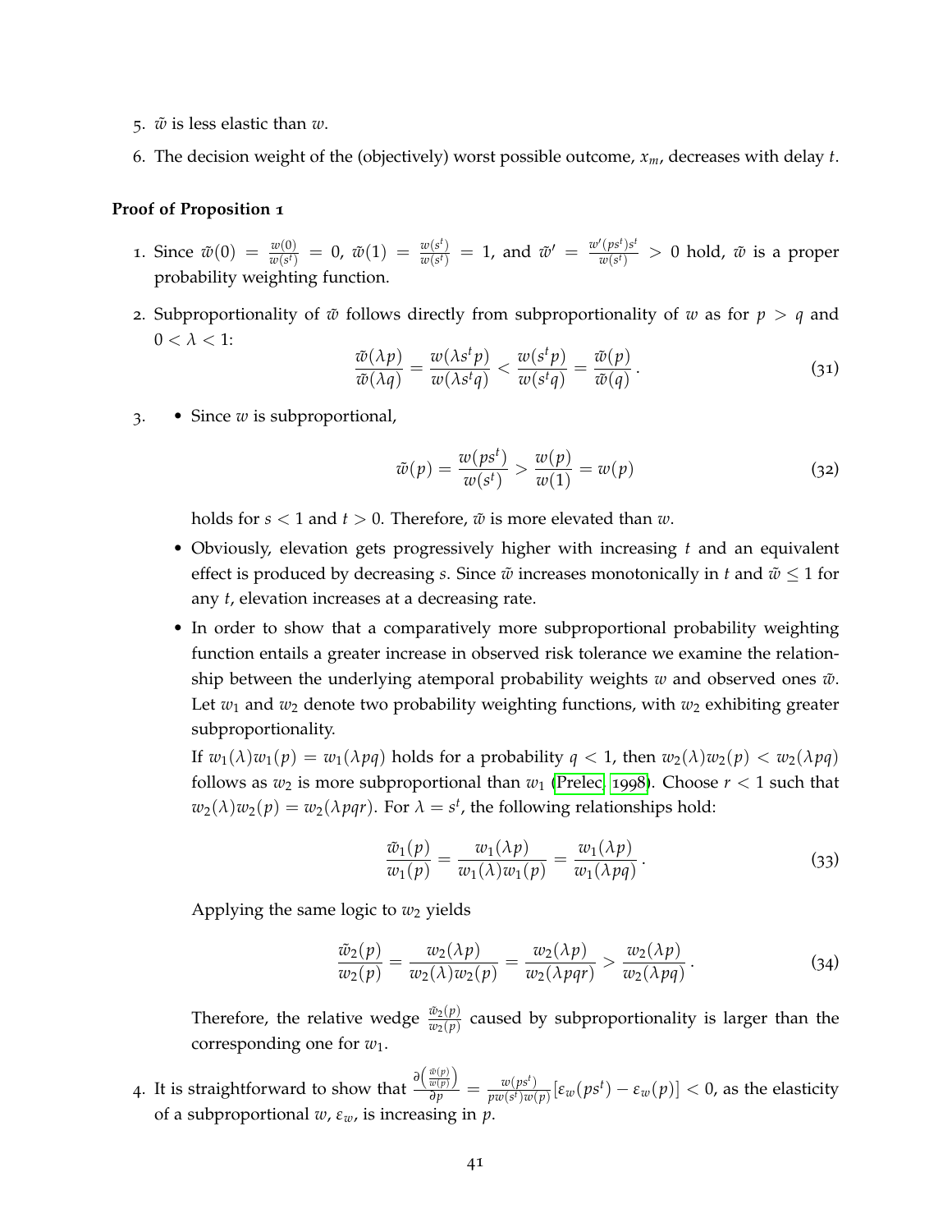5. $\tilde{w}$ is less elastic than $w$.
6. The decision weight of the (objectively) worst possible outcome, $x_m$, decreases with delay $t$.

**Proof of Proposition 1**

1. Since $\tilde{w}(0) = \frac{w(0)}{w(s^t)} = 0$, $\tilde{w}(1) = \frac{w(s^t)}{w(s^t)} = 1$, and $\tilde{w}' = \frac{w'(ps^t)s^t}{w(s^t)} > 0$ hold, $\tilde{w}$ is a proper probability weighting function.

2. Subproportionality of $\tilde{w}$ follows directly from subproportionality of $w$ as for $p > q$ and $0 < \lambda < 1$:
$$\frac{\tilde{w}(\lambda p)}{\tilde{w}(\lambda q)} = \frac{w(\lambda s^t p)}{w(\lambda s^t q)} < \frac{w(s^t p)}{w(s^t q)} = \frac{\tilde{w}(p)}{\tilde{w}(q)}\,. \tag{31}$$

3. 
   - Since $w$ is subproportional,
   $$\tilde{w}(p) = \frac{w(ps^t)}{w(s^t)} > \frac{w(p)}{w(1)} = w(p) \tag{32}$$
   holds for $s < 1$ and $t > 0$. Therefore, $\tilde{w}$ is more elevated than $w$.
   - Obviously, elevation gets progressively higher with increasing $t$ and an equivalent effect is produced by decreasing $s$. Since $\tilde{w}$ increases monotonically in $t$ and $\tilde{w} \leq 1$ for any $t$, elevation increases at a decreasing rate.
   - In order to show that a comparatively more subproportional probability weighting function entails a greater increase in observed risk tolerance we examine the relationship between the underlying atemporal probability weights $w$ and observed ones $\tilde{w}$. Let $w_1$ and $w_2$ denote two probability weighting functions, with $w_2$ exhibiting greater subproportionality.

   If $w_1(\lambda)w_1(p) = w_1(\lambda pq)$ holds for a probability $q < 1$, then $w_2(\lambda)w_2(p) < w_2(\lambda pq)$ follows as $w_2$ is more subproportional than $w_1$ (Prelec, 1998). Choose $r < 1$ such that $w_2(\lambda)w_2(p) = w_2(\lambda pqr)$. For $\lambda = s^t$, the following relationships hold:
   $$\frac{\tilde{w}_1(p)}{w_1(p)} = \frac{w_1(\lambda p)}{w_1(\lambda)w_1(p)} = \frac{w_1(\lambda p)}{w_1(\lambda pq)}\,. \tag{33}$$
   Applying the same logic to $w_2$ yields
   $$\frac{\tilde{w}_2(p)}{w_2(p)} = \frac{w_2(\lambda p)}{w_2(\lambda)w_2(p)} = \frac{w_2(\lambda p)}{w_2(\lambda pqr)} > \frac{w_2(\lambda p)}{w_2(\lambda pq)}\,. \tag{34}$$
   Therefore, the relative wedge $\frac{\tilde{w}_2(p)}{w_2(p)}$ caused by subproportionality is larger than the corresponding one for $w_1$.

4. It is straightforward to show that $\frac{\partial\left(\frac{\tilde{w}(p)}{w(p)}\right)}{\partial p} = \frac{w(ps^t)}{pw(s^t)w(p)}[\varepsilon_w(ps^t) - \varepsilon_w(p)] < 0$, as the elasticity of a subproportional $w$, $\varepsilon_w$, is increasing in $p$.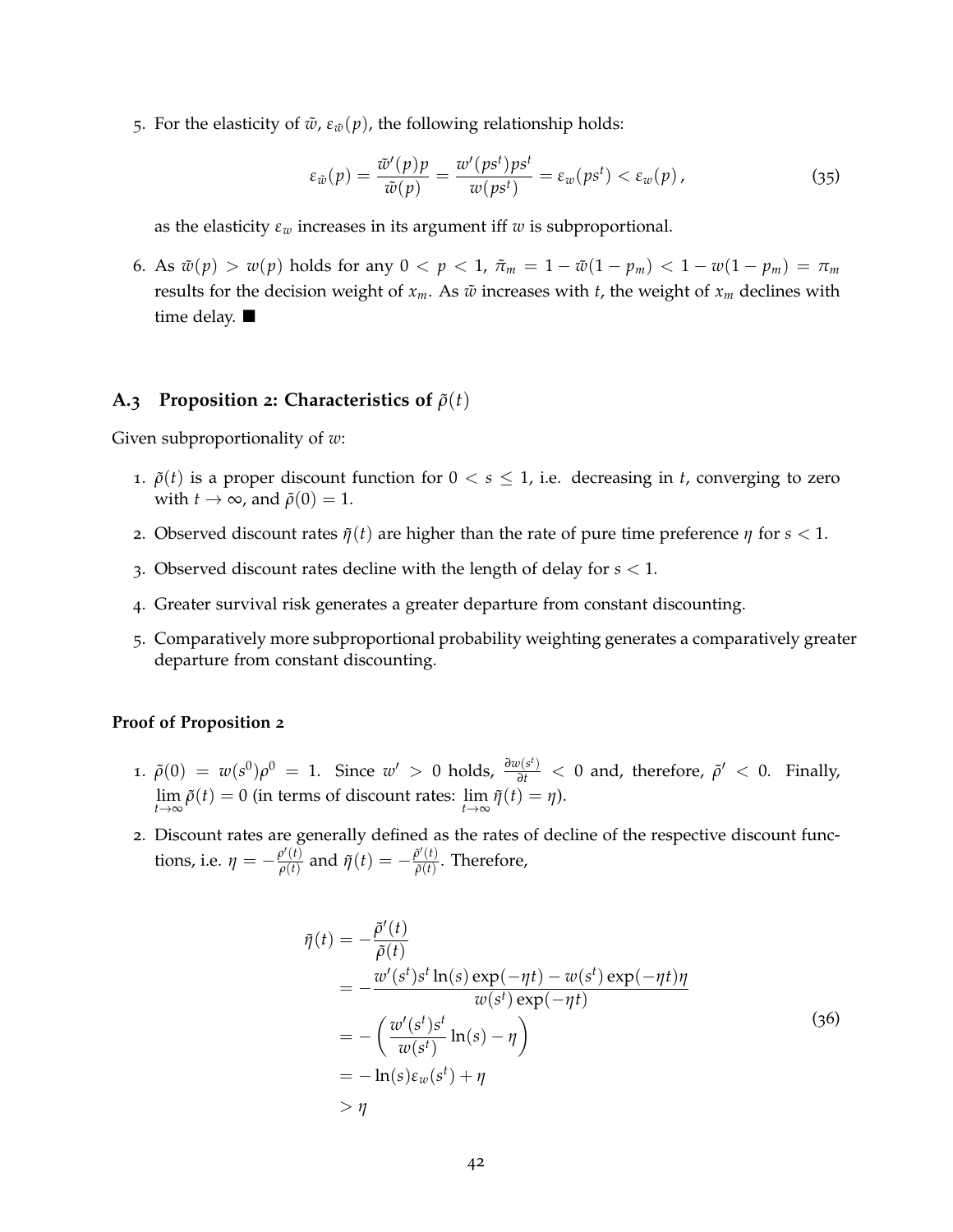5. For the elasticity of $\tilde{w}$, $\varepsilon_{\tilde{w}}(p)$, the following relationship holds:

$$\varepsilon_{\tilde{w}}(p) = \frac{\tilde{w}'(p)p}{\tilde{w}(p)} = \frac{w'(ps^t)ps^t}{w(ps^t)} = \varepsilon_w(ps^t) < \varepsilon_w(p)\,, \tag{35}$$

   as the elasticity $\varepsilon_w$ increases in its argument iff $w$ is subproportional.

6. As $\tilde{w}(p) > w(p)$ holds for any $0 < p < 1$, $\tilde{\pi}_m = 1 - \tilde{w}(1 - p_m) < 1 - w(1 - p_m) = \pi_m$ results for the decision weight of $x_m$. As $\tilde{w}$ increases with $t$, the weight of $x_m$ declines with time delay. ■

### A.3 Proposition 2: Characteristics of $\tilde{\rho}(t)$

Given subproportionality of $w$:

1. $\tilde{\rho}(t)$ is a proper discount function for $0 < s \leq 1$, i.e. decreasing in $t$, converging to zero with $t \to \infty$, and $\tilde{\rho}(0) = 1$.
2. Observed discount rates $\tilde{\eta}(t)$ are higher than the rate of pure time preference $\eta$ for $s < 1$.
3. Observed discount rates decline with the length of delay for $s < 1$.
4. Greater survival risk generates a greater departure from constant discounting.
5. Comparatively more subproportional probability weighting generates a comparatively greater departure from constant discounting.

**Proof of Proposition 2**

1. $\tilde{\rho}(0) = w(s^0)\rho^0 = 1$. Since $w' > 0$ holds, $\frac{\partial w(s^t)}{\partial t} < 0$ and, therefore, $\tilde{\rho}' < 0$. Finally, $\lim_{t\to\infty} \tilde{\rho}(t) = 0$ (in terms of discount rates: $\lim_{t\to\infty} \tilde{\eta}(t) = \eta$).

2. Discount rates are generally defined as the rates of decline of the respective discount functions, i.e. $\eta = -\frac{\rho'(t)}{\rho(t)}$ and $\tilde{\eta}(t) = -\frac{\tilde{\rho}'(t)}{\tilde{\rho}(t)}$. Therefore,

$$\begin{aligned}
\tilde{\eta}(t) &= -\frac{\tilde{\rho}'(t)}{\tilde{\rho}(t)} \\
&= -\frac{w'(s^t)s^t \ln(s)\exp(-\eta t) - w(s^t)\exp(-\eta t)\eta}{w(s^t)\exp(-\eta t)} \\
&= -\left(\frac{w'(s^t)s^t}{w(s^t)}\ln(s) - \eta\right) \\
&= -\ln(s)\varepsilon_w(s^t) + \eta \\
&> \eta
\end{aligned} \tag{36}$$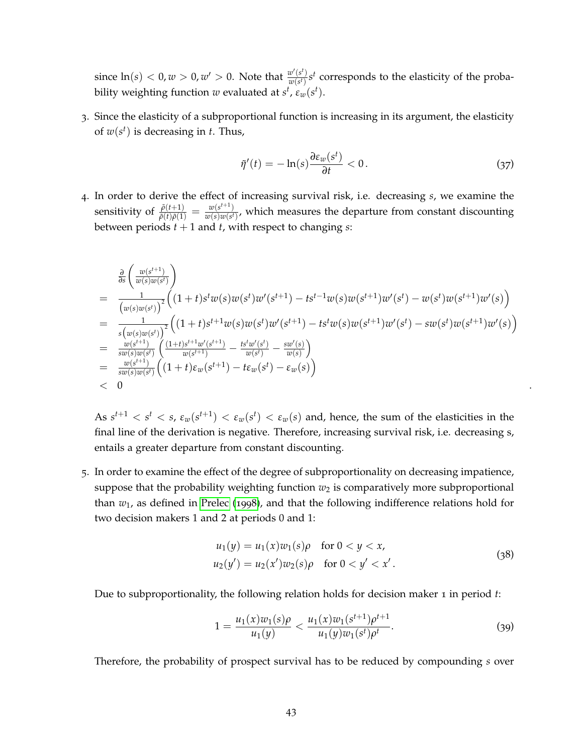since $\ln(s) < 0, w > 0, w' > 0$. Note that $\frac{w'(s^t)}{w(s^t)}s^t$ corresponds to the elasticity of the probability weighting function $w$ evaluated at $s^t$, $\varepsilon_w(s^t)$.

3. Since the elasticity of a subproportional function is increasing in its argument, the elasticity of $w(s^t)$ is decreasing in $t$. Thus,

$$\tilde{\eta}'(t) = -\ln(s)\frac{\partial \varepsilon_w(s^t)}{\partial t} < 0\,. \tag{37}$$

4. In order to derive the effect of increasing survival risk, i.e. decreasing $s$, we examine the sensitivity of $\frac{\tilde{\rho}(t+1)}{\tilde{\rho}(t)\tilde{\rho}(1)} = \frac{w(s^{t+1})}{w(s)w(s^t)}$, which measures the departure from constant discounting between periods $t+1$ and $t$, with respect to changing $s$:

$$
\begin{aligned}
& \frac{\partial}{\partial s}\left(\frac{w(s^{t+1})}{w(s)w(s^t)}\right) \\
= \;& \frac{1}{\left(w(s)w(s^t)\right)^2}\Big((1+t)s^t w(s)w(s^t)w'(s^{t+1}) - ts^{t-1}w(s)w(s^{t+1})w'(s^t) - w(s^t)w(s^{t+1})w'(s)\Big) \\
= \;& \frac{1}{s\left(w(s)w(s^t)\right)^2}\Big((1+t)s^{t+1} w(s)w(s^t)w'(s^{t+1}) - ts^{t}w(s)w(s^{t+1})w'(s^t) - sw(s^t)w(s^{t+1})w'(s)\Big) \\
= \;& \frac{w(s^{t+1})}{sw(s)w(s^t)}\left(\frac{(1+t)s^{t+1}w'(s^{t+1})}{w(s^{t+1})} - \frac{ts^t w'(s^t)}{w(s^t)} - \frac{sw'(s)}{w(s)}\right) \\
= \;& \frac{w(s^{t+1})}{sw(s)w(s^t)}\Big((1+t)\varepsilon_w(s^{t+1}) - t\varepsilon_w(s^t) - \varepsilon_w(s)\Big) \\
< \;& 0\,.
\end{aligned}
$$

As $s^{t+1} < s^t < s$, $\varepsilon_w(s^{t+1}) < \varepsilon_w(s^t) < \varepsilon_w(s)$ and, hence, the sum of the elasticities in the final line of the derivation is negative. Therefore, increasing survival risk, i.e. decreasing s, entails a greater departure from constant discounting.

5. In order to examine the effect of the degree of subproportionality on decreasing impatience, suppose that the probability weighting function $w_2$ is comparatively more subproportional than $w_1$, as defined in Prelec (1998), and that the following indifference relations hold for two decision makers 1 and 2 at periods 0 and 1:

$$
\begin{aligned}
u_1(y) &= u_1(x)w_1(s)\rho \quad \text{for } 0 < y < x, \\
u_2(y') &= u_2(x')w_2(s)\rho \quad \text{for } 0 < y' < x'\,.
\end{aligned}
\tag{38}
$$

Due to subproportionality, the following relation holds for decision maker 1 in period $t$:

$$1 = \frac{u_1(x)w_1(s)\rho}{u_1(y)} < \frac{u_1(x)w_1(s^{t+1})\rho^{t+1}}{u_1(y)w_1(s^t)\rho^t}. \tag{39}$$

Therefore, the probability of prospect survival has to be reduced by compounding $s$ over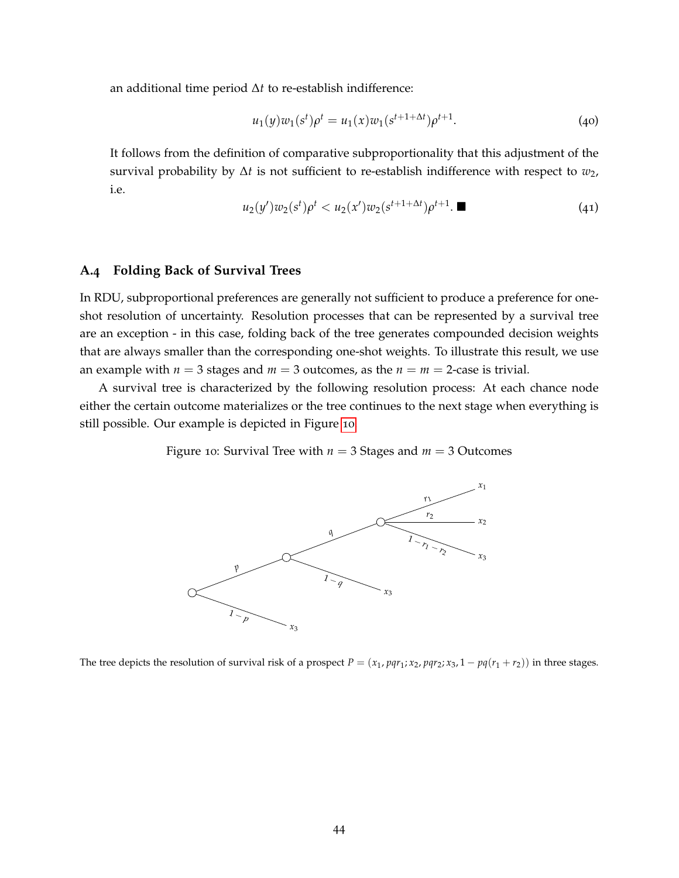an additional time period $\Delta t$ to re-establish indifference:

$$u_1(y)w_1(s^t)\rho^t = u_1(x)w_1(s^{t+1+\Delta t})\rho^{t+1}. \tag{40}$$

It follows from the definition of comparative subproportionality that this adjustment of the survival probability by $\Delta t$ is not sufficient to re-establish indifference with respect to $w_2$, i.e.

$$u_2(y')w_2(s^t)\rho^t < u_2(x')w_2(s^{t+1+\Delta t})\rho^{t+1}. \blacksquare \tag{41}$$

## A.4 Folding Back of Survival Trees

In RDU, subproportional preferences are generally not sufficient to produce a preference for one-shot resolution of uncertainty. Resolution processes that can be represented by a survival tree are an exception - in this case, folding back of the tree generates compounded decision weights that are always smaller than the corresponding one-shot weights. To illustrate this result, we use an example with $n = 3$ stages and $m = 3$ outcomes, as the $n = m = 2$-case is trivial.

A survival tree is characterized by the following resolution process: At each chance node either the certain outcome materializes or the tree continues to the next stage when everything is still possible. Our example is depicted in Figure 10

Figure 10: Survival Tree with $n = 3$ Stages and $m = 3$ Outcomes

The tree depicts the resolution of survival risk of a prospect $P = (x_1, pqr_1; x_2, pqr_2; x_3, 1 - pq(r_1 + r_2))$ in three stages.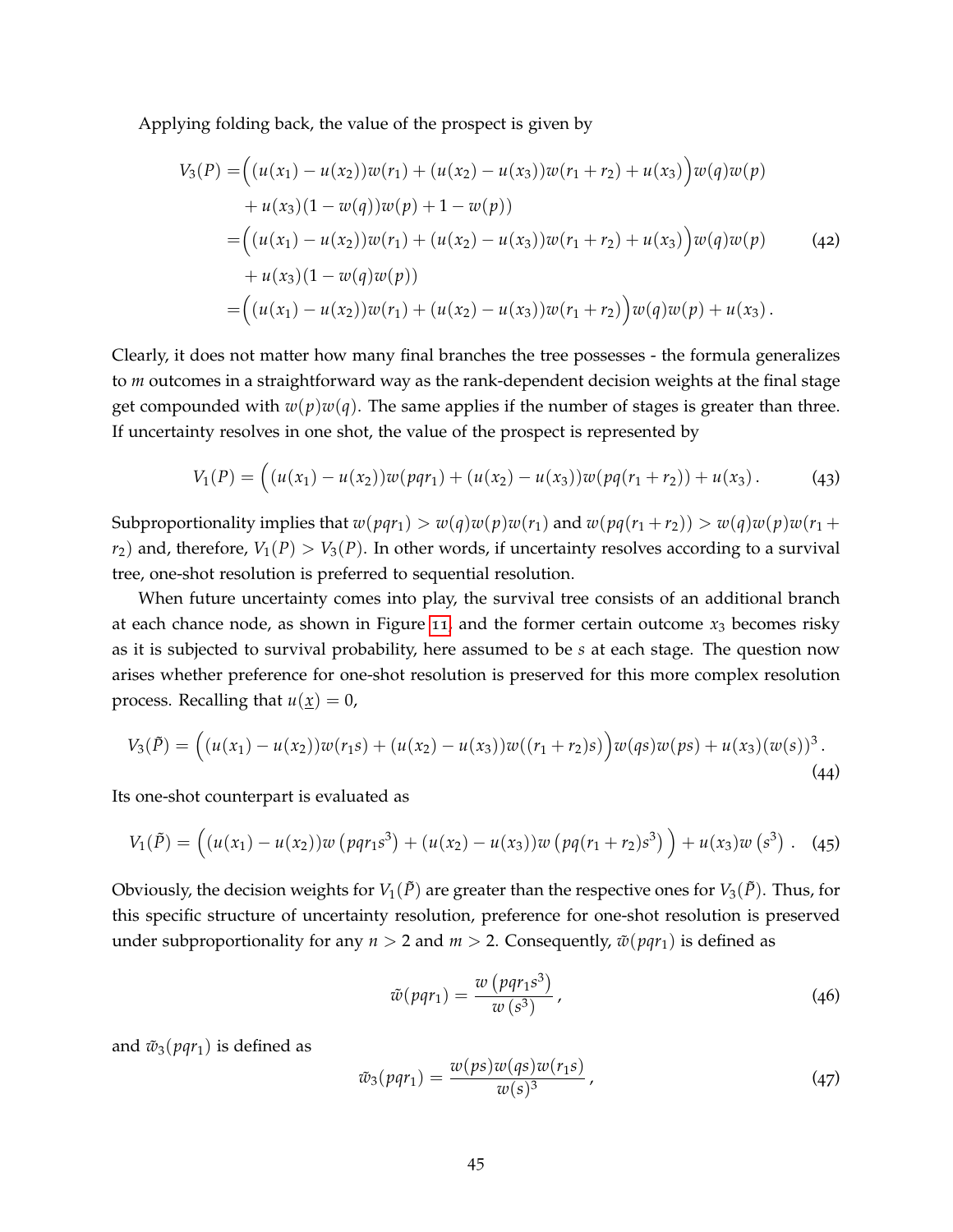Applying folding back, the value of the prospect is given by

$$
\begin{aligned}
V_3(P) =& \Big( (u(x_1) - u(x_2))w(r_1) + (u(x_2) - u(x_3))w(r_1 + r_2) + u(x_3) \Big) w(q)w(p) \\
&+ u(x_3)(1 - w(q))w(p) + 1 - w(p)) \\
=& \Big( (u(x_1) - u(x_2))w(r_1) + (u(x_2) - u(x_3))w(r_1 + r_2) + u(x_3) \Big) w(q)w(p) \\
&+ u(x_3)(1 - w(q)w(p)) \\
=& \Big( (u(x_1) - u(x_2))w(r_1) + (u(x_2) - u(x_3))w(r_1 + r_2) \Big) w(q)w(p) + u(x_3) \,.
\end{aligned}
\tag{42}
$$

Clearly, it does not matter how many final branches the tree possesses - the formula generalizes to $m$ outcomes in a straightforward way as the rank-dependent decision weights at the final stage get compounded with $w(p)w(q)$. The same applies if the number of stages is greater than three. If uncertainty resolves in one shot, the value of the prospect is represented by

$$
V_1(P) = \Big( (u(x_1) - u(x_2))w(pqr_1) + (u(x_2) - u(x_3))w(pq(r_1 + r_2)) + u(x_3) \,. \tag{43}
$$

Subproportionality implies that $w(pqr_1) > w(q)w(p)w(r_1)$ and $w(pq(r_1 + r_2)) > w(q)w(p)w(r_1 + r_2)$ and, therefore, $V_1(P) > V_3(P)$. In other words, if uncertainty resolves according to a survival tree, one-shot resolution is preferred to sequential resolution.

When future uncertainty comes into play, the survival tree consists of an additional branch at each chance node, as shown in Figure 11, and the former certain outcome $x_3$ becomes risky as it is subjected to survival probability, here assumed to be $s$ at each stage. The question now arises whether preference for one-shot resolution is preserved for this more complex resolution process. Recalling that $u(\underline{x}) = 0$,

$$
V_3(\tilde{P}) = \Big( (u(x_1) - u(x_2))w(r_1 s) + (u(x_2) - u(x_3))w((r_1 + r_2)s) \Big) w(qs)w(ps) + u(x_3)(w(s))^3 \,. \tag{44}
$$

Its one-shot counterpart is evaluated as

$$
V_1(\tilde{P}) = \Big( (u(x_1) - u(x_2))w\left(pqr_1 s^3\right) + (u(x_2) - u(x_3))w\left(pq(r_1 + r_2)s^3\right) \Big) + u(x_3)w\left(s^3\right) \,. \tag{45}
$$

Obviously, the decision weights for $V_1(\tilde{P})$ are greater than the respective ones for $V_3(\tilde{P})$. Thus, for this specific structure of uncertainty resolution, preference for one-shot resolution is preserved under subproportionality for any $n > 2$ and $m > 2$. Consequently, $\tilde{w}(pqr_1)$ is defined as

$$
\tilde{w}(pqr_1) = \frac{w\left(pqr_1 s^3\right)}{w\left(s^3\right)} \,, \tag{46}
$$

and $\tilde{w}_3(pqr_1)$ is defined as

$$
\tilde{w}_3(pqr_1) = \frac{w(ps)w(qs)w(r_1 s)}{w(s)^3} \,, \tag{47}
$$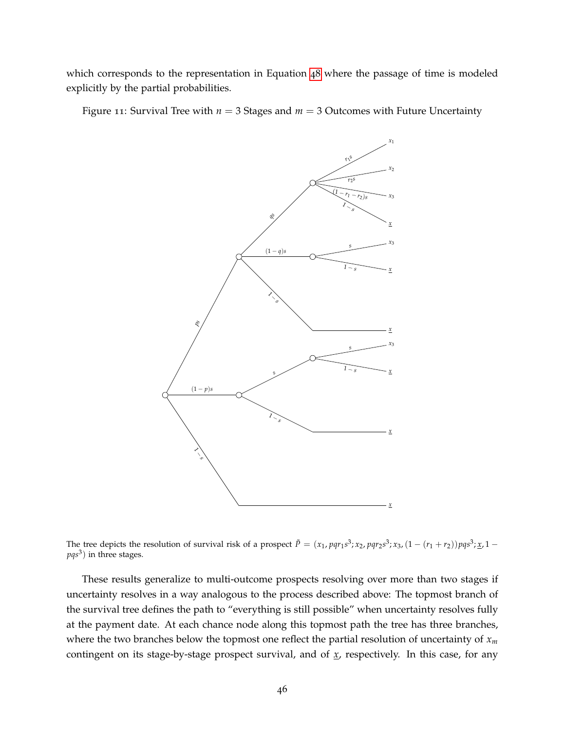which corresponds to the representation in Equation 48 where the passage of time is modeled explicitly by the partial probabilities.

Figure 11: Survival Tree with $n = 3$ Stages and $m = 3$ Outcomes with Future Uncertainty

The tree depicts the resolution of survival risk of a prospect $\tilde{P} = (x_1, pqr_1s^3; x_2, pqr_2s^3; x_3, (1-(r_1+r_2))pqs^3; \underline{x}, 1 - pqs^3)$ in three stages.

These results generalize to multi-outcome prospects resolving over more than two stages if uncertainty resolves in a way analogous to the process described above: The topmost branch of the survival tree defines the path to "everything is still possible" when uncertainty resolves fully at the payment date. At each chance node along this topmost path the tree has three branches, where the two branches below the topmost one reflect the partial resolution of uncertainty of $x_m$ contingent on its stage-by-stage prospect survival, and of $\underline{x}$, respectively. In this case, for any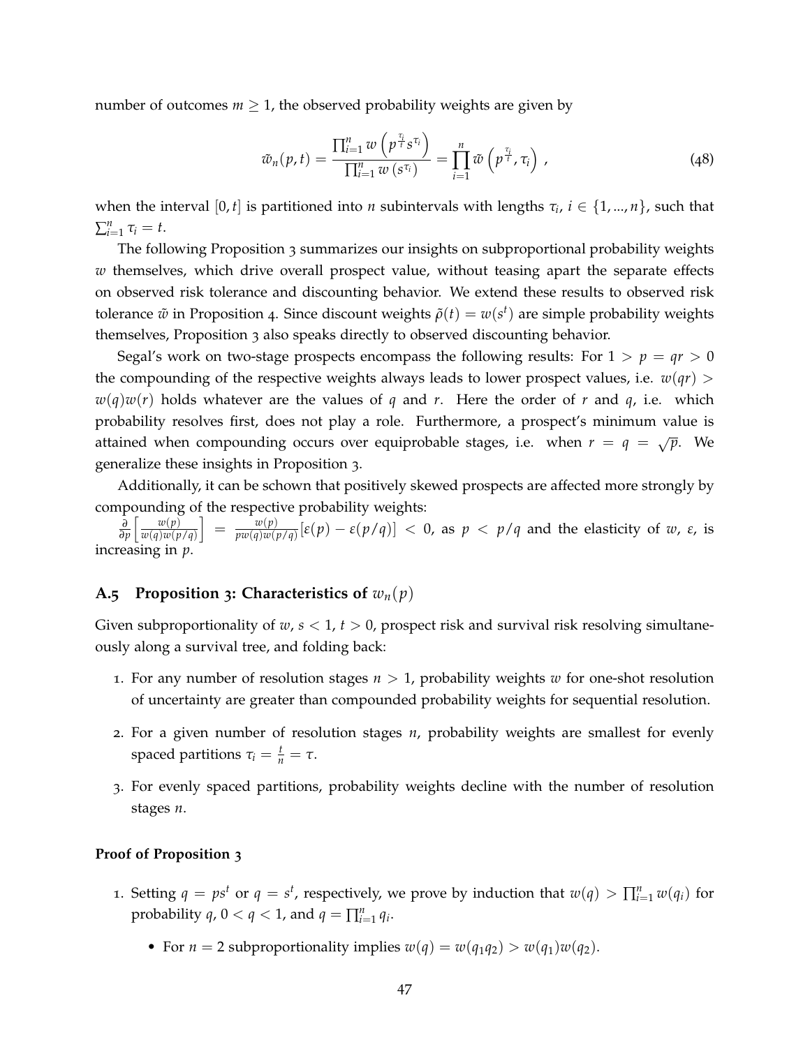number of outcomes $m \geq 1$, the observed probability weights are given by

$$\tilde{w}_n(p,t) = \frac{\prod_{i=1}^n w\left(p^{\frac{\tau_i}{t}} s^{\tau_i}\right)}{\prod_{i=1}^n w\left(s^{\tau_i}\right)} = \prod_{i=1}^n \tilde{w}\left(p^{\frac{\tau_i}{t}}, \tau_i\right) , \tag{48}$$

when the interval $[0,t]$ is partitioned into $n$ subintervals with lengths $\tau_i$, $i \in \{1,...,n\}$, such that $\sum_{i=1}^n \tau_i = t$.

The following Proposition 3 summarizes our insights on subproportional probability weights $w$ themselves, which drive overall prospect value, without teasing apart the separate effects on observed risk tolerance and discounting behavior. We extend these results to observed risk tolerance $\tilde{w}$ in Proposition 4. Since discount weights $\tilde{\rho}(t) = w(s^t)$ are simple probability weights themselves, Proposition 3 also speaks directly to observed discounting behavior.

Segal's work on two-stage prospects encompass the following results: For $1 > p = qr > 0$ the compounding of the respective weights always leads to lower prospect values, i.e. $w(qr) > w(q)w(r)$ holds whatever are the values of $q$ and $r$. Here the order of $r$ and $q$, i.e. which probability resolves first, does not play a role. Furthermore, a prospect's minimum value is attained when compounding occurs over equiprobable stages, i.e. when $r = q = \sqrt{p}$. We generalize these insights in Proposition 3.

Additionally, it can be schown that positively skewed prospects are affected more strongly by compounding of the respective probability weights:
$\frac{\partial}{\partial p}\left[\frac{w(p)}{w(q)w(p/q)}\right] = \frac{w(p)}{pw(q)w(p/q)}[\varepsilon(p) - \varepsilon(p/q)] < 0$, as $p < p/q$ and the elasticity of $w$, $\varepsilon$, is increasing in $p$.

## A.5 Proposition 3: Characteristics of $w_n(p)$

Given subproportionality of $w$, $s < 1$, $t > 0$, prospect risk and survival risk resolving simultaneously along a survival tree, and folding back:

1. For any number of resolution stages $n > 1$, probability weights $w$ for one-shot resolution of uncertainty are greater than compounded probability weights for sequential resolution.
2. For a given number of resolution stages $n$, probability weights are smallest for evenly spaced partitions $\tau_i = \frac{t}{n} = \tau$.
3. For evenly spaced partitions, probability weights decline with the number of resolution stages $n$.

**Proof of Proposition 3**

1. Setting $q = ps^t$ or $q = s^t$, respectively, we prove by induction that $w(q) > \prod_{i=1}^n w(q_i)$ for probability $q$, $0 < q < 1$, and $q = \prod_{i=1}^n q_i$.
   - For $n = 2$ subproportionality implies $w(q) = w(q_1 q_2) > w(q_1)w(q_2)$.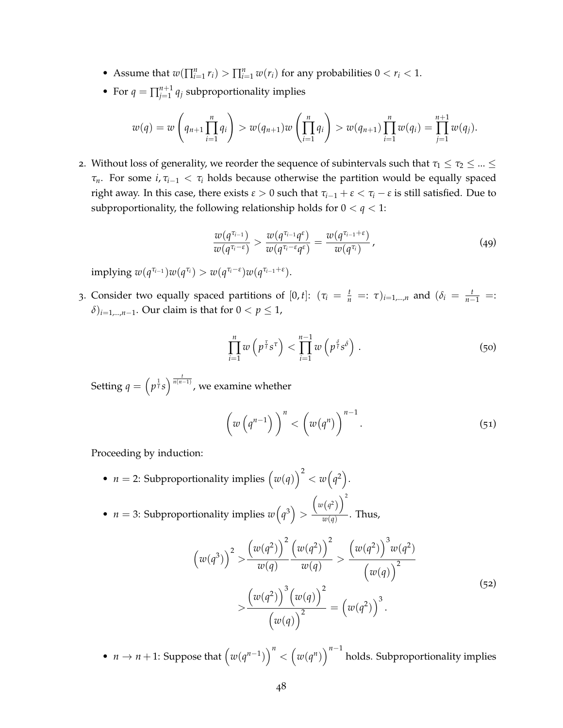- Assume that $w(\prod_{i=1}^{n} r_i) > \prod_{i=1}^{n} w(r_i)$ for any probabilities $0 < r_i < 1$.
- For $q = \prod_{j=1}^{n+1} q_j$ subproportionality implies

$$w(q) = w\left(q_{n+1}\prod_{i=1}^{n} q_i\right) > w(q_{n+1})w\left(\prod_{i=1}^{n} q_i\right) > w(q_{n+1})\prod_{i=1}^{n} w(q_i) = \prod_{j=1}^{n+1} w(q_j).$$

2. Without loss of generality, we reorder the sequence of subintervals such that $\tau_1 \leq \tau_2 \leq ... \leq \tau_n$. For some $i, \tau_{i-1} < \tau_i$ holds because otherwise the partition would be equally spaced right away. In this case, there exists $\varepsilon > 0$ such that $\tau_{i-1} + \varepsilon < \tau_i - \varepsilon$ is still satisfied. Due to subproportionality, the following relationship holds for $0 < q < 1$:

$$\frac{w(q^{\tau_{i-1}})}{w(q^{\tau_i - \varepsilon})} > \frac{w(q^{\tau_{i-1}}q^{\varepsilon})}{w(q^{\tau_i - \varepsilon}q^{\varepsilon})} = \frac{w(q^{\tau_{i-1}+\varepsilon})}{w(q^{\tau_i})}, \tag{49}$$

implying $w(q^{\tau_{i-1}})w(q^{\tau_i}) > w(q^{\tau_i - \varepsilon})w(q^{\tau_{i-1}+\varepsilon})$.

3. Consider two equally spaced partitions of $[0, t]$: $(\tau_i = \frac{t}{n} =: \tau)_{i=1,...,n}$ and $(\delta_i = \frac{t}{n-1} =: \delta)_{i=1,...,n-1}$. Our claim is that for $0 < p \leq 1$,

$$\prod_{i=1}^{n} w\left(p^{\frac{\tau}{t}} s^{\tau}\right) < \prod_{i=1}^{n-1} w\left(p^{\frac{\delta}{t}} s^{\delta}\right). \tag{50}$$

Setting $q = \left(p^{\frac{1}{t}} s\right)^{\frac{t}{n(n-1)}}$, we examine whether

$$\left(w\left(q^{n-1}\right)\right)^{n} < \left(w(q^{n})\right)^{n-1}. \tag{51}$$

Proceeding by induction:

- $n = 2$: Subproportionality implies $\left(w(q)\right)^2 < w\left(q^2\right)$.
- $n = 3$: Subproportionality implies $w\left(q^3\right) > \frac{\left(w\left(q^2\right)\right)^2}{w(q)}$. Thus,

$$\begin{aligned}\left(w(q^3)\right)^2 >& \frac{\left(w(q^2)\right)^2}{w(q)}\frac{\left(w(q^2)\right)^2}{w(q)} > \frac{\left(w(q^2)\right)^3 w(q^2)}{\left(w(q)\right)^2} \\ >& \frac{\left(w(q^2)\right)^3 \left(w(q)\right)^2}{\left(w(q)\right)^2} = \left(w(q^2)\right)^3.\end{aligned} \tag{52}$$

- $n \to n+1$: Suppose that $\left(w(q^{n-1})\right)^n < \left(w(q^n)\right)^{n-1}$ holds. Subproportionality implies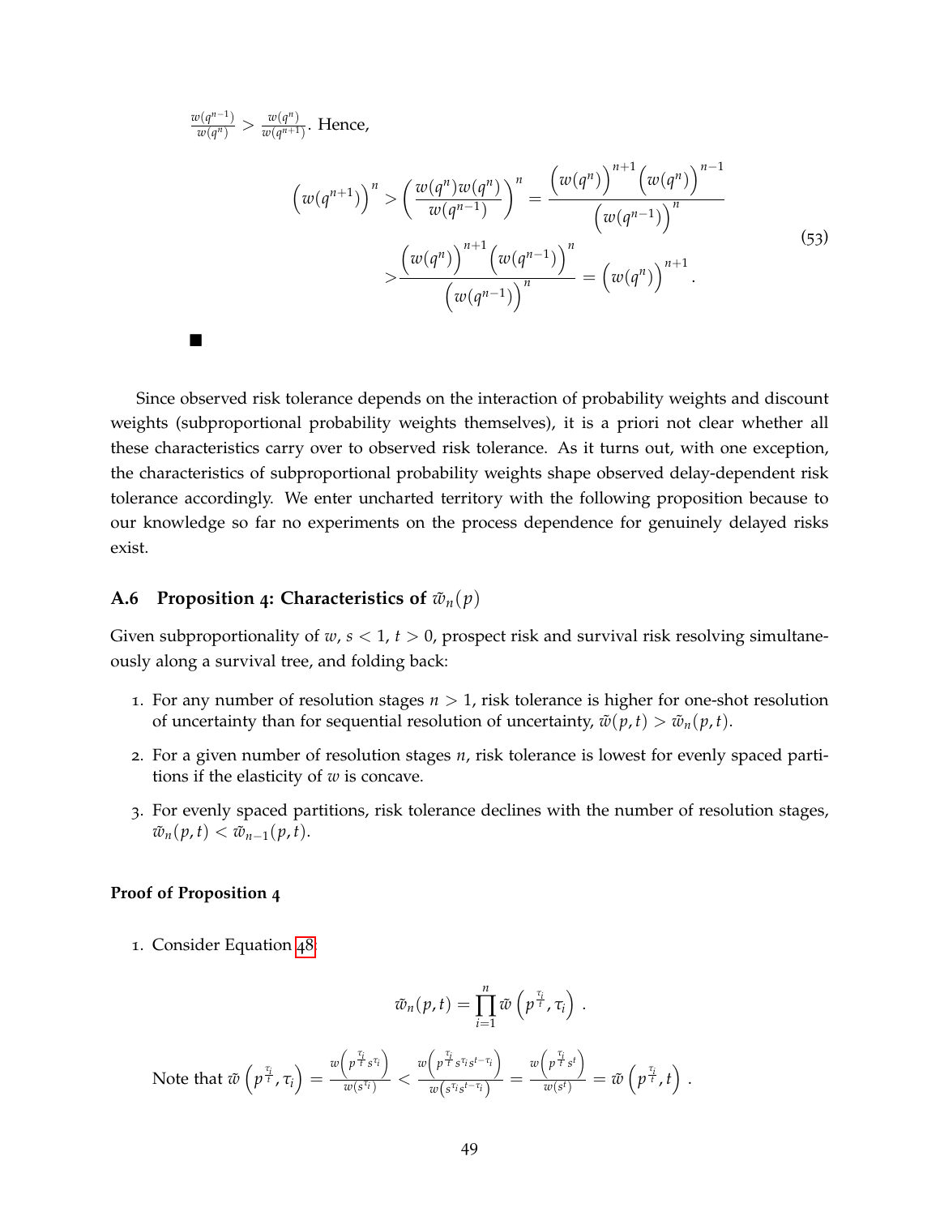$\frac{w(q^{n-1})}{w(q^n)} > \frac{w(q^n)}{w(q^{n+1})}$. Hence,

$$
\begin{aligned}
\left(w(q^{n+1})\right)^n > \left(\frac{w(q^n)w(q^n)}{w(q^{n-1})}\right)^n &= \frac{\left(w(q^n)\right)^{n+1}\left(w(q^n)\right)^{n-1}}{\left(w(q^{n-1})\right)^n} \\
&> \frac{\left(w(q^n)\right)^{n+1}\left(w(q^{n-1})\right)^n}{\left(w(q^{n-1})\right)^n} = \left(w(q^n)\right)^{n+1} .
\end{aligned}
\tag{53}
$$

■

Since observed risk tolerance depends on the interaction of probability weights and discount weights (subproportional probability weights themselves), it is a priori not clear whether all these characteristics carry over to observed risk tolerance. As it turns out, with one exception, the characteristics of subproportional probability weights shape observed delay-dependent risk tolerance accordingly. We enter uncharted territory with the following proposition because to our knowledge so far no experiments on the process dependence for genuinely delayed risks exist.

### A.6 Proposition 4: Characteristics of $\tilde{w}_n(p)$

Given subproportionality of $w$, $s < 1$, $t > 0$, prospect risk and survival risk resolving simultaneously along a survival tree, and folding back:

1. For any number of resolution stages $n > 1$, risk tolerance is higher for one-shot resolution of uncertainty than for sequential resolution of uncertainty, $\tilde{w}(p,t) > \tilde{w}_n(p,t)$.
2. For a given number of resolution stages $n$, risk tolerance is lowest for evenly spaced partitions if the elasticity of $w$ is concave.
3. For evenly spaced partitions, risk tolerance declines with the number of resolution stages, $\tilde{w}_n(p,t) < \tilde{w}_{n-1}(p,t)$.

**Proof of Proposition 4**

1. Consider Equation 48:

$$
\tilde{w}_n(p,t) = \prod_{i=1}^{n} \tilde{w}\left(p^{\frac{\tau_i}{t}}, \tau_i\right) .
$$

Note that $\tilde{w}\left(p^{\frac{\tau_i}{t}}, \tau_i\right) = \frac{w\left(p^{\frac{\tau_i}{t}} s^{\tau_i}\right)}{w(s^{\tau_i})} < \frac{w\left(p^{\frac{\tau_i}{t}} s^{\tau_i} s^{t-\tau_i}\right)}{w\left(s^{\tau_i} s^{t-\tau_i}\right)} = \frac{w\left(p^{\frac{\tau_i}{t}} s^{t}\right)}{w(s^t)} = \tilde{w}\left(p^{\frac{\tau_i}{t}}, t\right)$ .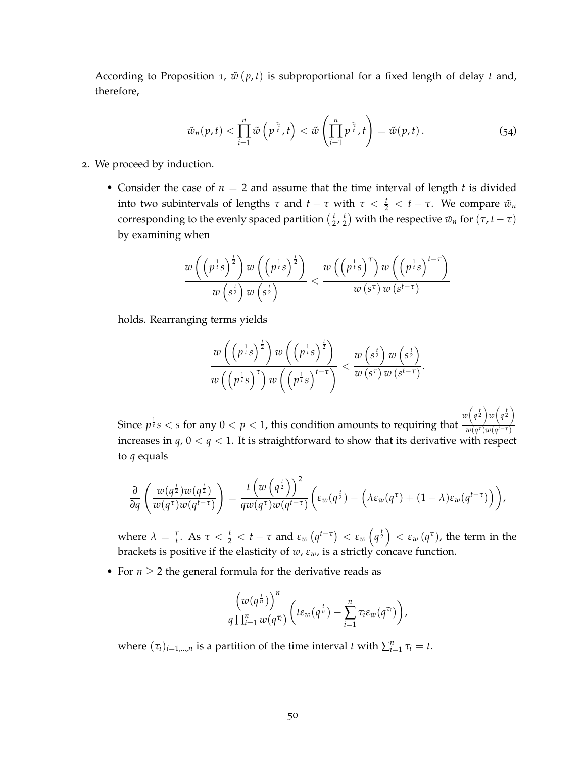According to Proposition 1, $\tilde{w}(p,t)$ is subproportional for a fixed length of delay $t$ and, therefore,

$$\tilde{w}_n(p,t) < \prod_{i=1}^{n} \tilde{w}\left(p^{\frac{\tau_i}{t}}, t\right) < \tilde{w}\left(\prod_{i=1}^{n} p^{\frac{\tau_i}{t}}, t\right) = \tilde{w}(p,t)\,. \tag{54}$$

2. We proceed by induction.

   - Consider the case of $n = 2$ and assume that the time interval of length $t$ is divided into two subintervals of lengths $\tau$ and $t-\tau$ with $\tau < \frac{t}{2} < t - \tau$. We compare $\tilde{w}_n$ corresponding to the evenly spaced partition $\left(\frac{t}{2}, \frac{t}{2}\right)$ with the respective $\tilde{w}_n$ for $(\tau, t-\tau)$ by examining when

   $$\frac{w\left(\left(p^{\frac{1}{t}}s\right)^{\frac{t}{2}}\right) w\left(\left(p^{\frac{1}{t}}s\right)^{\frac{t}{2}}\right)}{w\left(s^{\frac{t}{2}}\right) w\left(s^{\frac{t}{2}}\right)} < \frac{w\left(\left(p^{\frac{1}{t}}s\right)^{\tau}\right) w\left(\left(p^{\frac{1}{t}}s\right)^{t-\tau}\right)}{w\left(s^{\tau}\right) w\left(s^{t-\tau}\right)}$$

   holds. Rearranging terms yields

   $$\frac{w\left(\left(p^{\frac{1}{t}}s\right)^{\frac{t}{2}}\right) w\left(\left(p^{\frac{1}{t}}s\right)^{\frac{t}{2}}\right)}{w\left(\left(p^{\frac{1}{t}}s\right)^{\tau}\right) w\left(\left(p^{\frac{1}{t}}s\right)^{t-\tau}\right)} < \frac{w\left(s^{\frac{t}{2}}\right) w\left(s^{\frac{t}{2}}\right)}{w\left(s^{\tau}\right) w\left(s^{t-\tau}\right)}.$$

   Since $p^{\frac{1}{t}}s < s$ for any $0 < p < 1$, this condition amounts to requiring that $\frac{w\left(q^{\frac{t}{2}}\right)w\left(q^{\frac{t}{2}}\right)}{w(q^{\tau})w(q^{t-\tau})}$ increases in $q$, $0 < q < 1$. It is straightforward to show that its derivative with respect to $q$ equals

   $$\frac{\partial}{\partial q}\left(\frac{w(q^{\frac{t}{2}})w(q^{\frac{t}{2}})}{w(q^{\tau})w(q^{t-\tau})}\right) = \frac{t\left(w\left(q^{\frac{t}{2}}\right)\right)^2}{q w(q^{\tau}) w(q^{t-\tau})}\left(\varepsilon_w(q^{\frac{t}{2}}) - \left(\lambda \varepsilon_w(q^{\tau}) + (1-\lambda)\varepsilon_w(q^{t-\tau})\right)\right),$$

   where $\lambda = \frac{\tau}{t}$. As $\tau < \frac{t}{2} < t-\tau$ and $\varepsilon_w\left(q^{t-\tau}\right) < \varepsilon_w\left(q^{\frac{t}{2}}\right) < \varepsilon_w\left(q^{\tau}\right)$, the term in the brackets is positive if the elasticity of $w$, $\varepsilon_w$, is a strictly concave function.

   - For $n \geq 2$ the general formula for the derivative reads as

   $$\frac{\left(w(q^{\frac{t}{n}})\right)^n}{q\prod_{i=1}^{n} w(q^{\tau_i})}\left(t\varepsilon_w(q^{\frac{t}{n}}) - \sum_{i=1}^{n}\tau_i \varepsilon_w(q^{\tau_i})\right),$$

   where $(\tau_i)_{i=1,\ldots,n}$ is a partition of the time interval $t$ with $\sum_{i=1}^{n}\tau_i = t$.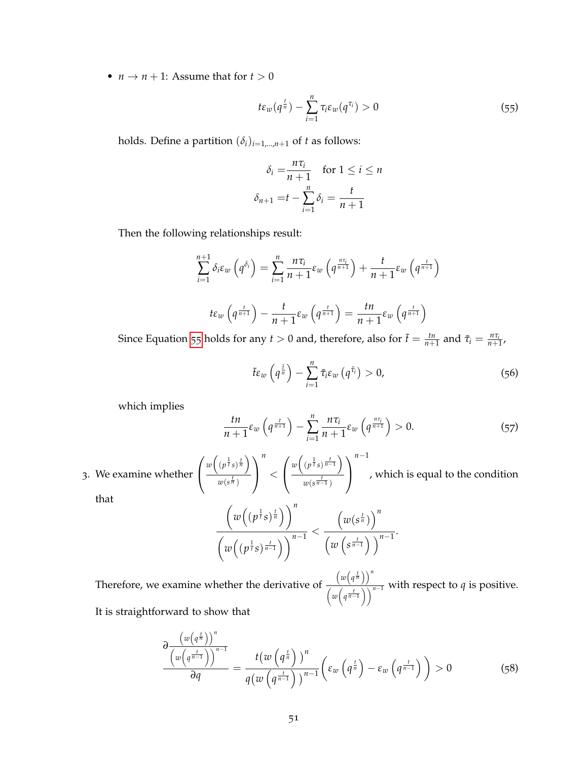- $n \to n+1$: Assume that for $t > 0$

$$t\varepsilon_w(q^{\frac{t}{n}}) - \sum_{i=1}^{n} \tau_i \varepsilon_w(q^{\tau_i}) > 0 \tag{55}$$

holds. Define a partition $(\delta_i)_{i=1,\ldots,n+1}$ of $t$ as follows:

$$\delta_i = \frac{n\tau_i}{n+1} \quad \text{for } 1 \leq i \leq n$$
$$\delta_{n+1} = t - \sum_{i=1}^{n} \delta_i = \frac{t}{n+1}$$

Then the following relationships result:

$$\sum_{i=1}^{n+1} \delta_i \varepsilon_w\left(q^{\delta_i}\right) = \sum_{i=1}^{n} \frac{n\tau_i}{n+1} \varepsilon_w\left(q^{\frac{n\tau_i}{n+1}}\right) + \frac{t}{n+1}\varepsilon_w\left(q^{\frac{t}{n+1}}\right)$$

$$t\varepsilon_w\left(q^{\frac{t}{n+1}}\right) - \frac{t}{n+1}\varepsilon_w\left(q^{\frac{t}{n+1}}\right) = \frac{tn}{n+1}\varepsilon_w\left(q^{\frac{t}{n+1}}\right)$$

Since Equation 55 holds for any $t > 0$ and, therefore, also for $\tilde{t} = \frac{tn}{n+1}$ and $\tilde{\tau}_i = \frac{n\tau_i}{n+1}$,

$$\tilde{t}\varepsilon_w\left(q^{\frac{\tilde{t}}{n}}\right) - \sum_{i=1}^{n} \tilde{\tau}_i \varepsilon_w\left(q^{\tilde{\tau}_i}\right) > 0, \tag{56}$$

which implies

$$\frac{tn}{n+1}\varepsilon_w\left(q^{\frac{t}{n+1}}\right) - \sum_{i=1}^{n} \frac{n\tau_i}{n+1}\varepsilon_w\left(q^{\frac{n\tau_i}{n+1}}\right) > 0. \tag{57}$$

3. We examine whether $\left(\frac{w\left((p^{\frac{1}{t}}s)^{\frac{t}{n}}\right)}{w(s^{\frac{t}{n}})}\right)^n < \left(\frac{w\left((p^{\frac{1}{t}}s)^{\frac{t}{n-1}}\right)}{w(s^{\frac{t}{n-1}})}\right)^{n-1}$, which is equal to the condition that

$$\frac{\left(w\left((p^{\frac{1}{t}}s)^{\frac{t}{n}}\right)\right)^n}{\left(w\left((p^{\frac{1}{t}}s)^{\frac{t}{n-1}}\right)\right)^{n-1}} < \frac{\left(w(s^{\frac{t}{n}})\right)^n}{\left(w\left(s^{\frac{t}{n-1}}\right)\right)^{n-1}}.$$

Therefore, we examine whether the derivative of $\frac{\left(w\left(q^{\frac{t}{n}}\right)\right)^n}{\left(w\left(q^{\frac{t}{n-1}}\right)\right)^{n-1}}$ with respect to $q$ is positive. It is straightforward to show that

$$\frac{\partial \frac{\left(w\left(q^{\frac{t}{n}}\right)\right)^n}{\left(w\left(q^{\frac{t}{n-1}}\right)\right)^{n-1}}}{\partial q} = \frac{t\left(w\left(q^{\frac{t}{n}}\right)\right)^n}{q\left(w\left(q^{\frac{t}{n-1}}\right)\right)^{n-1}}\left(\varepsilon_w\left(q^{\frac{t}{n}}\right) - \varepsilon_w\left(q^{\frac{t}{n-1}}\right)\right) > 0 \tag{58}$$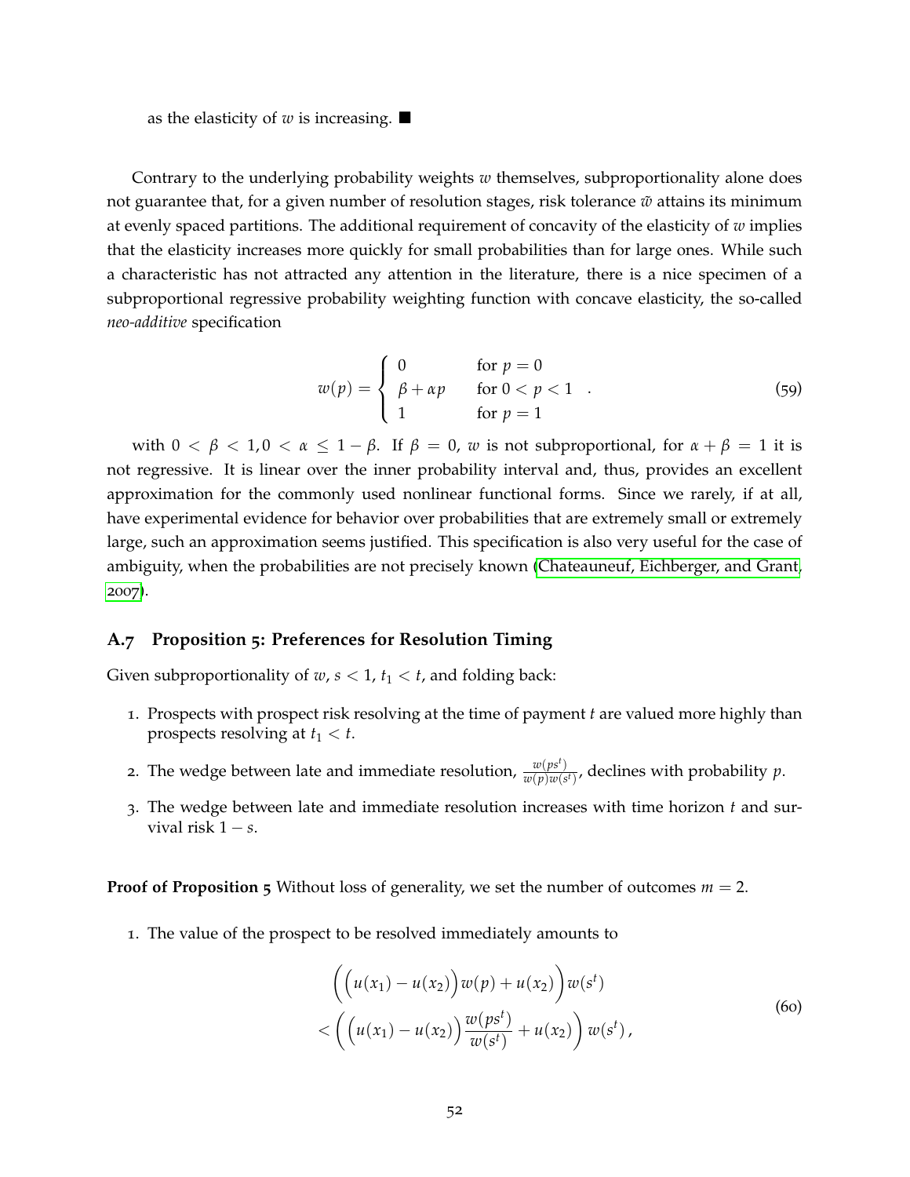as the elasticity of $w$ is increasing. ■

Contrary to the underlying probability weights $w$ themselves, subproportionality alone does not guarantee that, for a given number of resolution stages, risk tolerance $\tilde{w}$ attains its minimum at evenly spaced partitions. The additional requirement of concavity of the elasticity of $w$ implies that the elasticity increases more quickly for small probabilities than for large ones. While such a characteristic has not attracted any attention in the literature, there is a nice specimen of a subproportional regressive probability weighting function with concave elasticity, the so-called *neo-additive* specification

$$
w(p) = \begin{cases} 0 & \text{for } p = 0 \\ \beta + \alpha p & \text{for } 0 < p < 1 \\ 1 & \text{for } p = 1 \end{cases} . \tag{59}
$$

with $0 < \beta < 1, 0 < \alpha \leq 1 - \beta$. If $\beta = 0$, $w$ is not subproportional, for $\alpha + \beta = 1$ it is not regressive. It is linear over the inner probability interval and, thus, provides an excellent approximation for the commonly used nonlinear functional forms. Since we rarely, if at all, have experimental evidence for behavior over probabilities that are extremely small or extremely large, such an approximation seems justified. This specification is also very useful for the case of ambiguity, when the probabilities are not precisely known (Chateauneuf, Eichberger, and Grant, 2007).

### A.7 Proposition 5: Preferences for Resolution Timing

Given subproportionality of $w$, $s < 1$, $t_1 < t$, and folding back:

1. Prospects with prospect risk resolving at the time of payment $t$ are valued more highly than prospects resolving at $t_1 < t$.
2. The wedge between late and immediate resolution, $\frac{w(ps^t)}{w(p)w(s^t)}$, declines with probability $p$.
3. The wedge between late and immediate resolution increases with time horizon $t$ and survival risk $1 - s$.

**Proof of Proposition 5** Without loss of generality, we set the number of outcomes $m = 2$.

1. The value of the prospect to be resolved immediately amounts to

$$
\begin{aligned}
&\Big(\Big(u(x_1) - u(x_2)\Big) w(p) + u(x_2)\Big) w(s^t) \\
&< \left(\Big(u(x_1) - u(x_2)\Big) \frac{w(ps^t)}{w(s^t)} + u(x_2)\right) w(s^t),
\end{aligned} \tag{60}
$$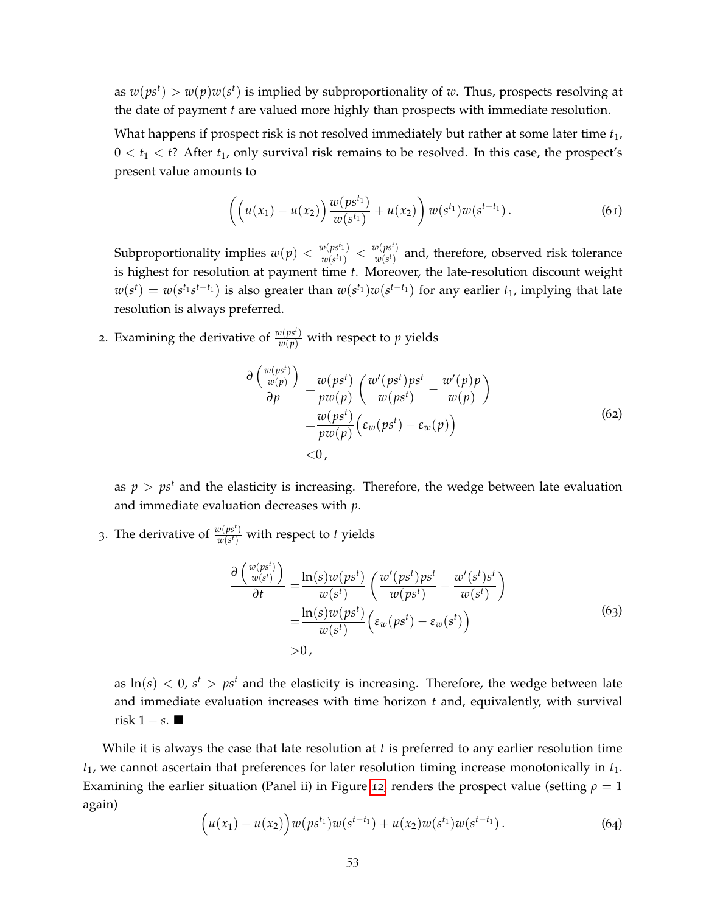as $w(ps^t) > w(p)w(s^t)$ is implied by subproportionality of $w$. Thus, prospects resolving at the date of payment $t$ are valued more highly than prospects with immediate resolution.

What happens if prospect risk is not resolved immediately but rather at some later time $t_1$, $0 < t_1 < t$? After $t_1$, only survival risk remains to be resolved. In this case, the prospect's present value amounts to

$$\left(\Big(u(x_1) - u(x_2)\Big)\frac{w(ps^{t_1})}{w(s^{t_1})} + u(x_2)\right) w(s^{t_1})w(s^{t-t_1}) \,. \tag{61}$$

Subproportionality implies $w(p) < \frac{w(ps^{t_1})}{w(s^{t_1})} < \frac{w(ps^t)}{w(s^t)}$ and, therefore, observed risk tolerance is highest for resolution at payment time $t$. Moreover, the late-resolution discount weight $w(s^t) = w(s^{t_1}s^{t-t_1})$ is also greater than $w(s^{t_1})w(s^{t-t_1})$ for any earlier $t_1$, implying that late resolution is always preferred.

2. Examining the derivative of $\frac{w(ps^t)}{w(p)}$ with respect to $p$ yields

$$\begin{aligned}
\frac{\partial\left(\frac{w(ps^t)}{w(p)}\right)}{\partial p} =& \frac{w(ps^t)}{pw(p)}\left(\frac{w'(ps^t)ps^t}{w(ps^t)} - \frac{w'(p)p}{w(p)}\right) \\
=& \frac{w(ps^t)}{pw(p)}\Big(\varepsilon_w(ps^t) - \varepsilon_w(p)\Big) \\
<& 0 \,,
\end{aligned} \tag{62}$$

as $p > ps^t$ and the elasticity is increasing. Therefore, the wedge between late evaluation and immediate evaluation decreases with $p$.

3. The derivative of $\frac{w(ps^t)}{w(s^t)}$ with respect to $t$ yields

$$\begin{aligned}
\frac{\partial\left(\frac{w(ps^t)}{w(s^t)}\right)}{\partial t} =& \frac{\ln(s)w(ps^t)}{w(s^t)}\left(\frac{w'(ps^t)ps^t}{w(ps^t)} - \frac{w'(s^t)s^t}{w(s^t)}\right) \\
=& \frac{\ln(s)w(ps^t)}{w(s^t)}\Big(\varepsilon_w(ps^t) - \varepsilon_w(s^t)\Big) \\
>& 0 \,,
\end{aligned} \tag{63}$$

as $\ln(s) < 0$, $s^t > ps^t$ and the elasticity is increasing. Therefore, the wedge between late and immediate evaluation increases with time horizon $t$ and, equivalently, with survival risk $1 - s$. ■

While it is always the case that late resolution at $t$ is preferred to any earlier resolution time $t_1$, we cannot ascertain that preferences for later resolution timing increase monotonically in $t_1$. Examining the earlier situation (Panel ii) in Figure 12, renders the prospect value (setting $\rho = 1$ again)

$$\Big(u(x_1) - u(x_2)\Big)w(ps^{t_1})w(s^{t-t_1}) + u(x_2)w(s^{t_1})w(s^{t-t_1}) \,. \tag{64}$$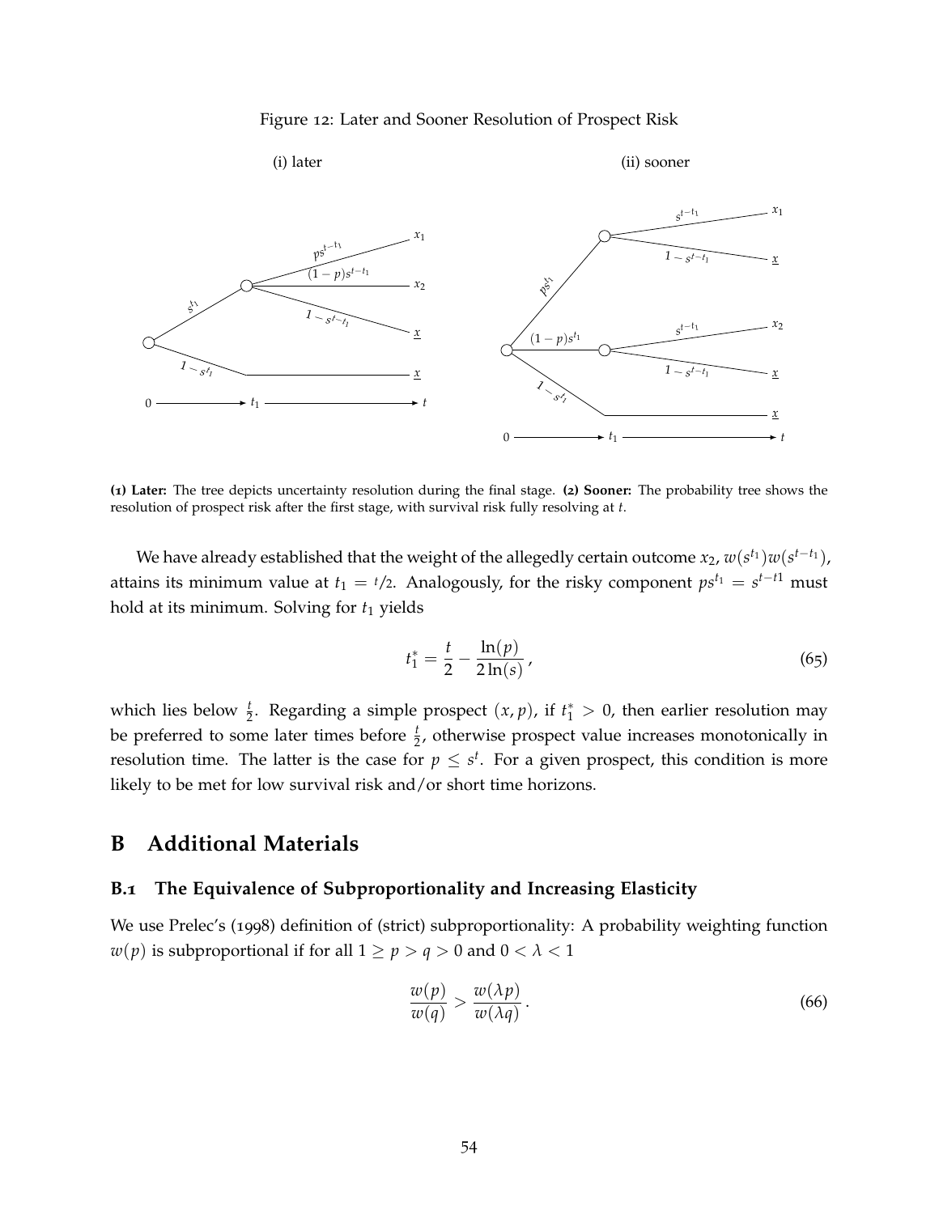Figure 12: Later and Sooner Resolution of Prospect Risk

(i) later

(ii) sooner

**(1) Later:** The tree depicts uncertainty resolution during the final stage. **(2) Sooner:** The probability tree shows the resolution of prospect risk after the first stage, with survival risk fully resolving at $t$.

We have already established that the weight of the allegedly certain outcome $x_2$, $w(s^{t_1})w(s^{t-t_1})$, attains its minimum value at $t_1 = t/2$. Analogously, for the risky component $ps^{t_1} = s^{t-t1}$ must hold at its minimum. Solving for $t_1$ yields

$$t_1^* = \frac{t}{2} - \frac{\ln(p)}{2\ln(s)}, \tag{65}$$

which lies below $\frac{t}{2}$. Regarding a simple prospect $(x, p)$, if $t_1^* > 0$, then earlier resolution may be preferred to some later times before $\frac{t}{2}$, otherwise prospect value increases monotonically in resolution time. The latter is the case for $p \leq s^t$. For a given prospect, this condition is more likely to be met for low survival risk and/or short time horizons.

## B Additional Materials

### B.1 The Equivalence of Subproportionality and Increasing Elasticity

We use Prelec's (1998) definition of (strict) subproportionality: A probability weighting function $w(p)$ is subproportional if for all $1 \geq p > q > 0$ and $0 < \lambda < 1$

$$\frac{w(p)}{w(q)} > \frac{w(\lambda p)}{w(\lambda q)}. \tag{66}$$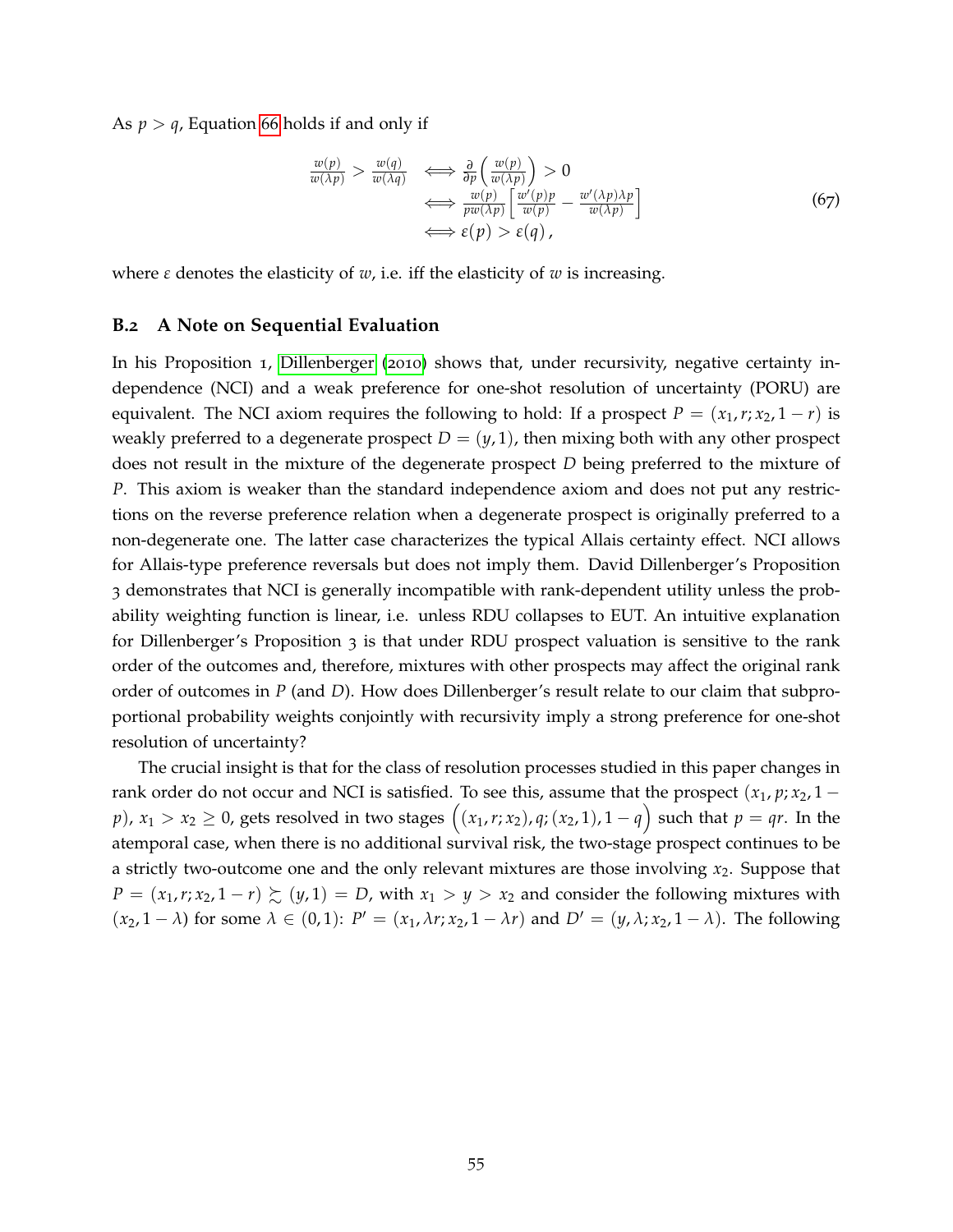As $p > q$, Equation 66 holds if and only if

$$
\begin{aligned}
\frac{w(p)}{w(\lambda p)} > \frac{w(q)}{w(\lambda q)} \quad &\Longleftrightarrow \frac{\partial}{\partial p}\left(\frac{w(p)}{w(\lambda p)}\right) > 0 \\
&\Longleftrightarrow \frac{w(p)}{p w(\lambda p)}\left[\frac{w'(p)p}{w(p)} - \frac{w'(\lambda p)\lambda p}{w(\lambda p)}\right] \\
&\Longleftrightarrow \varepsilon(p) > \varepsilon(q)\,,
\end{aligned}
\tag{67}
$$

where $\varepsilon$ denotes the elasticity of $w$, i.e. iff the elasticity of $w$ is increasing.

### B.2 A Note on Sequential Evaluation

In his Proposition 1, Dillenberger (2010) shows that, under recursivity, negative certainty independence (NCI) and a weak preference for one-shot resolution of uncertainty (PORU) are equivalent. The NCI axiom requires the following to hold: If a prospect $P = (x_1, r; x_2, 1-r)$ is weakly preferred to a degenerate prospect $D = (y, 1)$, then mixing both with any other prospect does not result in the mixture of the degenerate prospect $D$ being preferred to the mixture of $P$. This axiom is weaker than the standard independence axiom and does not put any restrictions on the reverse preference relation when a degenerate prospect is originally preferred to a non-degenerate one. The latter case characterizes the typical Allais certainty effect. NCI allows for Allais-type preference reversals but does not imply them. David Dillenberger's Proposition 3 demonstrates that NCI is generally incompatible with rank-dependent utility unless the probability weighting function is linear, i.e. unless RDU collapses to EUT. An intuitive explanation for Dillenberger's Proposition 3 is that under RDU prospect valuation is sensitive to the rank order of the outcomes and, therefore, mixtures with other prospects may affect the original rank order of outcomes in $P$ (and $D$). How does Dillenberger's result relate to our claim that subproportional probability weights conjointly with recursivity imply a strong preference for one-shot resolution of uncertainty?

The crucial insight is that for the class of resolution processes studied in this paper changes in rank order do not occur and NCI is satisfied. To see this, assume that the prospect $(x_1, p; x_2, 1-p)$, $x_1 > x_2 \geq 0$, gets resolved in two stages $\Big((x_1, r; x_2), q; (x_2, 1), 1-q\Big)$ such that $p = qr$. In the atemporal case, when there is no additional survival risk, the two-stage prospect continues to be a strictly two-outcome one and the only relevant mixtures are those involving $x_2$. Suppose that $P = (x_1, r; x_2, 1-r) \succsim (y, 1) = D$, with $x_1 > y > x_2$ and consider the following mixtures with $(x_2, 1-\lambda)$ for some $\lambda \in (0,1)$: $P' = (x_1, \lambda r; x_2, 1-\lambda r)$ and $D' = (y, \lambda; x_2, 1-\lambda)$. The following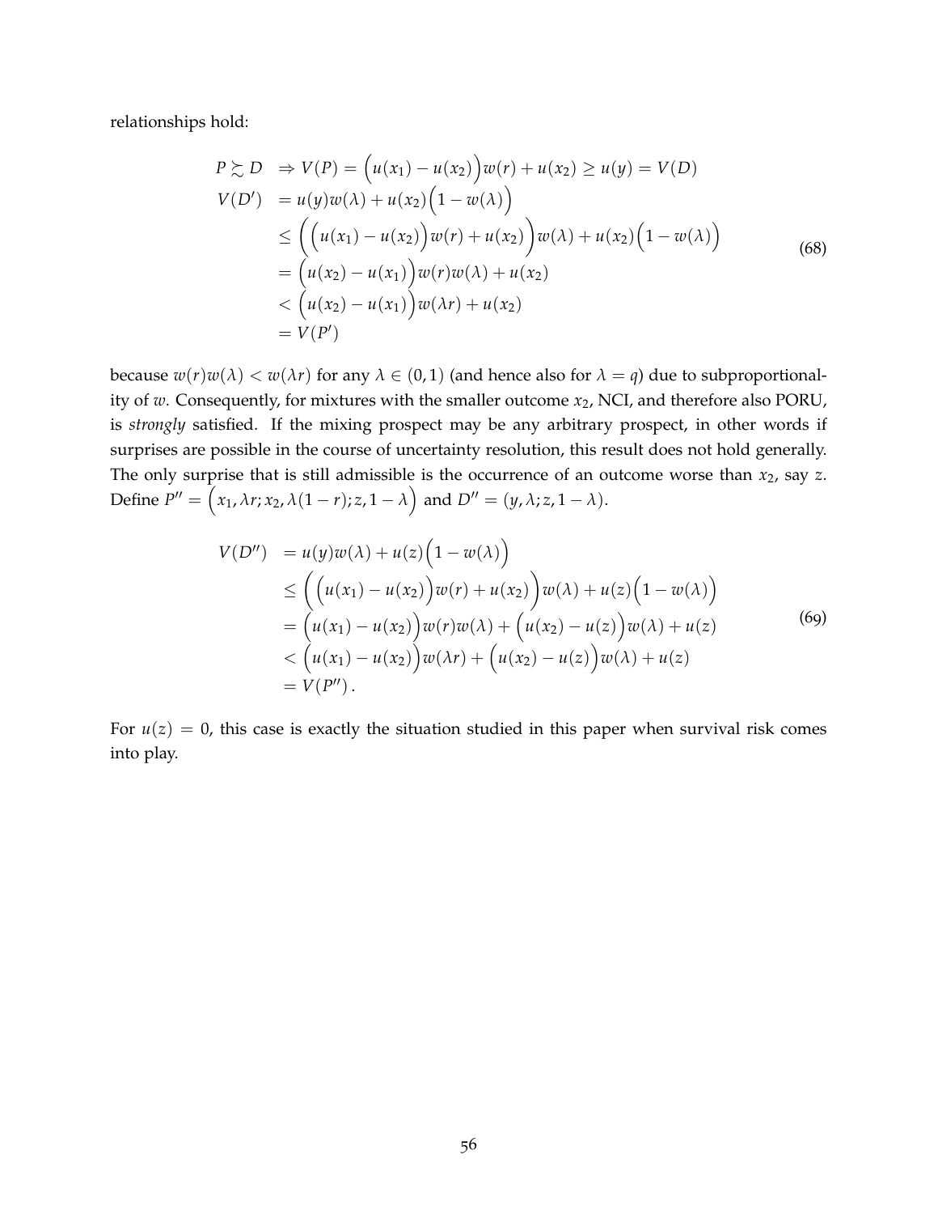relationships hold:

$$
\begin{aligned}
P \succsim D \quad &\Rightarrow V(P) = \Big(u(x_1) - u(x_2)\Big)w(r) + u(x_2) \geq u(y) = V(D) \\
V(D') \quad &= u(y)w(\lambda) + u(x_2)\Big(1 - w(\lambda)\Big) \\
&\leq \bigg( \Big(u(x_1) - u(x_2)\Big)w(r) + u(x_2) \bigg) w(\lambda) + u(x_2)\Big(1 - w(\lambda)\Big) \\
&= \Big(u(x_2) - u(x_1)\Big)w(r)w(\lambda) + u(x_2) \\
&< \Big(u(x_2) - u(x_1)\Big)w(\lambda r) + u(x_2) \\
&= V(P')
\end{aligned}
\tag{68}
$$

because $w(r)w(\lambda) < w(\lambda r)$ for any $\lambda \in (0,1)$ (and hence also for $\lambda = q$) due to subproportionality of $w$. Consequently, for mixtures with the smaller outcome $x_2$, NCI, and therefore also PORU, is *strongly* satisfied. If the mixing prospect may be any arbitrary prospect, in other words if surprises are possible in the course of uncertainty resolution, this result does not hold generally. The only surprise that is still admissible is the occurrence of an outcome worse than $x_2$, say $z$. Define $P'' = \Big(x_1, \lambda r; x_2, \lambda(1-r); z, 1-\lambda\Big)$ and $D'' = (y, \lambda; z, 1-\lambda)$.

$$
\begin{aligned}
V(D'') \quad &= u(y)w(\lambda) + u(z)\Big(1 - w(\lambda)\Big) \\
&\leq \bigg( \Big(u(x_1) - u(x_2)\Big)w(r) + u(x_2) \bigg) w(\lambda) + u(z)\Big(1 - w(\lambda)\Big) \\
&= \Big(u(x_1) - u(x_2)\Big)w(r)w(\lambda) + \Big(u(x_2) - u(z)\Big)w(\lambda) + u(z) \\
&< \Big(u(x_1) - u(x_2)\Big)w(\lambda r) + \Big(u(x_2) - u(z)\Big)w(\lambda) + u(z) \\
&= V(P'').
\end{aligned}
\tag{69}
$$

For $u(z) = 0$, this case is exactly the situation studied in this paper when survival risk comes into play.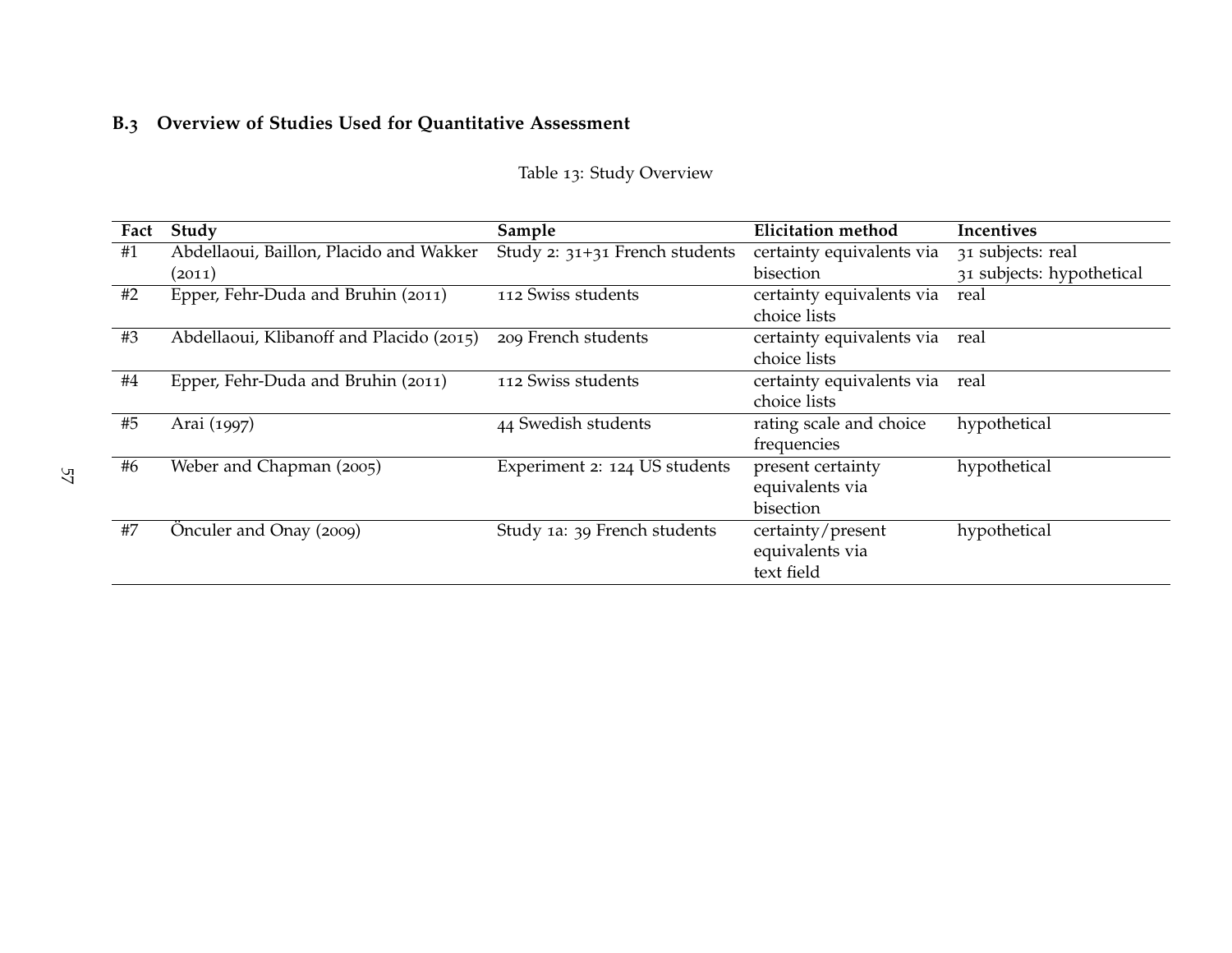### B.3 Overview of Studies Used for Quantitative Assessment

Table 13: Study Overview

| Fact | Study | Sample | Elicitation method | Incentives |
|---|---|---|---|---|
| #1 | Abdellaoui, Baillon, Placido and Wakker (2011) | Study 2: 31+31 French students | certainty equivalents via bisection | 31 subjects: real<br>31 subjects: hypothetical |
| #2 | Epper, Fehr-Duda and Bruhin (2011) | 112 Swiss students | certainty equivalents via choice lists | real |
| #3 | Abdellaoui, Klibanoff and Placido (2015) | 209 French students | certainty equivalents via choice lists | real |
| #4 | Epper, Fehr-Duda and Bruhin (2011) | 112 Swiss students | certainty equivalents via choice lists | real |
| #5 | Arai (1997) | 44 Swedish students | rating scale and choice frequencies | hypothetical |
| #6 | Weber and Chapman (2005) | Experiment 2: 124 US students | present certainty equivalents via bisection | hypothetical |
| #7 | Önculer and Onay (2009) | Study 1a: 39 French students | certainty/present equivalents via text field | hypothetical |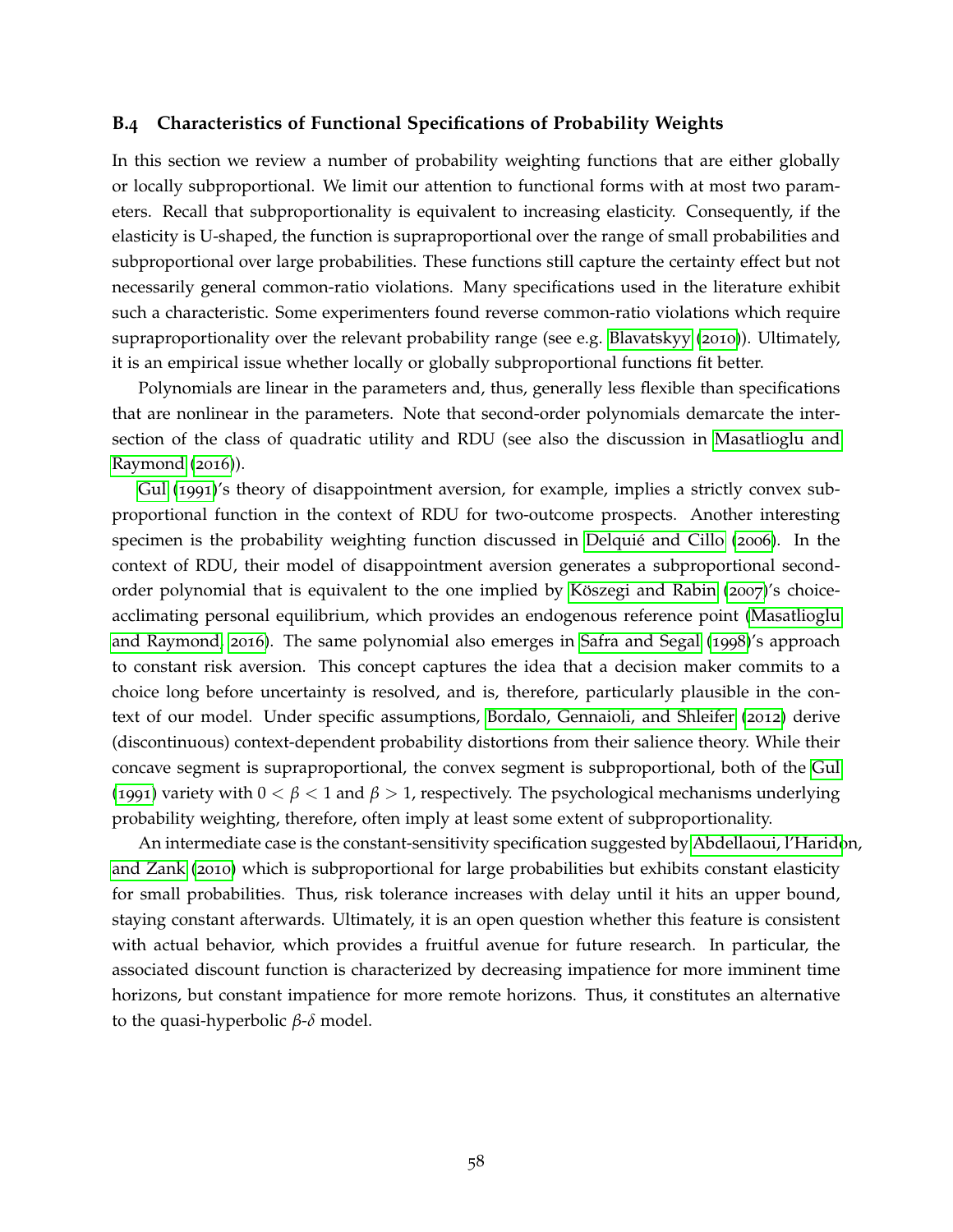### B.4 Characteristics of Functional Specifications of Probability Weights

In this section we review a number of probability weighting functions that are either globally or locally subproportional. We limit our attention to functional forms with at most two parameters. Recall that subproportionality is equivalent to increasing elasticity. Consequently, if the elasticity is U-shaped, the function is supraproportional over the range of small probabilities and subproportional over large probabilities. These functions still capture the certainty effect but not necessarily general common-ratio violations. Many specifications used in the literature exhibit such a characteristic. Some experimenters found reverse common-ratio violations which require supraproportionality over the relevant probability range (see e.g. Blavatskyy (2010)). Ultimately, it is an empirical issue whether locally or globally subproportional functions fit better.

Polynomials are linear in the parameters and, thus, generally less flexible than specifications that are nonlinear in the parameters. Note that second-order polynomials demarcate the intersection of the class of quadratic utility and RDU (see also the discussion in Masatlioglu and Raymond (2016)).

Gul (1991)'s theory of disappointment aversion, for example, implies a strictly convex subproportional function in the context of RDU for two-outcome prospects. Another interesting specimen is the probability weighting function discussed in Delquié and Cillo (2006). In the context of RDU, their model of disappointment aversion generates a subproportional second-order polynomial that is equivalent to the one implied by Köszegi and Rabin (2007)'s choice-acclimating personal equilibrium, which provides an endogenous reference point (Masatlioglu and Raymond, 2016). The same polynomial also emerges in Safra and Segal (1998)'s approach to constant risk aversion. This concept captures the idea that a decision maker commits to a choice long before uncertainty is resolved, and is, therefore, particularly plausible in the context of our model. Under specific assumptions, Bordalo, Gennaioli, and Shleifer (2012) derive (discontinuous) context-dependent probability distortions from their salience theory. While their concave segment is supraproportional, the convex segment is subproportional, both of the Gul (1991) variety with $0 < \beta < 1$ and $\beta > 1$, respectively. The psychological mechanisms underlying probability weighting, therefore, often imply at least some extent of subproportionality.

An intermediate case is the constant-sensitivity specification suggested by Abdellaoui, l'Haridon, and Zank (2010) which is subproportional for large probabilities but exhibits constant elasticity for small probabilities. Thus, risk tolerance increases with delay until it hits an upper bound, staying constant afterwards. Ultimately, it is an open question whether this feature is consistent with actual behavior, which provides a fruitful avenue for future research. In particular, the associated discount function is characterized by decreasing impatience for more imminent time horizons, but constant impatience for more remote horizons. Thus, it constitutes an alternative to the quasi-hyperbolic $\beta$-$\delta$ model.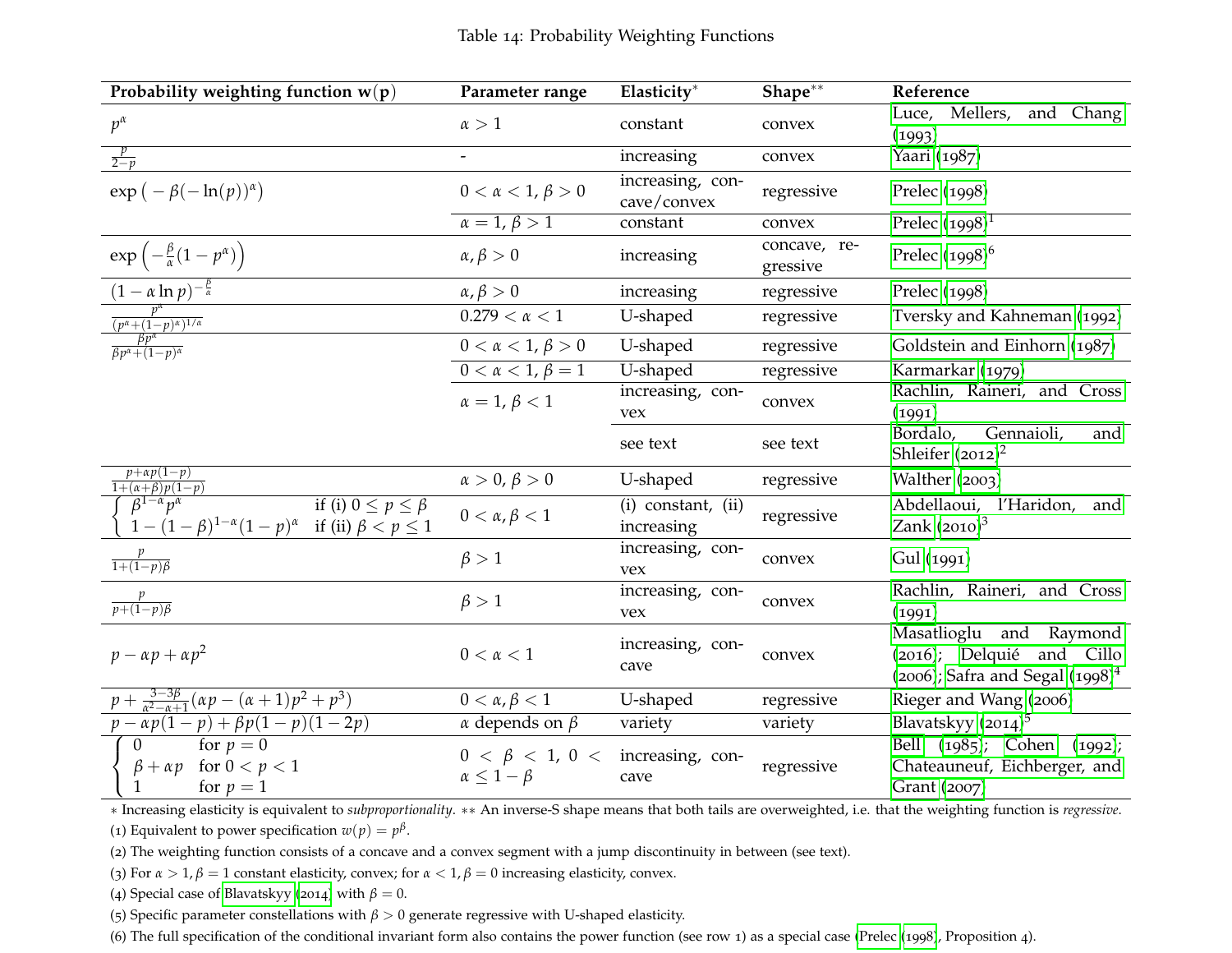Table 14: Probability Weighting Functions

| Probability weighting function $\mathbf{w(p)}$ | Parameter range | Elasticity* | Shape** | Reference |
|---|---|---|---|---|
| $p^{\alpha}$ | $\alpha > 1$ | constant | convex | Luce, Mellers, and Chang (1993) |
| $\frac{p}{2-p}$ | - | increasing | convex | Yaari (1987) |
| $\exp\left(-\beta(-\ln(p))^{\alpha}\right)$ | $0 < \alpha < 1, \beta > 0$ | increasing, concave/convex | regressive | Prelec (1998) |
| | $\alpha = 1, \beta > 1$ | constant | convex | Prelec (1998)[1] |
| $\exp\left(-\frac{\beta}{\alpha}(1-p^{\alpha})\right)$ | $\alpha, \beta > 0$ | increasing | concave, regressive | Prelec (1998)[6] |
| $(1-\alpha\ln p)^{-\frac{\beta}{\alpha}}$ | $\alpha, \beta > 0$ | increasing | regressive | Prelec (1998) |
| $\frac{p^{\alpha}}{(p^{\alpha}+(1-p)^{\alpha})^{1/\alpha}}$ | $0.279 < \alpha < 1$ | U-shaped | regressive | Tversky and Kahneman (1992) |
| $\frac{\beta p^{\alpha}}{\beta p^{\alpha}+(1-p)^{\alpha}}$ | $0 < \alpha < 1, \beta > 0$ | U-shaped | regressive | Goldstein and Einhorn (1987) |
| | $0 < \alpha < 1, \beta = 1$ | U-shaped | regressive | Karmarkar (1979) |
| | $\alpha = 1, \beta < 1$ | increasing, convex | convex | Rachlin, Raineri, and Cross (1991) |
| | | see text | see text | Bordalo, Gennaioli, and Shleifer (2012)[2] |
| $\frac{p+\alpha p(1-p)}{1+(\alpha+\beta)p(1-p)}$ | $\alpha > 0, \beta > 0$ | U-shaped | regressive | Walther (2003) |
| $\begin{cases} \beta^{1-\alpha}p^{\alpha} & \text{if (i) } 0 \leq p \leq \beta \\ 1-(1-\beta)^{1-\alpha}(1-p)^{\alpha} & \text{if (ii) } \beta < p \leq 1 \end{cases}$ | $0 < \alpha, \beta < 1$ | (i) constant, (ii) increasing | regressive | Abdellaoui, l'Haridon, and Zank (2010)[3] |
| $\frac{p}{1+(1-p)\beta}$ | $\beta > 1$ | increasing, convex | convex | Gul (1991) |
| $\frac{p}{p+(1-p)\beta}$ | $\beta > 1$ | increasing, convex | convex | Rachlin, Raineri, and Cross (1991) |
| $p-\alpha p+\alpha p^2$ | $0 < \alpha < 1$ | increasing, concave | convex | Masatlioglu and Raymond (2016); Delquié and Cillo (2006); Safra and Segal (1998)[4] |
| $p+\frac{3-3\beta}{\alpha^2-\alpha+1}(\alpha p-(\alpha+1)p^2+p^3)$ | $0 < \alpha, \beta < 1$ | U-shaped | regressive | Rieger and Wang (2006) |
| $p-\alpha p(1-p)+\beta p(1-p)(1-2p)$ | $\alpha$ depends on $\beta$ | variety | variety | Blavatskyy (2014)[5] |
| $\begin{cases} 0 & \text{for } p = 0 \\ \beta+\alpha p & \text{for } 0 < p < 1 \\ 1 & \text{for } p = 1 \end{cases}$ | $0 < \beta < 1$, $0 < \alpha \leq 1-\beta$ | increasing, concave | regressive | Bell (1985); Cohen (1992); Chateauneuf, Eichberger, and Grant (2007) |

\* Increasing elasticity is equivalent to *subproportionality*. \*\* An inverse-S shape means that both tails are overweighted, i.e. that the weighting function is *regressive*.

(1) Equivalent to power specification $w(p) = p^{\beta}$.

(2) The weighting function consists of a concave and a convex segment with a jump discontinuity in between (see text).

(3) For $\alpha > 1, \beta = 1$ constant elasticity, convex; for $\alpha < 1, \beta = 0$ increasing elasticity, convex.

(4) Special case of Blavatskyy (2014) with $\beta = 0$.

(5) Specific parameter constellations with $\beta > 0$ generate regressive with U-shaped elasticity.

(6) The full specification of the conditional invariant form also contains the power function (see row 1) as a special case (Prelec (1998), Proposition 4).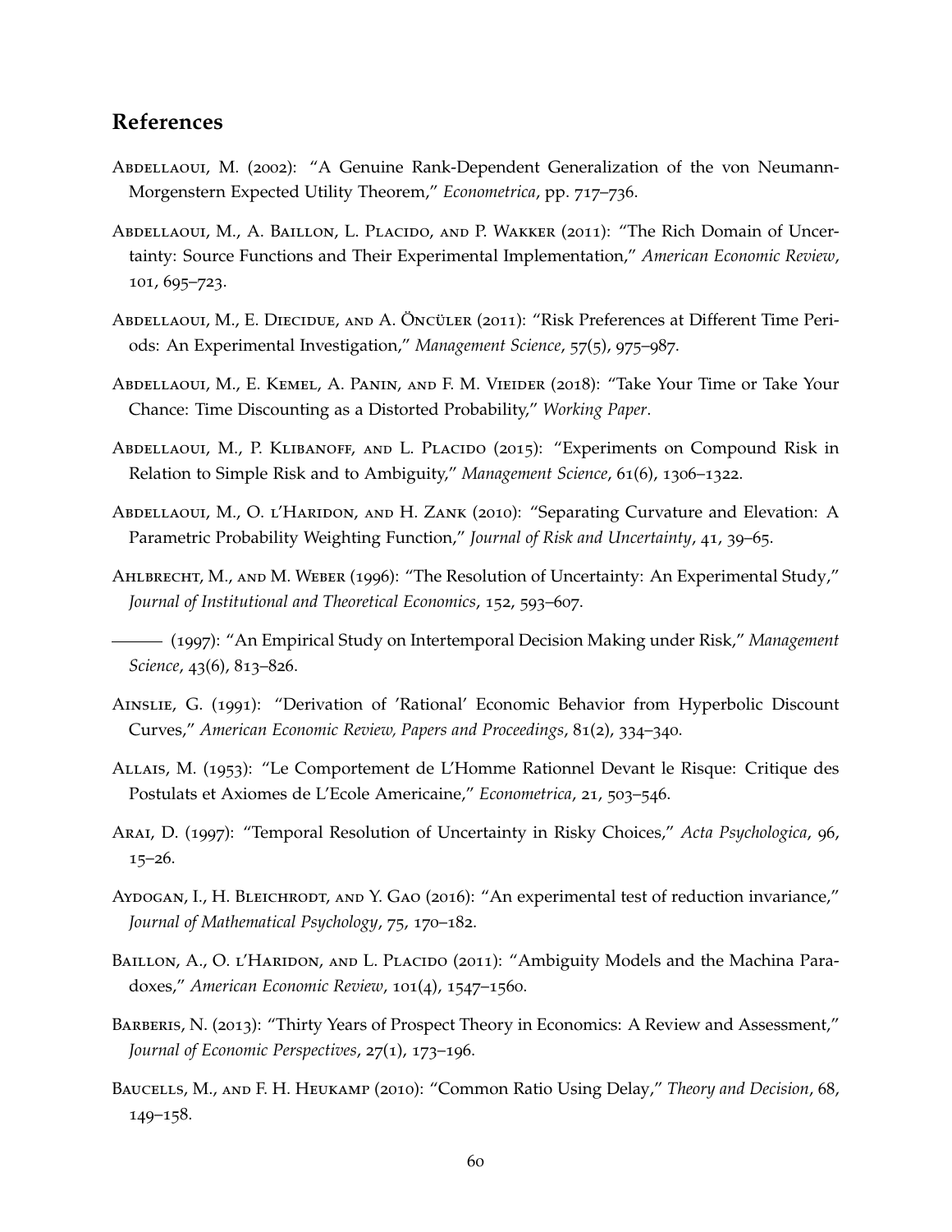## References

Abdellaoui, M. (2002): "A Genuine Rank-Dependent Generalization of the von Neumann-Morgenstern Expected Utility Theorem," *Econometrica*, pp. 717–736.

Abdellaoui, M., A. Baillon, L. Placido, and P. Wakker (2011): "The Rich Domain of Uncertainty: Source Functions and Their Experimental Implementation," *American Economic Review*, 101, 695–723.

Abdellaoui, M., E. Diecidue, and A. Öncüler (2011): "Risk Preferences at Different Time Periods: An Experimental Investigation," *Management Science*, 57(5), 975–987.

Abdellaoui, M., E. Kemel, A. Panin, and F. M. Vieider (2018): "Take Your Time or Take Your Chance: Time Discounting as a Distorted Probability," *Working Paper*.

Abdellaoui, M., P. Klibanoff, and L. Placido (2015): "Experiments on Compound Risk in Relation to Simple Risk and to Ambiguity," *Management Science*, 61(6), 1306–1322.

Abdellaoui, M., O. l'Haridon, and H. Zank (2010): "Separating Curvature and Elevation: A Parametric Probability Weighting Function," *Journal of Risk and Uncertainty*, 41, 39–65.

Ahlbrecht, M., and M. Weber (1996): "The Resolution of Uncertainty: An Experimental Study," *Journal of Institutional and Theoretical Economics*, 152, 593–607.

——— (1997): "An Empirical Study on Intertemporal Decision Making under Risk," *Management Science*, 43(6), 813–826.

Ainslie, G. (1991): "Derivation of 'Rational' Economic Behavior from Hyperbolic Discount Curves," *American Economic Review, Papers and Proceedings*, 81(2), 334–340.

Allais, M. (1953): "Le Comportement de L'Homme Rationnel Devant le Risque: Critique des Postulats et Axiomes de L'Ecole Americaine," *Econometrica*, 21, 503–546.

Arai, D. (1997): "Temporal Resolution of Uncertainty in Risky Choices," *Acta Psychologica*, 96, 15–26.

Aydogan, I., H. Bleichrodt, and Y. Gao (2016): "An experimental test of reduction invariance," *Journal of Mathematical Psychology*, 75, 170–182.

Baillon, A., O. l'Haridon, and L. Placido (2011): "Ambiguity Models and the Machina Paradoxes," *American Economic Review*, 101(4), 1547–1560.

Barberis, N. (2013): "Thirty Years of Prospect Theory in Economics: A Review and Assessment," *Journal of Economic Perspectives*, 27(1), 173–196.

Baucells, M., and F. H. Heukamp (2010): "Common Ratio Using Delay," *Theory and Decision*, 68, 149–158.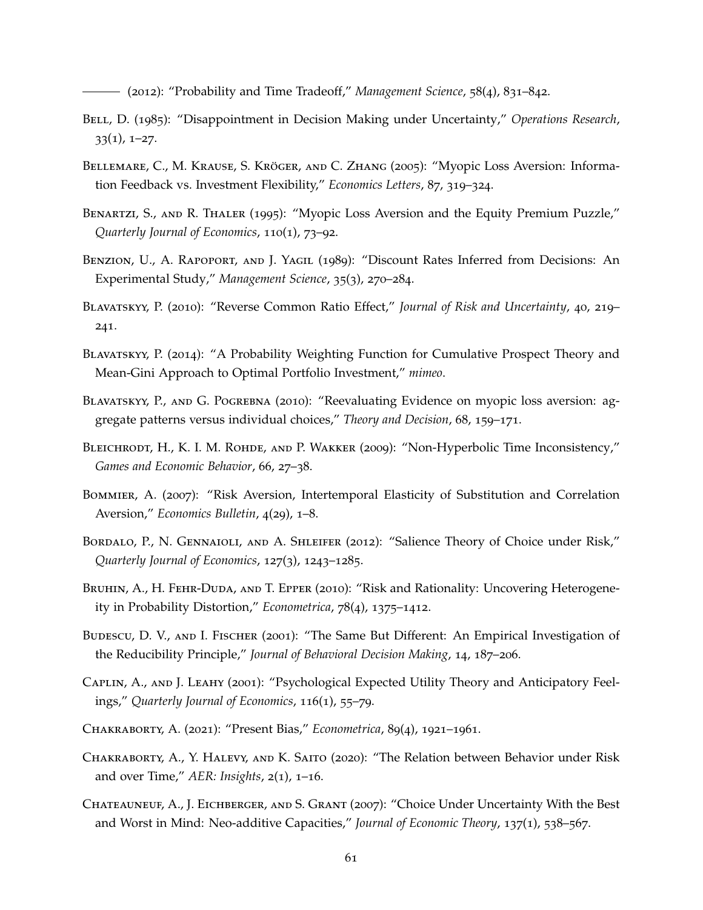——— (2012): "Probability and Time Tradeoff," *Management Science*, 58(4), 831–842.

Bell, D. (1985): "Disappointment in Decision Making under Uncertainty," *Operations Research*, 33(1), 1–27.

Bellemare, C., M. Krause, S. Kröger, and C. Zhang (2005): "Myopic Loss Aversion: Information Feedback vs. Investment Flexibility," *Economics Letters*, 87, 319–324.

Benartzi, S., and R. Thaler (1995): "Myopic Loss Aversion and the Equity Premium Puzzle," *Quarterly Journal of Economics*, 110(1), 73–92.

Benzion, U., A. Rapoport, and J. Yagil (1989): "Discount Rates Inferred from Decisions: An Experimental Study," *Management Science*, 35(3), 270–284.

Blavatskyy, P. (2010): "Reverse Common Ratio Effect," *Journal of Risk and Uncertainty*, 40, 219–241.

Blavatskyy, P. (2014): "A Probability Weighting Function for Cumulative Prospect Theory and Mean-Gini Approach to Optimal Portfolio Investment," *mimeo*.

Blavatskyy, P., and G. Pogrebna (2010): "Reevaluating Evidence on myopic loss aversion: aggregate patterns versus individual choices," *Theory and Decision*, 68, 159–171.

Bleichrodt, H., K. I. M. Rohde, and P. Wakker (2009): "Non-Hyperbolic Time Inconsistency," *Games and Economic Behavior*, 66, 27–38.

Bommier, A. (2007): "Risk Aversion, Intertemporal Elasticity of Substitution and Correlation Aversion," *Economics Bulletin*, 4(29), 1–8.

Bordalo, P., N. Gennaioli, and A. Shleifer (2012): "Salience Theory of Choice under Risk," *Quarterly Journal of Economics*, 127(3), 1243–1285.

Bruhin, A., H. Fehr-Duda, and T. Epper (2010): "Risk and Rationality: Uncovering Heterogeneity in Probability Distortion," *Econometrica*, 78(4), 1375–1412.

Budescu, D. V., and I. Fischer (2001): "The Same But Different: An Empirical Investigation of the Reducibility Principle," *Journal of Behavioral Decision Making*, 14, 187–206.

Caplin, A., and J. Leahy (2001): "Psychological Expected Utility Theory and Anticipatory Feelings," *Quarterly Journal of Economics*, 116(1), 55–79.

Chakraborty, A. (2021): "Present Bias," *Econometrica*, 89(4), 1921–1961.

Chakraborty, A., Y. Halevy, and K. Saito (2020): "The Relation between Behavior under Risk and over Time," *AER: Insights*, 2(1), 1–16.

Chateauneuf, A., J. Eichberger, and S. Grant (2007): "Choice Under Uncertainty With the Best and Worst in Mind: Neo-additive Capacities," *Journal of Economic Theory*, 137(1), 538–567.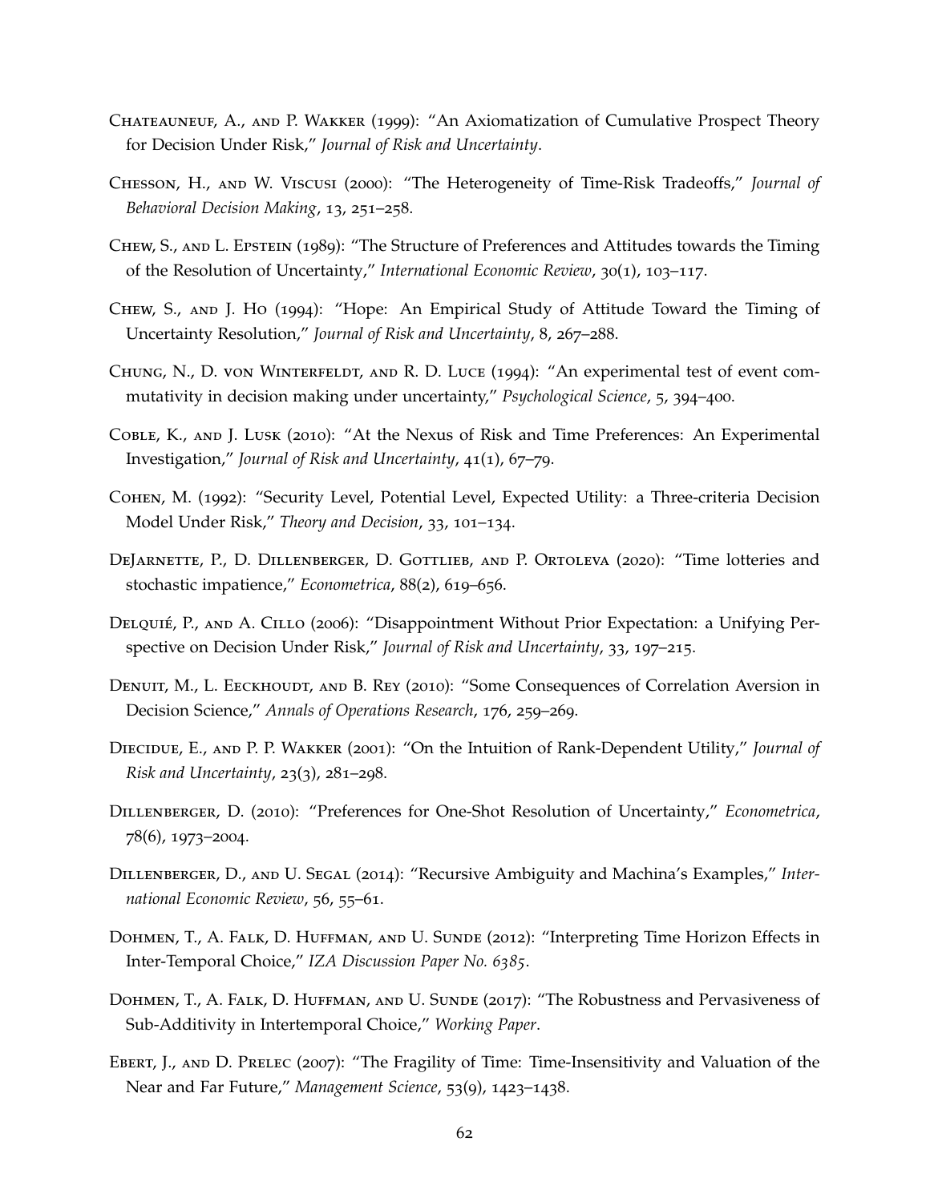Chateauneuf, A., and P. Wakker (1999): "An Axiomatization of Cumulative Prospect Theory for Decision Under Risk," *Journal of Risk and Uncertainty*.

Chesson, H., and W. Viscusi (2000): "The Heterogeneity of Time-Risk Tradeoffs," *Journal of Behavioral Decision Making*, 13, 251–258.

Chew, S., and L. Epstein (1989): "The Structure of Preferences and Attitudes towards the Timing of the Resolution of Uncertainty," *International Economic Review*, 30(1), 103–117.

Chew, S., and J. Ho (1994): "Hope: An Empirical Study of Attitude Toward the Timing of Uncertainty Resolution," *Journal of Risk and Uncertainty*, 8, 267–288.

Chung, N., D. von Winterfeldt, and R. D. Luce (1994): "An experimental test of event commutativity in decision making under uncertainty," *Psychological Science*, 5, 394–400.

Coble, K., and J. Lusk (2010): "At the Nexus of Risk and Time Preferences: An Experimental Investigation," *Journal of Risk and Uncertainty*, 41(1), 67–79.

Cohen, M. (1992): "Security Level, Potential Level, Expected Utility: a Three-criteria Decision Model Under Risk," *Theory and Decision*, 33, 101–134.

DeJarnette, P., D. Dillenberger, D. Gottlieb, and P. Ortoleva (2020): "Time lotteries and stochastic impatience," *Econometrica*, 88(2), 619–656.

Delquié, P., and A. Cillo (2006): "Disappointment Without Prior Expectation: a Unifying Perspective on Decision Under Risk," *Journal of Risk and Uncertainty*, 33, 197–215.

Denuit, M., L. Eeckhoudt, and B. Rey (2010): "Some Consequences of Correlation Aversion in Decision Science," *Annals of Operations Research*, 176, 259–269.

Diecidue, E., and P. P. Wakker (2001): "On the Intuition of Rank-Dependent Utility," *Journal of Risk and Uncertainty*, 23(3), 281–298.

Dillenberger, D. (2010): "Preferences for One-Shot Resolution of Uncertainty," *Econometrica*, 78(6), 1973–2004.

Dillenberger, D., and U. Segal (2014): "Recursive Ambiguity and Machina's Examples," *International Economic Review*, 56, 55–61.

Dohmen, T., A. Falk, D. Huffman, and U. Sunde (2012): "Interpreting Time Horizon Effects in Inter-Temporal Choice," *IZA Discussion Paper No. 6385*.

Dohmen, T., A. Falk, D. Huffman, and U. Sunde (2017): "The Robustness and Pervasiveness of Sub-Additivity in Intertemporal Choice," *Working Paper*.

Ebert, J., and D. Prelec (2007): "The Fragility of Time: Time-Insensitivity and Valuation of the Near and Far Future," *Management Science*, 53(9), 1423–1438.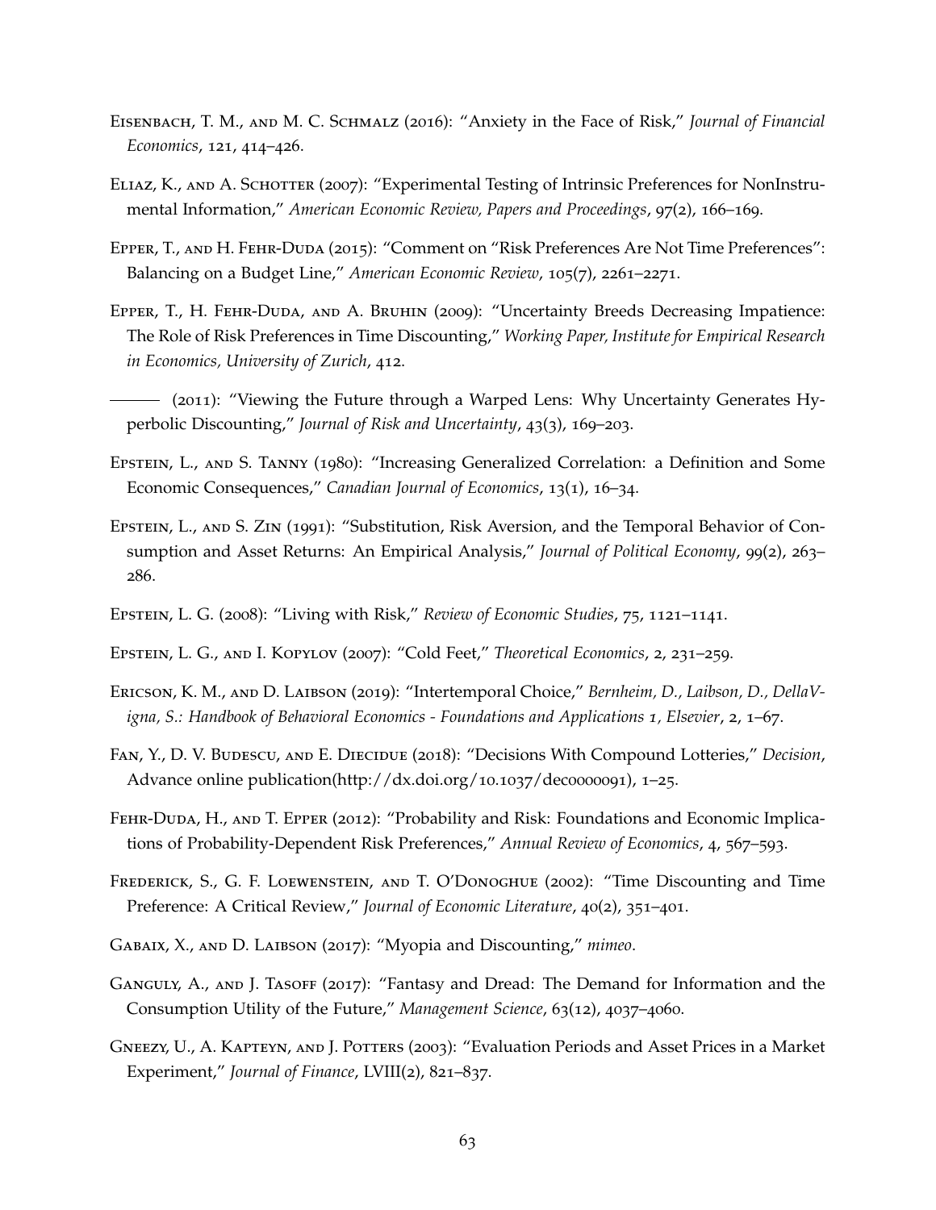Eisenbach, T. M., and M. C. Schmalz (2016): "Anxiety in the Face of Risk," *Journal of Financial Economics*, 121, 414–426.

Eliaz, K., and A. Schotter (2007): "Experimental Testing of Intrinsic Preferences for NonInstrumental Information," *American Economic Review, Papers and Proceedings*, 97(2), 166–169.

Epper, T., and H. Fehr-Duda (2015): "Comment on "Risk Preferences Are Not Time Preferences": Balancing on a Budget Line," *American Economic Review*, 105(7), 2261–2271.

Epper, T., H. Fehr-Duda, and A. Bruhin (2009): "Uncertainty Breeds Decreasing Impatience: The Role of Risk Preferences in Time Discounting," *Working Paper, Institute for Empirical Research in Economics, University of Zurich*, 412.

——— (2011): "Viewing the Future through a Warped Lens: Why Uncertainty Generates Hyperbolic Discounting," *Journal of Risk and Uncertainty*, 43(3), 169–203.

Epstein, L., and S. Tanny (1980): "Increasing Generalized Correlation: a Definition and Some Economic Consequences," *Canadian Journal of Economics*, 13(1), 16–34.

Epstein, L., and S. Zin (1991): "Substitution, Risk Aversion, and the Temporal Behavior of Consumption and Asset Returns: An Empirical Analysis," *Journal of Political Economy*, 99(2), 263–286.

Epstein, L. G. (2008): "Living with Risk," *Review of Economic Studies*, 75, 1121–1141.

Epstein, L. G., and I. Kopylov (2007): "Cold Feet," *Theoretical Economics*, 2, 231–259.

Ericson, K. M., and D. Laibson (2019): "Intertemporal Choice," *Bernheim, D., Laibson, D., DellaVigna, S.: Handbook of Behavioral Economics - Foundations and Applications 1, Elsevier*, 2, 1–67.

Fan, Y., D. V. Budescu, and E. Diecidue (2018): "Decisions With Compound Lotteries," *Decision*, Advance online publication(http://dx.doi.org/10.1037/dec0000091), 1–25.

Fehr-Duda, H., and T. Epper (2012): "Probability and Risk: Foundations and Economic Implications of Probability-Dependent Risk Preferences," *Annual Review of Economics*, 4, 567–593.

Frederick, S., G. F. Loewenstein, and T. O'Donoghue (2002): "Time Discounting and Time Preference: A Critical Review," *Journal of Economic Literature*, 40(2), 351–401.

Gabaix, X., and D. Laibson (2017): "Myopia and Discounting," *mimeo*.

Ganguly, A., and J. Tasoff (2017): "Fantasy and Dread: The Demand for Information and the Consumption Utility of the Future," *Management Science*, 63(12), 4037–4060.

Gneezy, U., A. Kapteyn, and J. Potters (2003): "Evaluation Periods and Asset Prices in a Market Experiment," *Journal of Finance*, LVIII(2), 821–837.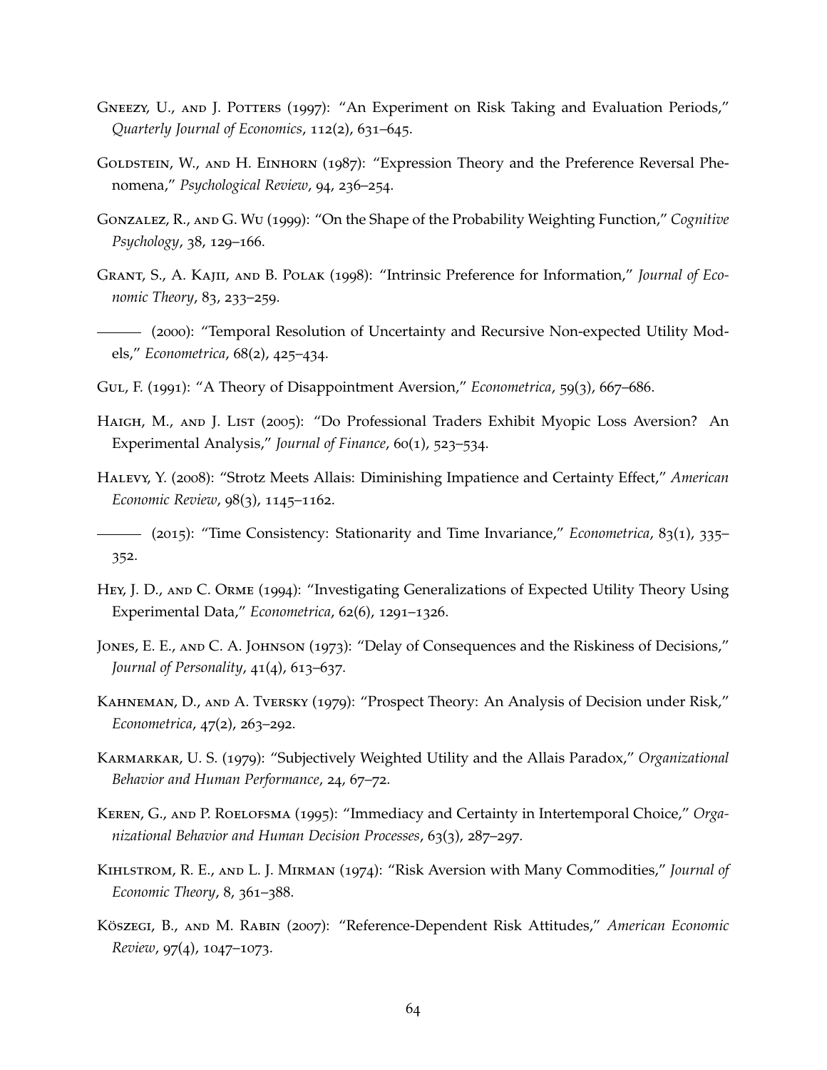Gneezy, U., and J. Potters (1997): "An Experiment on Risk Taking and Evaluation Periods," *Quarterly Journal of Economics*, 112(2), 631–645.

Goldstein, W., and H. Einhorn (1987): "Expression Theory and the Preference Reversal Phenomena," *Psychological Review*, 94, 236–254.

Gonzalez, R., and G. Wu (1999): "On the Shape of the Probability Weighting Function," *Cognitive Psychology*, 38, 129–166.

Grant, S., A. Kajii, and B. Polak (1998): "Intrinsic Preference for Information," *Journal of Economic Theory*, 83, 233–259.

——— (2000): "Temporal Resolution of Uncertainty and Recursive Non-expected Utility Models," *Econometrica*, 68(2), 425–434.

Gul, F. (1991): "A Theory of Disappointment Aversion," *Econometrica*, 59(3), 667–686.

Haigh, M., and J. List (2005): "Do Professional Traders Exhibit Myopic Loss Aversion? An Experimental Analysis," *Journal of Finance*, 60(1), 523–534.

Halevy, Y. (2008): "Strotz Meets Allais: Diminishing Impatience and Certainty Effect," *American Economic Review*, 98(3), 1145–1162.

——— (2015): "Time Consistency: Stationarity and Time Invariance," *Econometrica*, 83(1), 335–352.

Hey, J. D., and C. Orme (1994): "Investigating Generalizations of Expected Utility Theory Using Experimental Data," *Econometrica*, 62(6), 1291–1326.

Jones, E. E., and C. A. Johnson (1973): "Delay of Consequences and the Riskiness of Decisions," *Journal of Personality*, 41(4), 613–637.

Kahneman, D., and A. Tversky (1979): "Prospect Theory: An Analysis of Decision under Risk," *Econometrica*, 47(2), 263–292.

Karmarkar, U. S. (1979): "Subjectively Weighted Utility and the Allais Paradox," *Organizational Behavior and Human Performance*, 24, 67–72.

Keren, G., and P. Roelofsma (1995): "Immediacy and Certainty in Intertemporal Choice," *Organizational Behavior and Human Decision Processes*, 63(3), 287–297.

Kihlstrom, R. E., and L. J. Mirman (1974): "Risk Aversion with Many Commodities," *Journal of Economic Theory*, 8, 361–388.

Köszegi, B., and M. Rabin (2007): "Reference-Dependent Risk Attitudes," *American Economic Review*, 97(4), 1047–1073.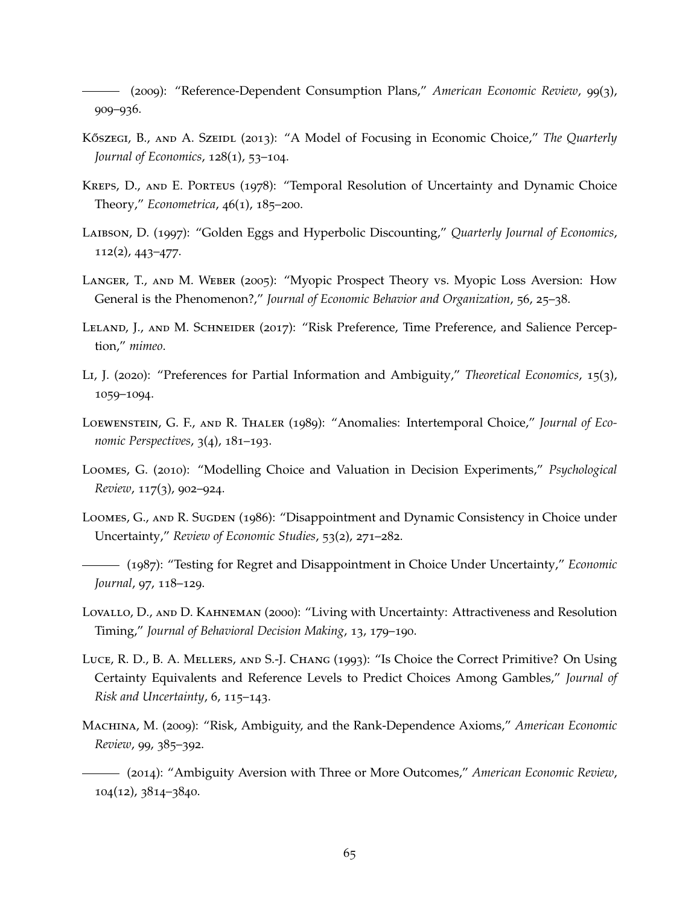——— (2009): "Reference-Dependent Consumption Plans," *American Economic Review*, 99(3), 909–936.

Kőszegi, B., and A. Szeidl (2013): "A Model of Focusing in Economic Choice," *The Quarterly Journal of Economics*, 128(1), 53–104.

Kreps, D., and E. Porteus (1978): "Temporal Resolution of Uncertainty and Dynamic Choice Theory," *Econometrica*, 46(1), 185–200.

Laibson, D. (1997): "Golden Eggs and Hyperbolic Discounting," *Quarterly Journal of Economics*, 112(2), 443–477.

Langer, T., and M. Weber (2005): "Myopic Prospect Theory vs. Myopic Loss Aversion: How General is the Phenomenon?," *Journal of Economic Behavior and Organization*, 56, 25–38.

Leland, J., and M. Schneider (2017): "Risk Preference, Time Preference, and Salience Perception," *mimeo*.

Li, J. (2020): "Preferences for Partial Information and Ambiguity," *Theoretical Economics*, 15(3), 1059–1094.

Loewenstein, G. F., and R. Thaler (1989): "Anomalies: Intertemporal Choice," *Journal of Economic Perspectives*, 3(4), 181–193.

Loomes, G. (2010): "Modelling Choice and Valuation in Decision Experiments," *Psychological Review*, 117(3), 902–924.

Loomes, G., and R. Sugden (1986): "Disappointment and Dynamic Consistency in Choice under Uncertainty," *Review of Economic Studies*, 53(2), 271–282.

——— (1987): "Testing for Regret and Disappointment in Choice Under Uncertainty," *Economic Journal*, 97, 118–129.

Lovallo, D., and D. Kahneman (2000): "Living with Uncertainty: Attractiveness and Resolution Timing," *Journal of Behavioral Decision Making*, 13, 179–190.

Luce, R. D., B. A. Mellers, and S.-J. Chang (1993): "Is Choice the Correct Primitive? On Using Certainty Equivalents and Reference Levels to Predict Choices Among Gambles," *Journal of Risk and Uncertainty*, 6, 115–143.

Machina, M. (2009): "Risk, Ambiguity, and the Rank-Dependence Axioms," *American Economic Review*, 99, 385–392.

——— (2014): "Ambiguity Aversion with Three or More Outcomes," *American Economic Review*, 104(12), 3814–3840.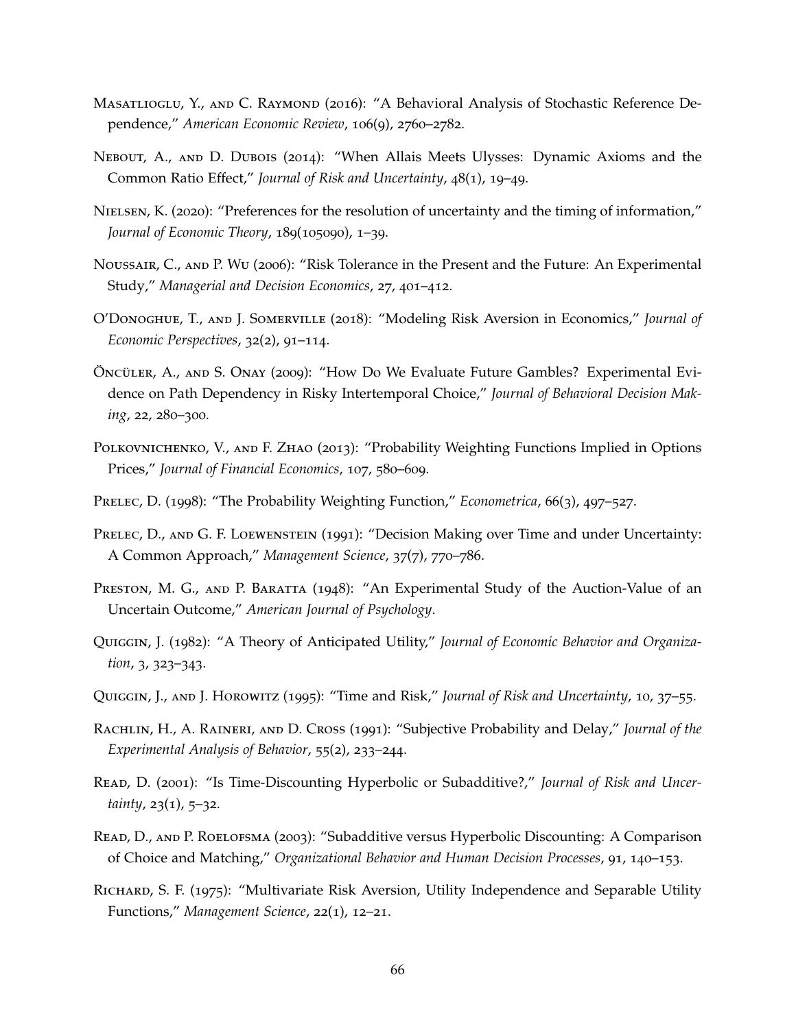Masatlioglu, Y., and C. Raymond (2016): "A Behavioral Analysis of Stochastic Reference Dependence," *American Economic Review*, 106(9), 2760–2782.

Nebout, A., and D. Dubois (2014): "When Allais Meets Ulysses: Dynamic Axioms and the Common Ratio Effect," *Journal of Risk and Uncertainty*, 48(1), 19–49.

Nielsen, K. (2020): "Preferences for the resolution of uncertainty and the timing of information," *Journal of Economic Theory*, 189(105090), 1–39.

Noussair, C., and P. Wu (2006): "Risk Tolerance in the Present and the Future: An Experimental Study," *Managerial and Decision Economics*, 27, 401–412.

O'Donoghue, T., and J. Somerville (2018): "Modeling Risk Aversion in Economics," *Journal of Economic Perspectives*, 32(2), 91–114.

Öncüler, A., and S. Onay (2009): "How Do We Evaluate Future Gambles? Experimental Evidence on Path Dependency in Risky Intertemporal Choice," *Journal of Behavioral Decision Making*, 22, 280–300.

Polkovnichenko, V., and F. Zhao (2013): "Probability Weighting Functions Implied in Options Prices," *Journal of Financial Economics*, 107, 580–609.

Prelec, D. (1998): "The Probability Weighting Function," *Econometrica*, 66(3), 497–527.

Prelec, D., and G. F. Loewenstein (1991): "Decision Making over Time and under Uncertainty: A Common Approach," *Management Science*, 37(7), 770–786.

Preston, M. G., and P. Baratta (1948): "An Experimental Study of the Auction-Value of an Uncertain Outcome," *American Journal of Psychology*.

Quiggin, J. (1982): "A Theory of Anticipated Utility," *Journal of Economic Behavior and Organization*, 3, 323–343.

Quiggin, J., and J. Horowitz (1995): "Time and Risk," *Journal of Risk and Uncertainty*, 10, 37–55.

Rachlin, H., A. Raineri, and D. Cross (1991): "Subjective Probability and Delay," *Journal of the Experimental Analysis of Behavior*, 55(2), 233–244.

Read, D. (2001): "Is Time-Discounting Hyperbolic or Subadditive?," *Journal of Risk and Uncertainty*, 23(1), 5–32.

Read, D., and P. Roelofsma (2003): "Subadditive versus Hyperbolic Discounting: A Comparison of Choice and Matching," *Organizational Behavior and Human Decision Processes*, 91, 140–153.

Richard, S. F. (1975): "Multivariate Risk Aversion, Utility Independence and Separable Utility Functions," *Management Science*, 22(1), 12–21.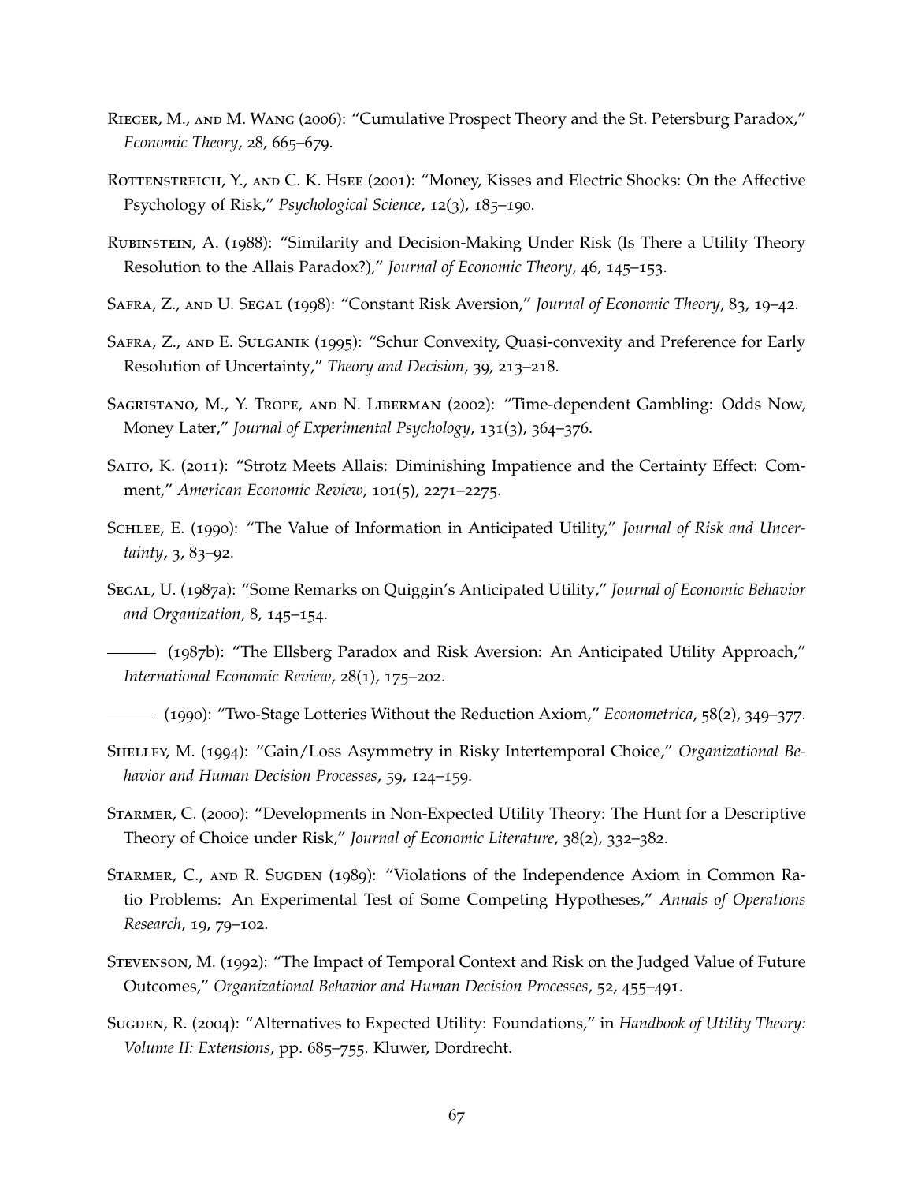Rieger, M., and M. Wang (2006): "Cumulative Prospect Theory and the St. Petersburg Paradox," *Economic Theory*, 28, 665–679.

Rottenstreich, Y., and C. K. Hsee (2001): "Money, Kisses and Electric Shocks: On the Affective Psychology of Risk," *Psychological Science*, 12(3), 185–190.

Rubinstein, A. (1988): "Similarity and Decision-Making Under Risk (Is There a Utility Theory Resolution to the Allais Paradox?)," *Journal of Economic Theory*, 46, 145–153.

Safra, Z., and U. Segal (1998): "Constant Risk Aversion," *Journal of Economic Theory*, 83, 19–42.

Safra, Z., and E. Sulganik (1995): "Schur Convexity, Quasi-convexity and Preference for Early Resolution of Uncertainty," *Theory and Decision*, 39, 213–218.

Sagristano, M., Y. Trope, and N. Liberman (2002): "Time-dependent Gambling: Odds Now, Money Later," *Journal of Experimental Psychology*, 131(3), 364–376.

Saito, K. (2011): "Strotz Meets Allais: Diminishing Impatience and the Certainty Effect: Comment," *American Economic Review*, 101(5), 2271–2275.

Schlee, E. (1990): "The Value of Information in Anticipated Utility," *Journal of Risk and Uncertainty*, 3, 83–92.

Segal, U. (1987a): "Some Remarks on Quiggin's Anticipated Utility," *Journal of Economic Behavior and Organization*, 8, 145–154.

——— (1987b): "The Ellsberg Paradox and Risk Aversion: An Anticipated Utility Approach," *International Economic Review*, 28(1), 175–202.

——— (1990): "Two-Stage Lotteries Without the Reduction Axiom," *Econometrica*, 58(2), 349–377.

Shelley, M. (1994): "Gain/Loss Asymmetry in Risky Intertemporal Choice," *Organizational Behavior and Human Decision Processes*, 59, 124–159.

Starmer, C. (2000): "Developments in Non-Expected Utility Theory: The Hunt for a Descriptive Theory of Choice under Risk," *Journal of Economic Literature*, 38(2), 332–382.

Starmer, C., and R. Sugden (1989): "Violations of the Independence Axiom in Common Ratio Problems: An Experimental Test of Some Competing Hypotheses," *Annals of Operations Research*, 19, 79–102.

Stevenson, M. (1992): "The Impact of Temporal Context and Risk on the Judged Value of Future Outcomes," *Organizational Behavior and Human Decision Processes*, 52, 455–491.

Sugden, R. (2004): "Alternatives to Expected Utility: Foundations," in *Handbook of Utility Theory: Volume II: Extensions*, pp. 685–755. Kluwer, Dordrecht.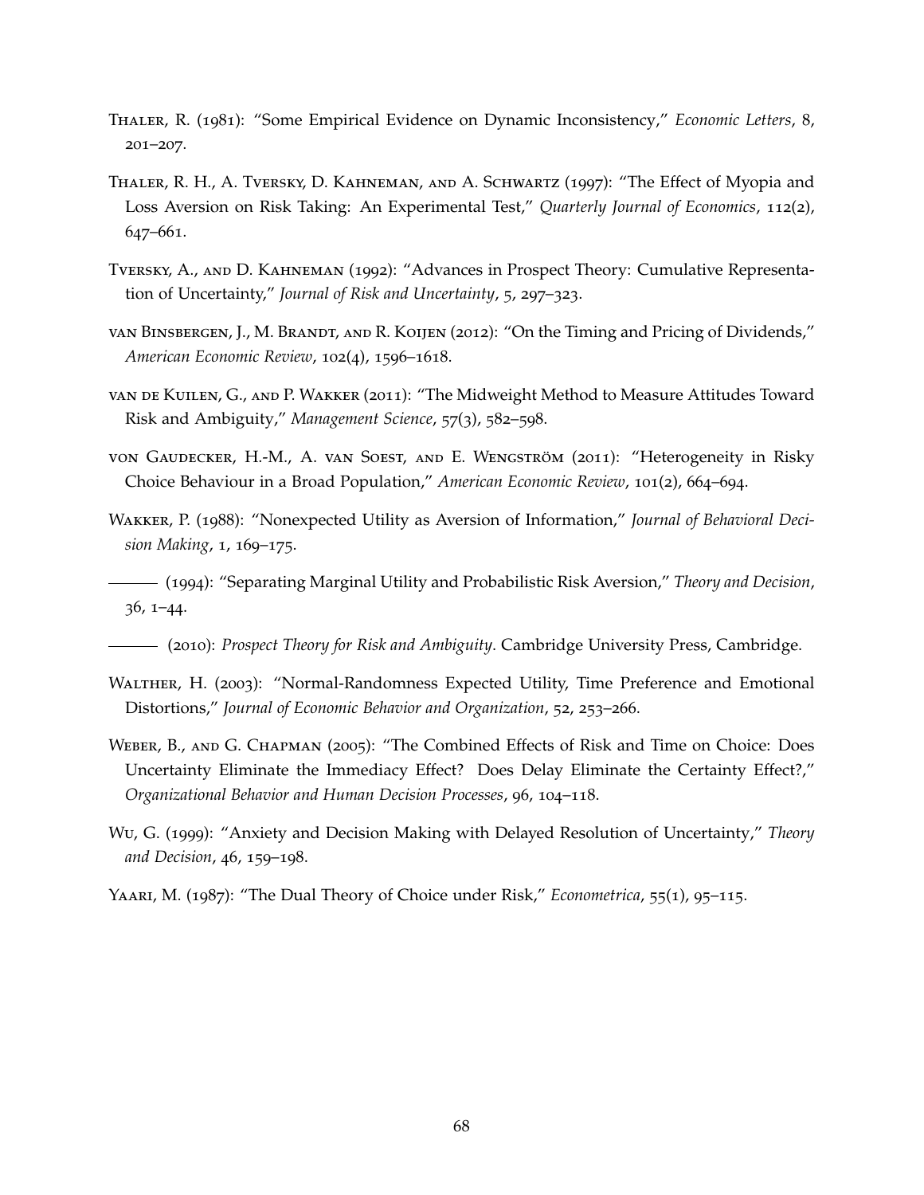Thaler, R. (1981): "Some Empirical Evidence on Dynamic Inconsistency," *Economic Letters*, 8, 201–207.

Thaler, R. H., A. Tversky, D. Kahneman, and A. Schwartz (1997): "The Effect of Myopia and Loss Aversion on Risk Taking: An Experimental Test," *Quarterly Journal of Economics*, 112(2), 647–661.

Tversky, A., and D. Kahneman (1992): "Advances in Prospect Theory: Cumulative Representation of Uncertainty," *Journal of Risk and Uncertainty*, 5, 297–323.

van Binsbergen, J., M. Brandt, and R. Koijen (2012): "On the Timing and Pricing of Dividends," *American Economic Review*, 102(4), 1596–1618.

van de Kuilen, G., and P. Wakker (2011): "The Midweight Method to Measure Attitudes Toward Risk and Ambiguity," *Management Science*, 57(3), 582–598.

von Gaudecker, H.-M., A. van Soest, and E. Wengström (2011): "Heterogeneity in Risky Choice Behaviour in a Broad Population," *American Economic Review*, 101(2), 664–694.

Wakker, P. (1988): "Nonexpected Utility as Aversion of Information," *Journal of Behavioral Decision Making*, 1, 169–175.

——— (1994): "Separating Marginal Utility and Probabilistic Risk Aversion," *Theory and Decision*, 36, 1–44.

——— (2010): *Prospect Theory for Risk and Ambiguity*. Cambridge University Press, Cambridge.

Walther, H. (2003): "Normal-Randomness Expected Utility, Time Preference and Emotional Distortions," *Journal of Economic Behavior and Organization*, 52, 253–266.

Weber, B., and G. Chapman (2005): "The Combined Effects of Risk and Time on Choice: Does Uncertainty Eliminate the Immediacy Effect? Does Delay Eliminate the Certainty Effect?," *Organizational Behavior and Human Decision Processes*, 96, 104–118.

Wu, G. (1999): "Anxiety and Decision Making with Delayed Resolution of Uncertainty," *Theory and Decision*, 46, 159–198.

Yaari, M. (1987): "The Dual Theory of Choice under Risk," *Econometrica*, 55(1), 95–115.